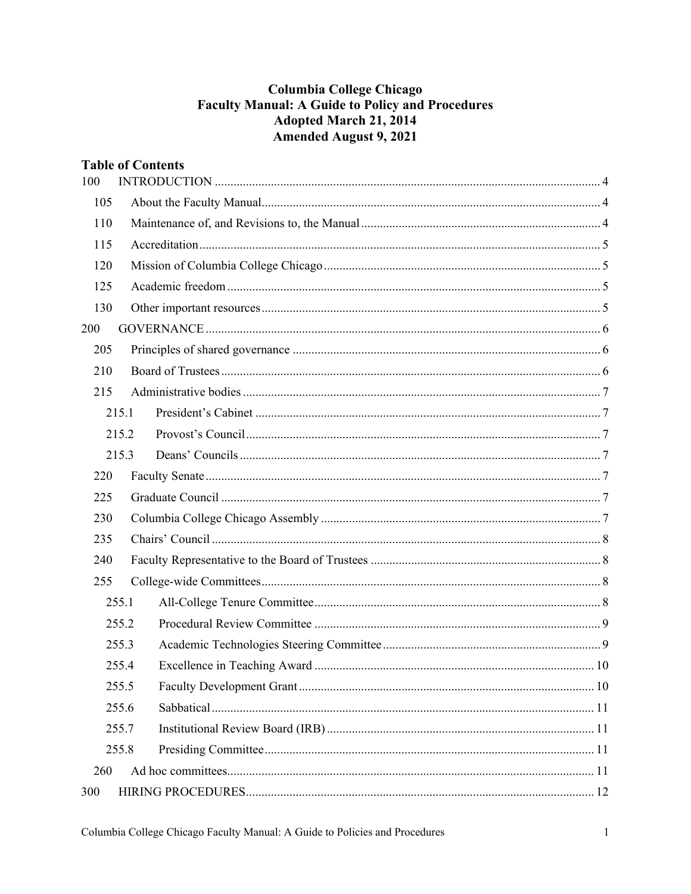# Columbia College Chicago
# Faculty Manual: A Guide to Policy and Procedures
# Adopted March 21, 2014
# Amended August 9, 2021

## Table of Contents

- 100 INTRODUCTION .......... 4
  - 105 About the Faculty Manual .......... 4
  - 110 Maintenance of, and Revisions to, the Manual .......... 4
  - 115 Accreditation .......... 5
  - 120 Mission of Columbia College Chicago .......... 5
  - 125 Academic freedom .......... 5
  - 130 Other important resources .......... 5
- 200 GOVERNANCE .......... 6
  - 205 Principles of shared governance .......... 6
  - 210 Board of Trustees .......... 6
  - 215 Administrative bodies .......... 7
    - 215.1 President's Cabinet .......... 7
    - 215.2 Provost's Council .......... 7
    - 215.3 Deans' Councils .......... 7
  - 220 Faculty Senate .......... 7
  - 225 Graduate Council .......... 7
  - 230 Columbia College Chicago Assembly .......... 7
  - 235 Chairs' Council .......... 8
  - 240 Faculty Representative to the Board of Trustees .......... 8
  - 255 College-wide Committees .......... 8
    - 255.1 All-College Tenure Committee .......... 8
    - 255.2 Procedural Review Committee .......... 9
    - 255.3 Academic Technologies Steering Committee .......... 9
    - 255.4 Excellence in Teaching Award .......... 10
    - 255.5 Faculty Development Grant .......... 10
    - 255.6 Sabbatical .......... 11
    - 255.7 Institutional Review Board (IRB) .......... 11
    - 255.8 Presiding Committee .......... 11
  - 260 Ad hoc committees .......... 11
- 300 HIRING PROCEDURES .......... 12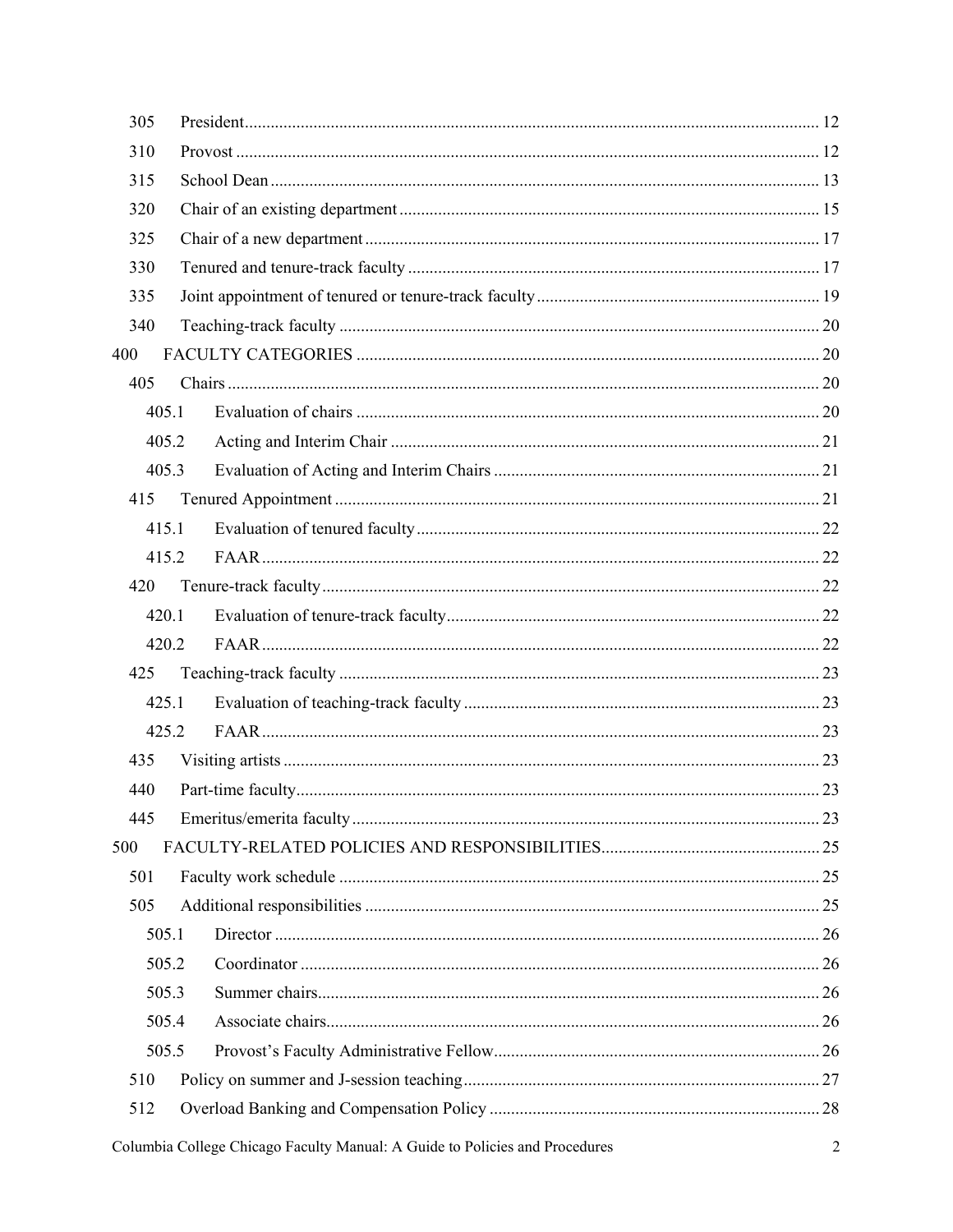| | | |
|---|---|---|
| 305 | President | 12 |
| 310 | Provost | 12 |
| 315 | School Dean | 13 |
| 320 | Chair of an existing department | 15 |
| 325 | Chair of a new department | 17 |
| 330 | Tenured and tenure-track faculty | 17 |
| 335 | Joint appointment of tenured or tenure-track faculty | 19 |
| 340 | Teaching-track faculty | 20 |
| 400 | FACULTY CATEGORIES | 20 |
| 405 | Chairs | 20 |
| 405.1 | Evaluation of chairs | 20 |
| 405.2 | Acting and Interim Chair | 21 |
| 405.3 | Evaluation of Acting and Interim Chairs | 21 |
| 415 | Tenured Appointment | 21 |
| 415.1 | Evaluation of tenured faculty | 22 |
| 415.2 | FAAR | 22 |
| 420 | Tenure-track faculty | 22 |
| 420.1 | Evaluation of tenure-track faculty | 22 |
| 420.2 | FAAR | 22 |
| 425 | Teaching-track faculty | 23 |
| 425.1 | Evaluation of teaching-track faculty | 23 |
| 425.2 | FAAR | 23 |
| 435 | Visiting artists | 23 |
| 440 | Part-time faculty | 23 |
| 445 | Emeritus/emerita faculty | 23 |
| 500 | FACULTY-RELATED POLICIES AND RESPONSIBILITIES | 25 |
| 501 | Faculty work schedule | 25 |
| 505 | Additional responsibilities | 25 |
| 505.1 | Director | 26 |
| 505.2 | Coordinator | 26 |
| 505.3 | Summer chairs | 26 |
| 505.4 | Associate chairs | 26 |
| 505.5 | Provost's Faculty Administrative Fellow | 26 |
| 510 | Policy on summer and J-session teaching | 27 |
| 512 | Overload Banking and Compensation Policy | 28 |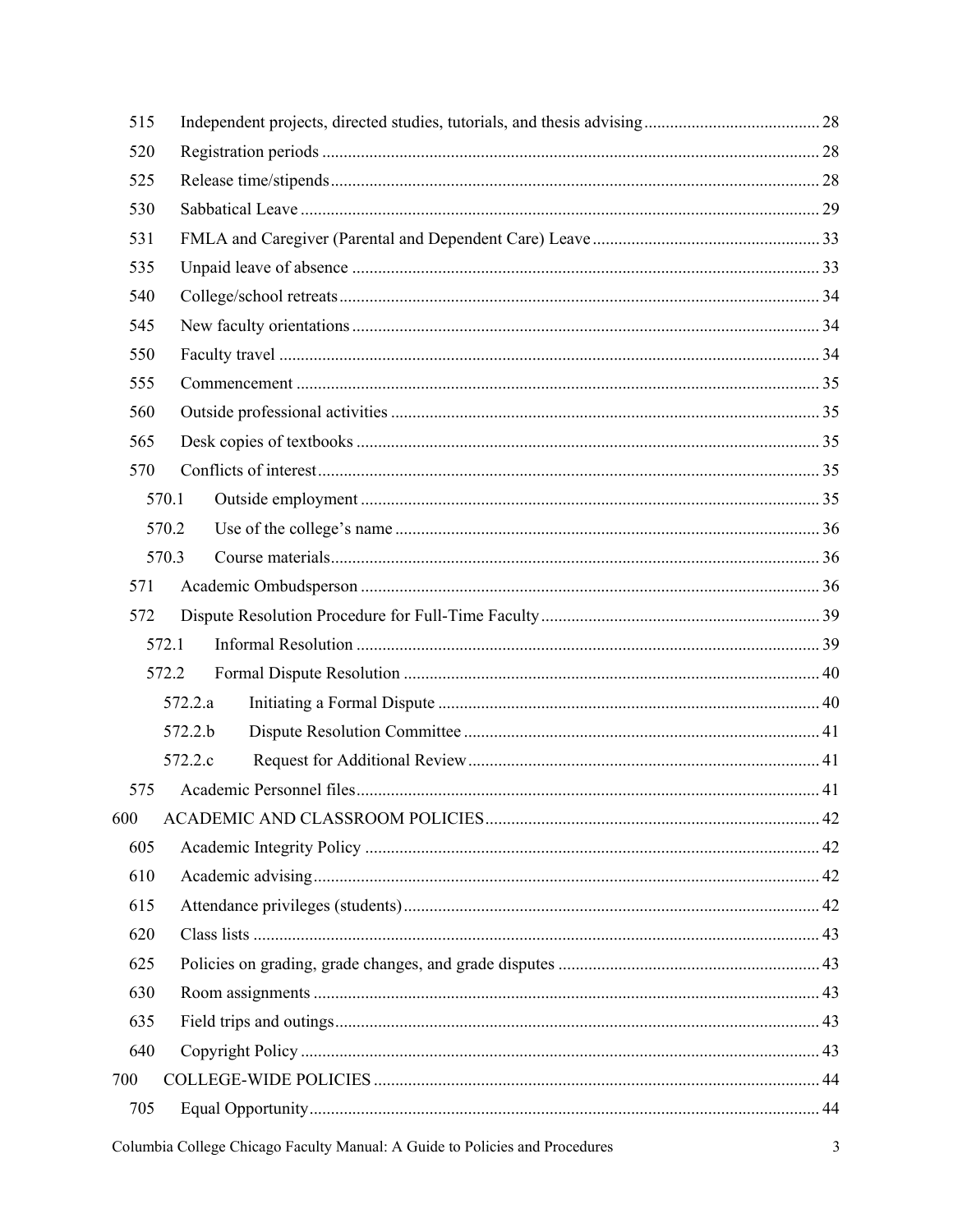515 Independent projects, directed studies, tutorials, and thesis advising ........ 28
520 Registration periods ........ 28
525 Release time/stipends ........ 28
530 Sabbatical Leave ........ 29
531 FMLA and Caregiver (Parental and Dependent Care) Leave ........ 33
535 Unpaid leave of absence ........ 33
540 College/school retreats ........ 34
545 New faculty orientations ........ 34
550 Faculty travel ........ 34
555 Commencement ........ 35
560 Outside professional activities ........ 35
565 Desk copies of textbooks ........ 35
570 Conflicts of interest ........ 35
  570.1 Outside employment ........ 35
  570.2 Use of the college's name ........ 36
  570.3 Course materials ........ 36
571 Academic Ombudsperson ........ 36
572 Dispute Resolution Procedure for Full-Time Faculty ........ 39
  572.1 Informal Resolution ........ 39
  572.2 Formal Dispute Resolution ........ 40
    572.2.a Initiating a Formal Dispute ........ 40
    572.2.b Dispute Resolution Committee ........ 41
    572.2.c Request for Additional Review ........ 41
575 Academic Personnel files ........ 41

600 ACADEMIC AND CLASSROOM POLICIES ........ 42
605 Academic Integrity Policy ........ 42
610 Academic advising ........ 42
615 Attendance privileges (students) ........ 42
620 Class lists ........ 43
625 Policies on grading, grade changes, and grade disputes ........ 43
630 Room assignments ........ 43
635 Field trips and outings ........ 43
640 Copyright Policy ........ 43

700 COLLEGE-WIDE POLICIES ........ 44
705 Equal Opportunity ........ 44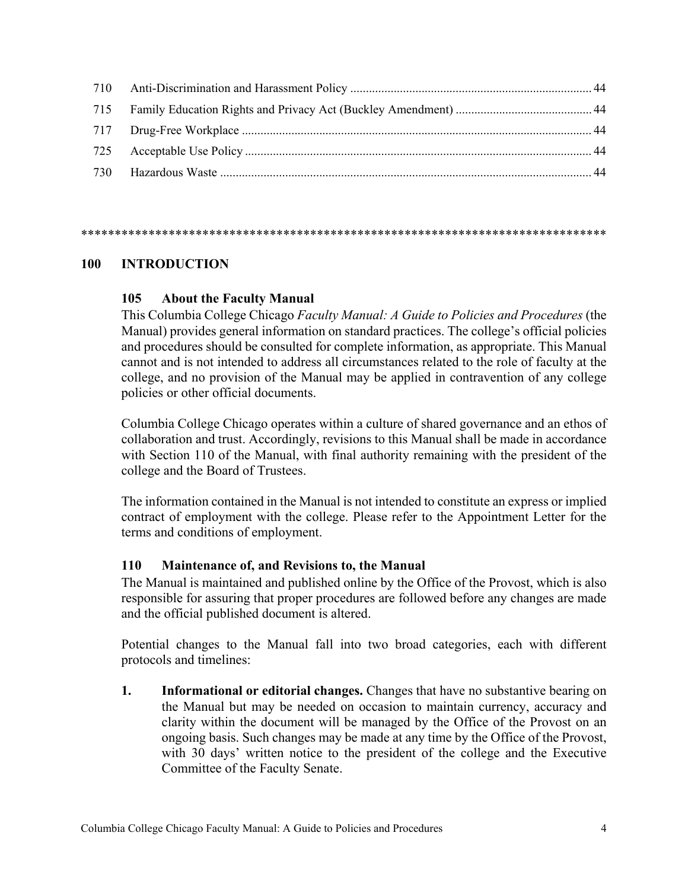| | | |
|---|---|---|
| 710 | Anti-Discrimination and Harassment Policy | 44 |
| 715 | Family Education Rights and Privacy Act (Buckley Amendment) | 44 |
| 717 | Drug-Free Workplace | 44 |
| 725 | Acceptable Use Policy | 44 |
| 730 | Hazardous Waste | 44 |

*****************************************************************************

# 100 INTRODUCTION

## 105 About the Faculty Manual

This Columbia College Chicago *Faculty Manual: A Guide to Policies and Procedures* (the Manual) provides general information on standard practices. The college's official policies and procedures should be consulted for complete information, as appropriate. This Manual cannot and is not intended to address all circumstances related to the role of faculty at the college, and no provision of the Manual may be applied in contravention of any college policies or other official documents.

Columbia College Chicago operates within a culture of shared governance and an ethos of collaboration and trust. Accordingly, revisions to this Manual shall be made in accordance with Section 110 of the Manual, with final authority remaining with the president of the college and the Board of Trustees.

The information contained in the Manual is not intended to constitute an express or implied contract of employment with the college. Please refer to the Appointment Letter for the terms and conditions of employment.

## 110 Maintenance of, and Revisions to, the Manual

The Manual is maintained and published online by the Office of the Provost, which is also responsible for assuring that proper procedures are followed before any changes are made and the official published document is altered.

Potential changes to the Manual fall into two broad categories, each with different protocols and timelines:

1. **Informational or editorial changes.** Changes that have no substantive bearing on the Manual but may be needed on occasion to maintain currency, accuracy and clarity within the document will be managed by the Office of the Provost on an ongoing basis. Such changes may be made at any time by the Office of the Provost, with 30 days' written notice to the president of the college and the Executive Committee of the Faculty Senate.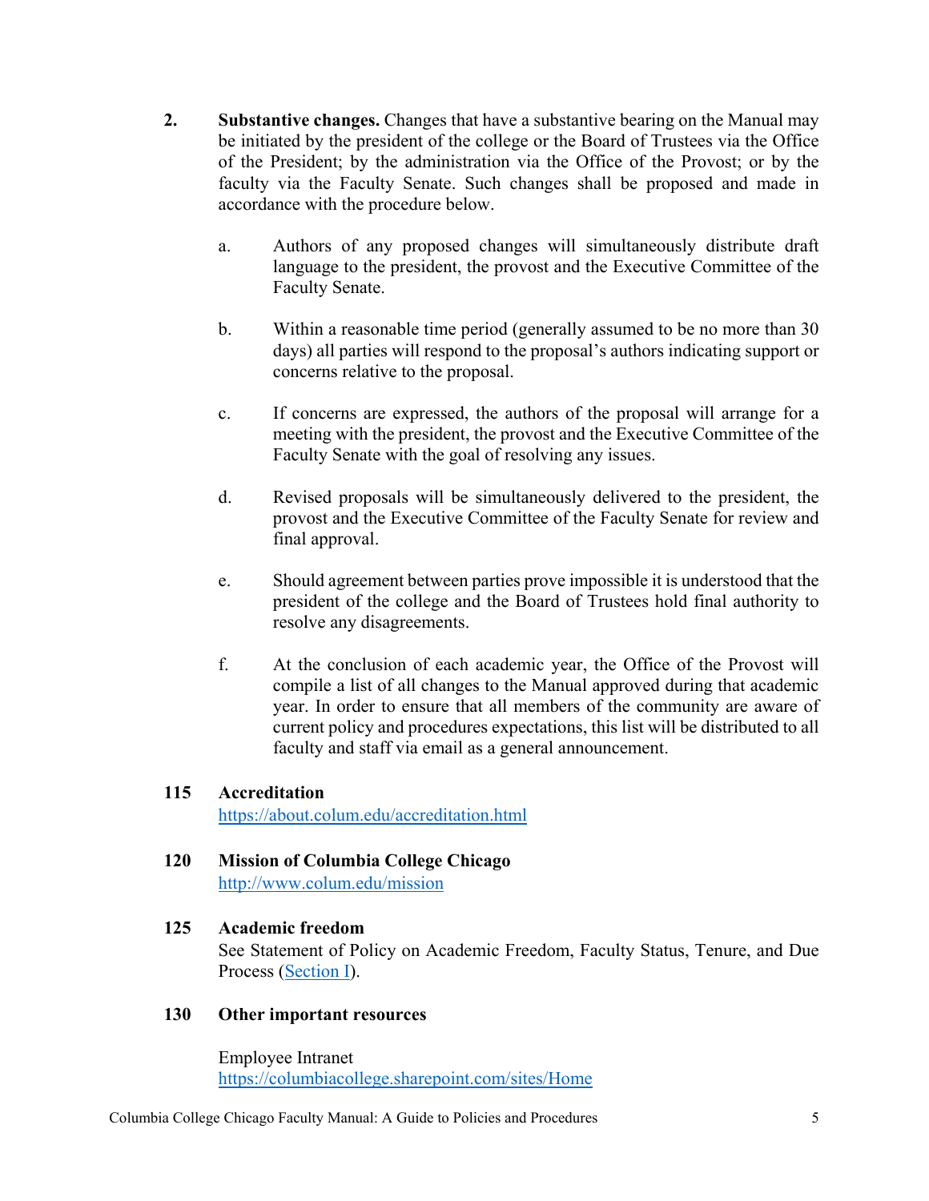2. **Substantive changes.** Changes that have a substantive bearing on the Manual may be initiated by the president of the college or the Board of Trustees via the Office of the President; by the administration via the Office of the Provost; or by the faculty via the Faculty Senate. Such changes shall be proposed and made in accordance with the procedure below.

   a. Authors of any proposed changes will simultaneously distribute draft language to the president, the provost and the Executive Committee of the Faculty Senate.

   b. Within a reasonable time period (generally assumed to be no more than 30 days) all parties will respond to the proposal's authors indicating support or concerns relative to the proposal.

   c. If concerns are expressed, the authors of the proposal will arrange for a meeting with the president, the provost and the Executive Committee of the Faculty Senate with the goal of resolving any issues.

   d. Revised proposals will be simultaneously delivered to the president, the provost and the Executive Committee of the Faculty Senate for review and final approval.

   e. Should agreement between parties prove impossible it is understood that the president of the college and the Board of Trustees hold final authority to resolve any disagreements.

   f. At the conclusion of each academic year, the Office of the Provost will compile a list of all changes to the Manual approved during that academic year. In order to ensure that all members of the community are aware of current policy and procedures expectations, this list will be distributed to all faculty and staff via email as a general announcement.

## 115 Accreditation

[https://about.colum.edu/accreditation.html](https://about.colum.edu/accreditation.html)

## 120 Mission of Columbia College Chicago

[http://www.colum.edu/mission](http://www.colum.edu/mission)

## 125 Academic freedom

See Statement of Policy on Academic Freedom, Faculty Status, Tenure, and Due Process (Section I).

## 130 Other important resources

Employee Intranet
[https://columbiacollege.sharepoint.com/sites/Home](https://columbiacollege.sharepoint.com/sites/Home)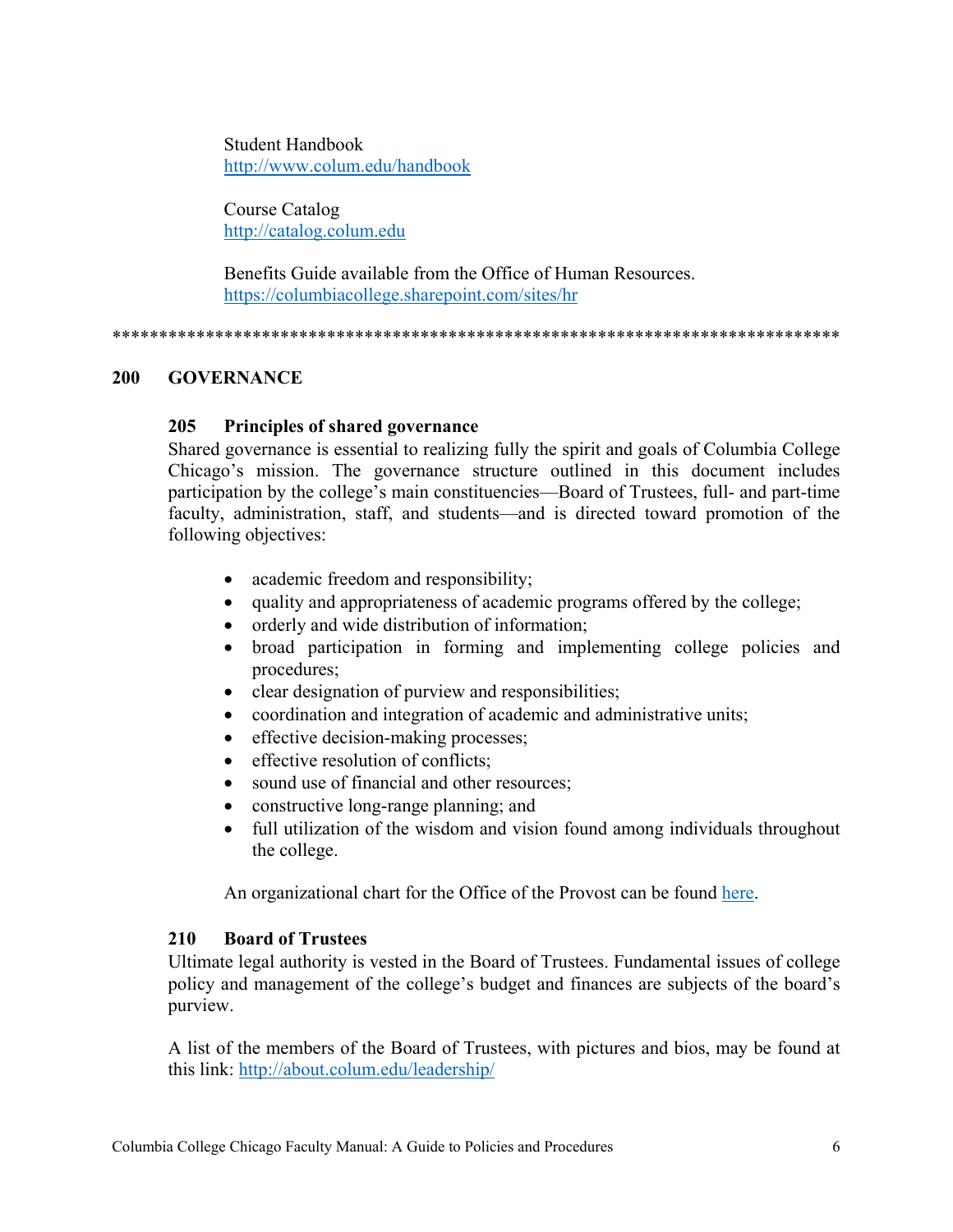Student Handbook
http://www.colum.edu/handbook

Course Catalog
http://catalog.colum.edu

Benefits Guide available from the Office of Human Resources.
https://columbiacollege.sharepoint.com/sites/hr

*******************************************************************************

# 200 GOVERNANCE

## 205 Principles of shared governance

Shared governance is essential to realizing fully the spirit and goals of Columbia College Chicago's mission. The governance structure outlined in this document includes participation by the college's main constituencies—Board of Trustees, full- and part-time faculty, administration, staff, and students—and is directed toward promotion of the following objectives:

- academic freedom and responsibility;
- quality and appropriateness of academic programs offered by the college;
- orderly and wide distribution of information;
- broad participation in forming and implementing college policies and procedures;
- clear designation of purview and responsibilities;
- coordination and integration of academic and administrative units;
- effective decision-making processes;
- effective resolution of conflicts;
- sound use of financial and other resources;
- constructive long-range planning; and
- full utilization of the wisdom and vision found among individuals throughout the college.

An organizational chart for the Office of the Provost can be found here.

## 210 Board of Trustees

Ultimate legal authority is vested in the Board of Trustees. Fundamental issues of college policy and management of the college's budget and finances are subjects of the board's purview.

A list of the members of the Board of Trustees, with pictures and bios, may be found at this link: http://about.colum.edu/leadership/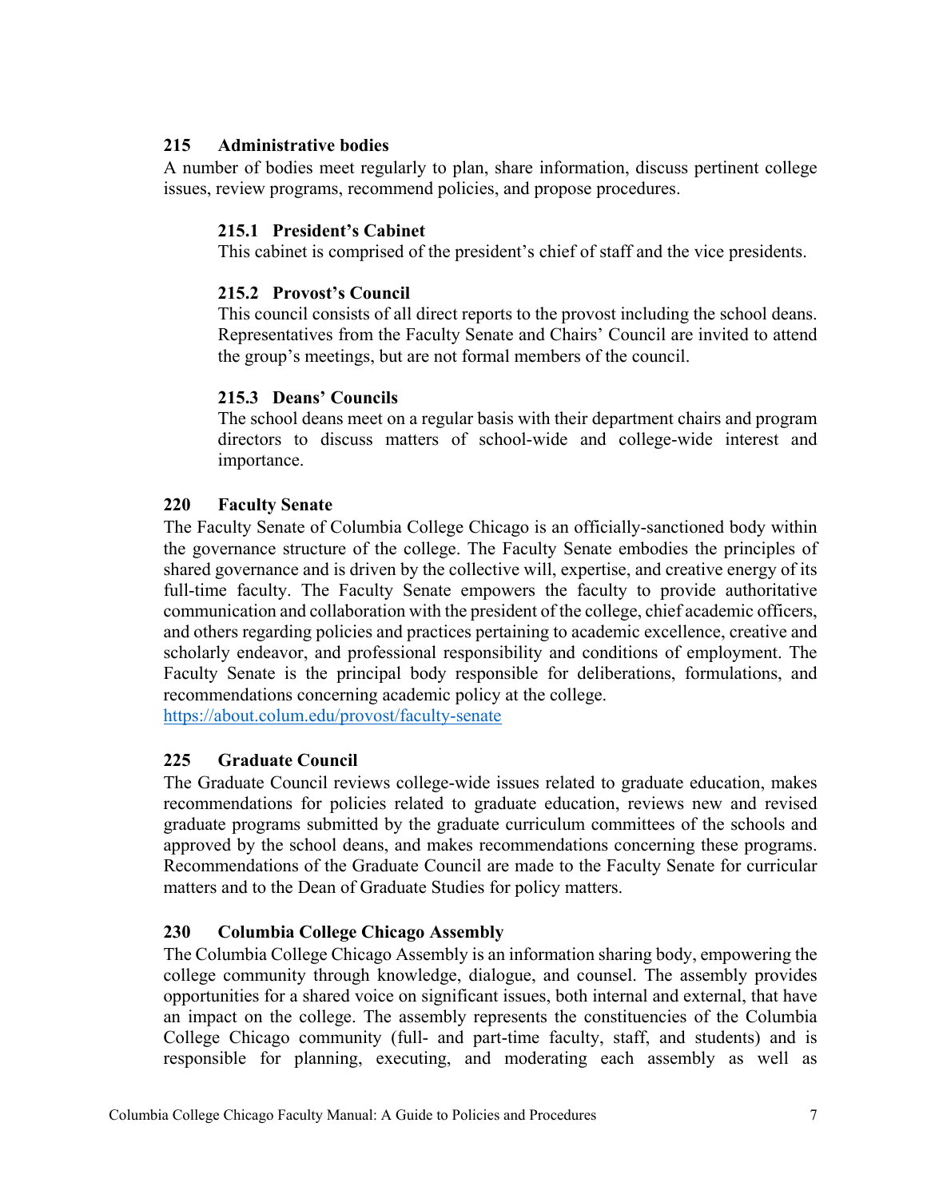## 215 Administrative bodies

A number of bodies meet regularly to plan, share information, discuss pertinent college issues, review programs, recommend policies, and propose procedures.

### 215.1 President's Cabinet

This cabinet is comprised of the president's chief of staff and the vice presidents.

### 215.2 Provost's Council

This council consists of all direct reports to the provost including the school deans. Representatives from the Faculty Senate and Chairs' Council are invited to attend the group's meetings, but are not formal members of the council.

### 215.3 Deans' Councils

The school deans meet on a regular basis with their department chairs and program directors to discuss matters of school-wide and college-wide interest and importance.

## 220 Faculty Senate

The Faculty Senate of Columbia College Chicago is an officially-sanctioned body within the governance structure of the college. The Faculty Senate embodies the principles of shared governance and is driven by the collective will, expertise, and creative energy of its full-time faculty. The Faculty Senate empowers the faculty to provide authoritative communication and collaboration with the president of the college, chief academic officers, and others regarding policies and practices pertaining to academic excellence, creative and scholarly endeavor, and professional responsibility and conditions of employment. The Faculty Senate is the principal body responsible for deliberations, formulations, and recommendations concerning academic policy at the college.
https://about.colum.edu/provost/faculty-senate

## 225 Graduate Council

The Graduate Council reviews college-wide issues related to graduate education, makes recommendations for policies related to graduate education, reviews new and revised graduate programs submitted by the graduate curriculum committees of the schools and approved by the school deans, and makes recommendations concerning these programs. Recommendations of the Graduate Council are made to the Faculty Senate for curricular matters and to the Dean of Graduate Studies for policy matters.

## 230 Columbia College Chicago Assembly

The Columbia College Chicago Assembly is an information sharing body, empowering the college community through knowledge, dialogue, and counsel. The assembly provides opportunities for a shared voice on significant issues, both internal and external, that have an impact on the college. The assembly represents the constituencies of the Columbia College Chicago community (full- and part-time faculty, staff, and students) and is responsible for planning, executing, and moderating each assembly as well as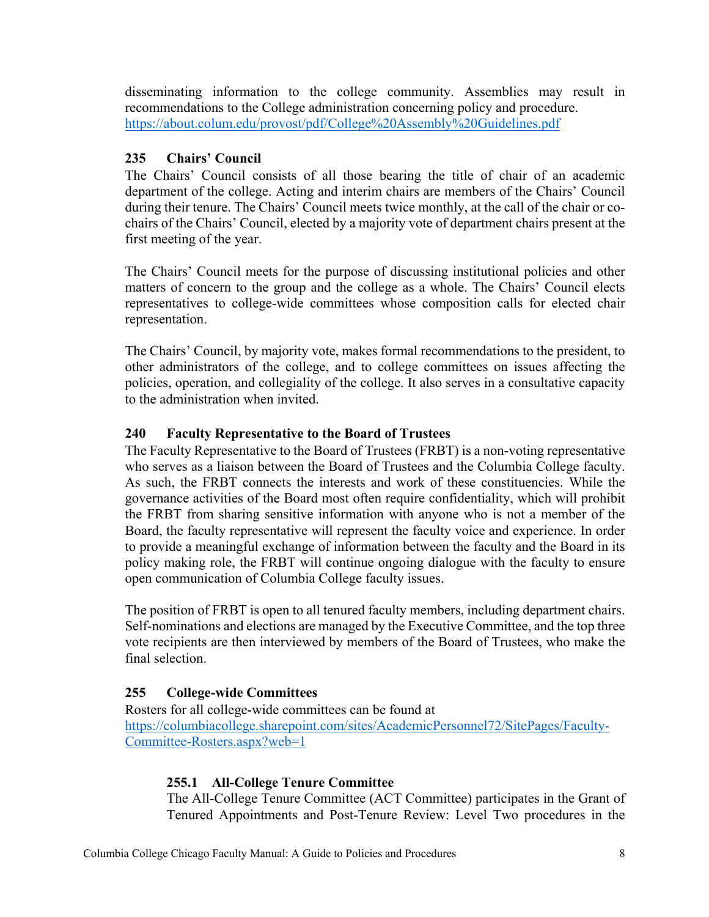disseminating information to the college community. Assemblies may result in recommendations to the College administration concerning policy and procedure. https://about.colum.edu/provost/pdf/College%20Assembly%20Guidelines.pdf

### 235 Chairs' Council

The Chairs' Council consists of all those bearing the title of chair of an academic department of the college. Acting and interim chairs are members of the Chairs' Council during their tenure. The Chairs' Council meets twice monthly, at the call of the chair or co-chairs of the Chairs' Council, elected by a majority vote of department chairs present at the first meeting of the year.

The Chairs' Council meets for the purpose of discussing institutional policies and other matters of concern to the group and the college as a whole. The Chairs' Council elects representatives to college-wide committees whose composition calls for elected chair representation.

The Chairs' Council, by majority vote, makes formal recommendations to the president, to other administrators of the college, and to college committees on issues affecting the policies, operation, and collegiality of the college. It also serves in a consultative capacity to the administration when invited.

### 240 Faculty Representative to the Board of Trustees

The Faculty Representative to the Board of Trustees (FRBT) is a non-voting representative who serves as a liaison between the Board of Trustees and the Columbia College faculty. As such, the FRBT connects the interests and work of these constituencies. While the governance activities of the Board most often require confidentiality, which will prohibit the FRBT from sharing sensitive information with anyone who is not a member of the Board, the faculty representative will represent the faculty voice and experience. In order to provide a meaningful exchange of information between the faculty and the Board in its policy making role, the FRBT will continue ongoing dialogue with the faculty to ensure open communication of Columbia College faculty issues.

The position of FRBT is open to all tenured faculty members, including department chairs. Self-nominations and elections are managed by the Executive Committee, and the top three vote recipients are then interviewed by members of the Board of Trustees, who make the final selection.

### 255 College-wide Committees

Rosters for all college-wide committees can be found at https://columbiacollege.sharepoint.com/sites/AcademicPersonnel72/SitePages/Faculty-Committee-Rosters.aspx?web=1

#### 255.1 All-College Tenure Committee

The All-College Tenure Committee (ACT Committee) participates in the Grant of Tenured Appointments and Post-Tenure Review: Level Two procedures in the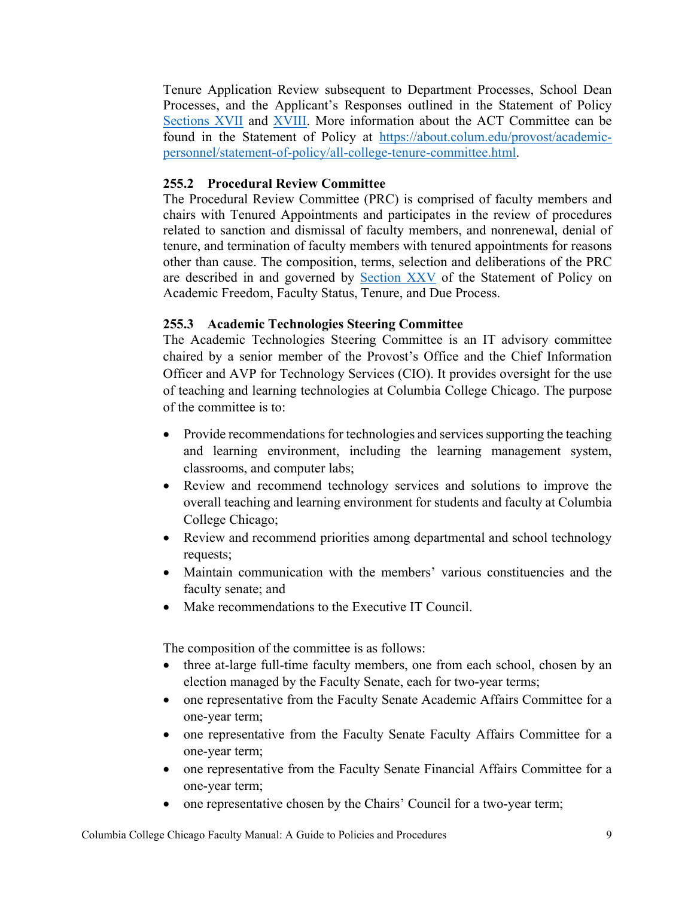Tenure Application Review subsequent to Department Processes, School Dean Processes, and the Applicant's Responses outlined in the Statement of Policy [Sections XVII](#) and [XVIII](#). More information about the ACT Committee can be found in the Statement of Policy at [https://about.colum.edu/provost/academic-personnel/statement-of-policy/all-college-tenure-committee.html](https://about.colum.edu/provost/academic-personnel/statement-of-policy/all-college-tenure-committee.html).

### 255.2 Procedural Review Committee

The Procedural Review Committee (PRC) is comprised of faculty members and chairs with Tenured Appointments and participates in the review of procedures related to sanction and dismissal of faculty members, and nonrenewal, denial of tenure, and termination of faculty members with tenured appointments for reasons other than cause. The composition, terms, selection and deliberations of the PRC are described in and governed by [Section XXV](#) of the Statement of Policy on Academic Freedom, Faculty Status, Tenure, and Due Process.

### 255.3 Academic Technologies Steering Committee

The Academic Technologies Steering Committee is an IT advisory committee chaired by a senior member of the Provost's Office and the Chief Information Officer and AVP for Technology Services (CIO). It provides oversight for the use of teaching and learning technologies at Columbia College Chicago. The purpose of the committee is to:

- Provide recommendations for technologies and services supporting the teaching and learning environment, including the learning management system, classrooms, and computer labs;
- Review and recommend technology services and solutions to improve the overall teaching and learning environment for students and faculty at Columbia College Chicago;
- Review and recommend priorities among departmental and school technology requests;
- Maintain communication with the members' various constituencies and the faculty senate; and
- Make recommendations to the Executive IT Council.

The composition of the committee is as follows:

- three at-large full-time faculty members, one from each school, chosen by an election managed by the Faculty Senate, each for two-year terms;
- one representative from the Faculty Senate Academic Affairs Committee for a one-year term;
- one representative from the Faculty Senate Faculty Affairs Committee for a one-year term;
- one representative from the Faculty Senate Financial Affairs Committee for a one-year term;
- one representative chosen by the Chairs' Council for a two-year term;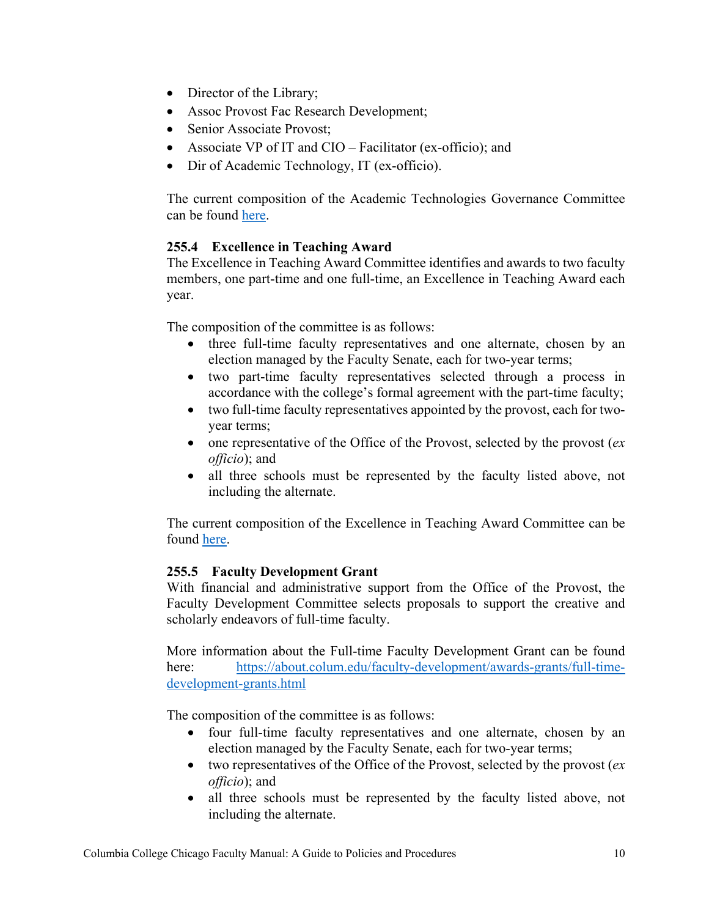- Director of the Library;
- Assoc Provost Fac Research Development;
- Senior Associate Provost;
- Associate VP of IT and CIO – Facilitator (ex-officio); and
- Dir of Academic Technology, IT (ex-officio).

The current composition of the Academic Technologies Governance Committee can be found [here](#).

### 255.4 Excellence in Teaching Award

The Excellence in Teaching Award Committee identifies and awards to two faculty members, one part-time and one full-time, an Excellence in Teaching Award each year.

The composition of the committee is as follows:

- three full-time faculty representatives and one alternate, chosen by an election managed by the Faculty Senate, each for two-year terms;
- two part-time faculty representatives selected through a process in accordance with the college's formal agreement with the part-time faculty;
- two full-time faculty representatives appointed by the provost, each for two-year terms;
- one representative of the Office of the Provost, selected by the provost (*ex officio*); and
- all three schools must be represented by the faculty listed above, not including the alternate.

The current composition of the Excellence in Teaching Award Committee can be found [here](#).

### 255.5 Faculty Development Grant

With financial and administrative support from the Office of the Provost, the Faculty Development Committee selects proposals to support the creative and scholarly endeavors of full-time faculty.

More information about the Full-time Faculty Development Grant can be found here: [https://about.colum.edu/faculty-development/awards-grants/full-time-development-grants.html](https://about.colum.edu/faculty-development/awards-grants/full-time-development-grants.html)

The composition of the committee is as follows:

- four full-time faculty representatives and one alternate, chosen by an election managed by the Faculty Senate, each for two-year terms;
- two representatives of the Office of the Provost, selected by the provost (*ex officio*); and
- all three schools must be represented by the faculty listed above, not including the alternate.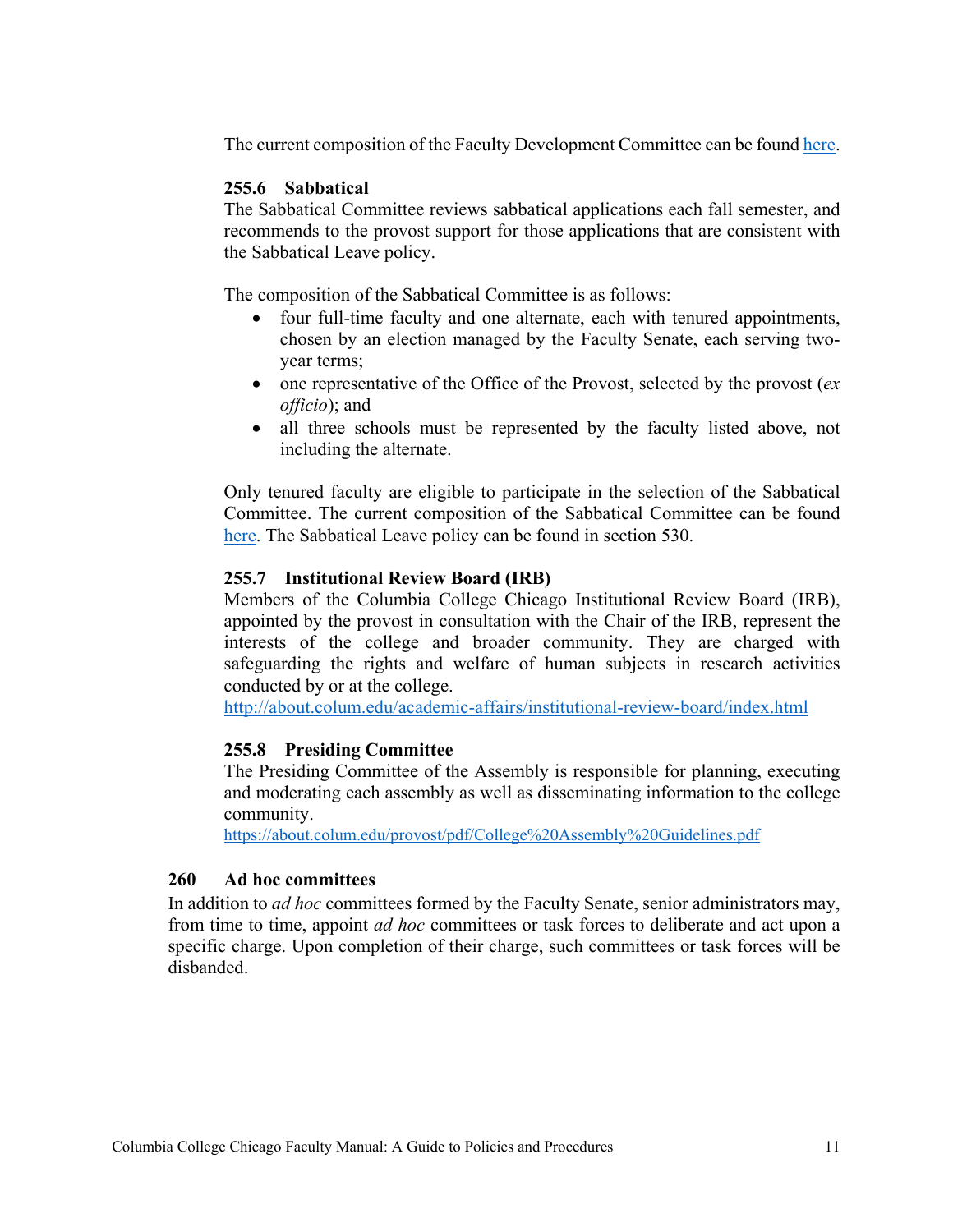The current composition of the Faculty Development Committee can be found here.

### 255.6 Sabbatical

The Sabbatical Committee reviews sabbatical applications each fall semester, and recommends to the provost support for those applications that are consistent with the Sabbatical Leave policy.

The composition of the Sabbatical Committee is as follows:

- four full-time faculty and one alternate, each with tenured appointments, chosen by an election managed by the Faculty Senate, each serving two-year terms;
- one representative of the Office of the Provost, selected by the provost (*ex officio*); and
- all three schools must be represented by the faculty listed above, not including the alternate.

Only tenured faculty are eligible to participate in the selection of the Sabbatical Committee. The current composition of the Sabbatical Committee can be found here. The Sabbatical Leave policy can be found in section 530.

### 255.7 Institutional Review Board (IRB)

Members of the Columbia College Chicago Institutional Review Board (IRB), appointed by the provost in consultation with the Chair of the IRB, represent the interests of the college and broader community. They are charged with safeguarding the rights and welfare of human subjects in research activities conducted by or at the college.
http://about.colum.edu/academic-affairs/institutional-review-board/index.html

### 255.8 Presiding Committee

The Presiding Committee of the Assembly is responsible for planning, executing and moderating each assembly as well as disseminating information to the college community.
https://about.colum.edu/provost/pdf/College%20Assembly%20Guidelines.pdf

## 260 Ad hoc committees

In addition to *ad hoc* committees formed by the Faculty Senate, senior administrators may, from time to time, appoint *ad hoc* committees or task forces to deliberate and act upon a specific charge. Upon completion of their charge, such committees or task forces will be disbanded.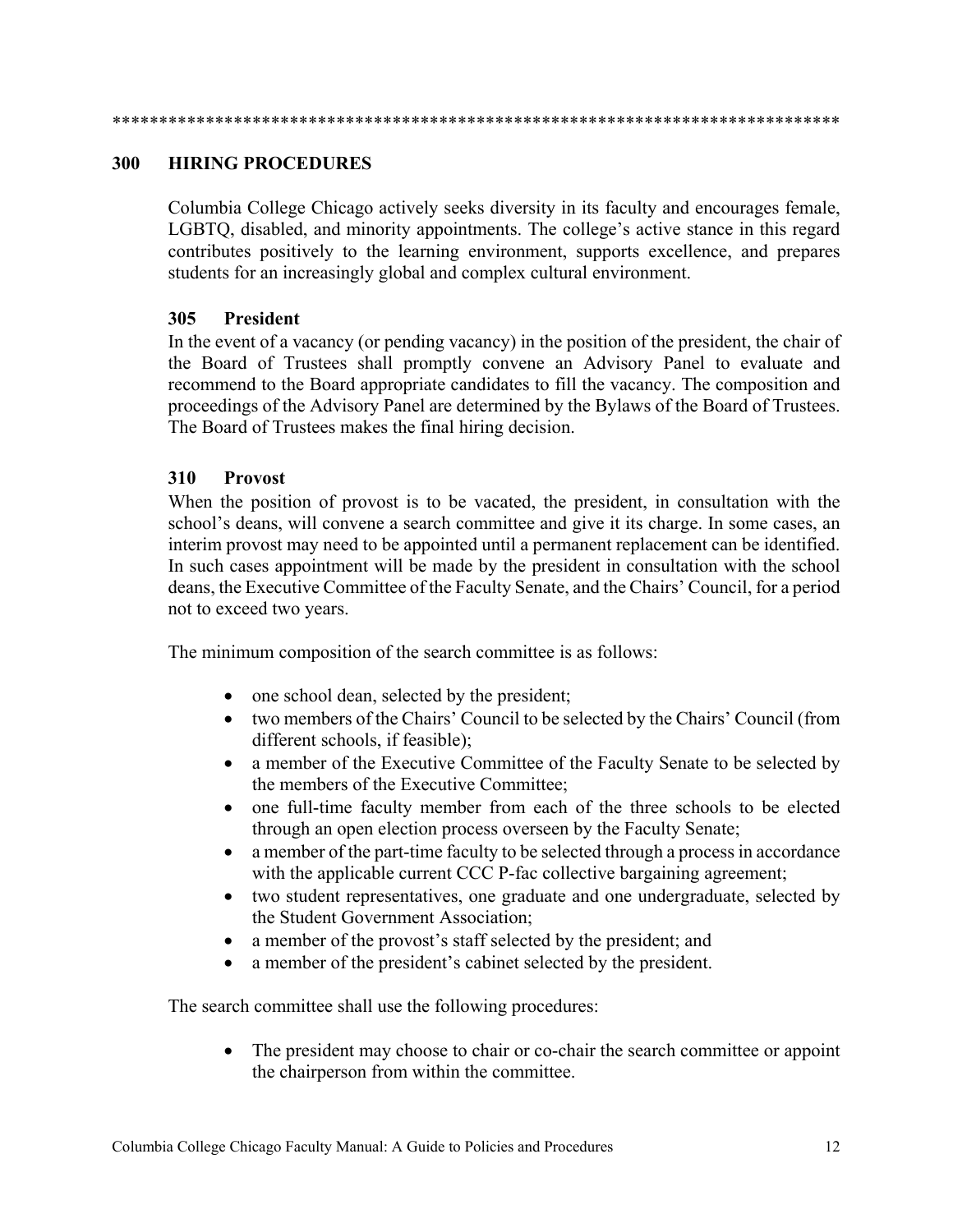******************************************************************************

## 300 HIRING PROCEDURES

Columbia College Chicago actively seeks diversity in its faculty and encourages female, LGBTQ, disabled, and minority appointments. The college's active stance in this regard contributes positively to the learning environment, supports excellence, and prepares students for an increasingly global and complex cultural environment.

### 305 President

In the event of a vacancy (or pending vacancy) in the position of the president, the chair of the Board of Trustees shall promptly convene an Advisory Panel to evaluate and recommend to the Board appropriate candidates to fill the vacancy. The composition and proceedings of the Advisory Panel are determined by the Bylaws of the Board of Trustees. The Board of Trustees makes the final hiring decision.

### 310 Provost

When the position of provost is to be vacated, the president, in consultation with the school's deans, will convene a search committee and give it its charge. In some cases, an interim provost may need to be appointed until a permanent replacement can be identified. In such cases appointment will be made by the president in consultation with the school deans, the Executive Committee of the Faculty Senate, and the Chairs' Council, for a period not to exceed two years.

The minimum composition of the search committee is as follows:

- one school dean, selected by the president;
- two members of the Chairs' Council to be selected by the Chairs' Council (from different schools, if feasible);
- a member of the Executive Committee of the Faculty Senate to be selected by the members of the Executive Committee;
- one full-time faculty member from each of the three schools to be elected through an open election process overseen by the Faculty Senate;
- a member of the part-time faculty to be selected through a process in accordance with the applicable current CCC P-fac collective bargaining agreement;
- two student representatives, one graduate and one undergraduate, selected by the Student Government Association;
- a member of the provost's staff selected by the president; and
- a member of the president's cabinet selected by the president.

The search committee shall use the following procedures:

- The president may choose to chair or co-chair the search committee or appoint the chairperson from within the committee.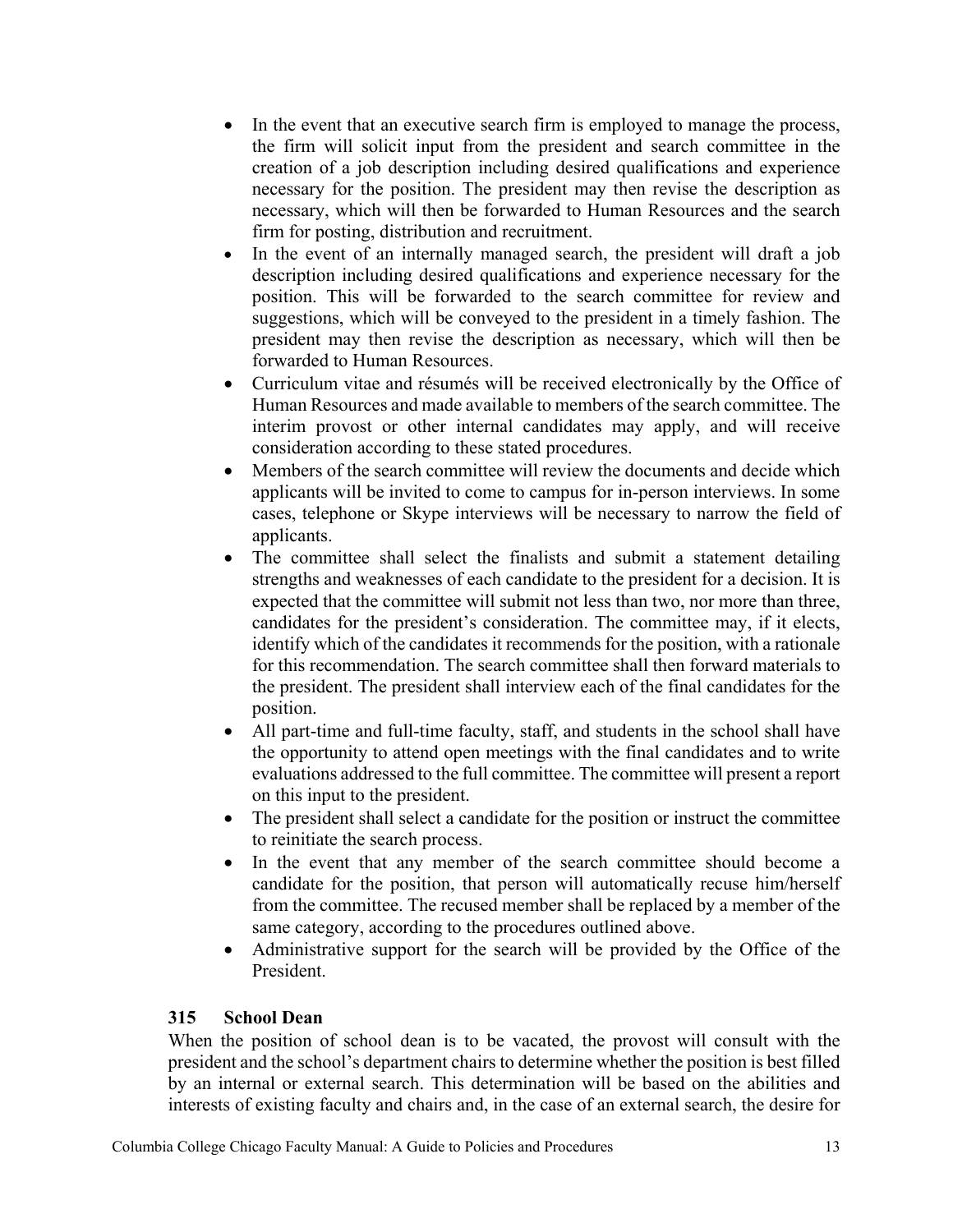- In the event that an executive search firm is employed to manage the process, the firm will solicit input from the president and search committee in the creation of a job description including desired qualifications and experience necessary for the position. The president may then revise the description as necessary, which will then be forwarded to Human Resources and the search firm for posting, distribution and recruitment.
- In the event of an internally managed search, the president will draft a job description including desired qualifications and experience necessary for the position. This will be forwarded to the search committee for review and suggestions, which will be conveyed to the president in a timely fashion. The president may then revise the description as necessary, which will then be forwarded to Human Resources.
- Curriculum vitae and résumés will be received electronically by the Office of Human Resources and made available to members of the search committee. The interim provost or other internal candidates may apply, and will receive consideration according to these stated procedures.
- Members of the search committee will review the documents and decide which applicants will be invited to come to campus for in-person interviews. In some cases, telephone or Skype interviews will be necessary to narrow the field of applicants.
- The committee shall select the finalists and submit a statement detailing strengths and weaknesses of each candidate to the president for a decision. It is expected that the committee will submit not less than two, nor more than three, candidates for the president's consideration. The committee may, if it elects, identify which of the candidates it recommends for the position, with a rationale for this recommendation. The search committee shall then forward materials to the president. The president shall interview each of the final candidates for the position.
- All part-time and full-time faculty, staff, and students in the school shall have the opportunity to attend open meetings with the final candidates and to write evaluations addressed to the full committee. The committee will present a report on this input to the president.
- The president shall select a candidate for the position or instruct the committee to reinitiate the search process.
- In the event that any member of the search committee should become a candidate for the position, that person will automatically recuse him/herself from the committee. The recused member shall be replaced by a member of the same category, according to the procedures outlined above.
- Administrative support for the search will be provided by the Office of the President.

### 315 School Dean

When the position of school dean is to be vacated, the provost will consult with the president and the school's department chairs to determine whether the position is best filled by an internal or external search. This determination will be based on the abilities and interests of existing faculty and chairs and, in the case of an external search, the desire for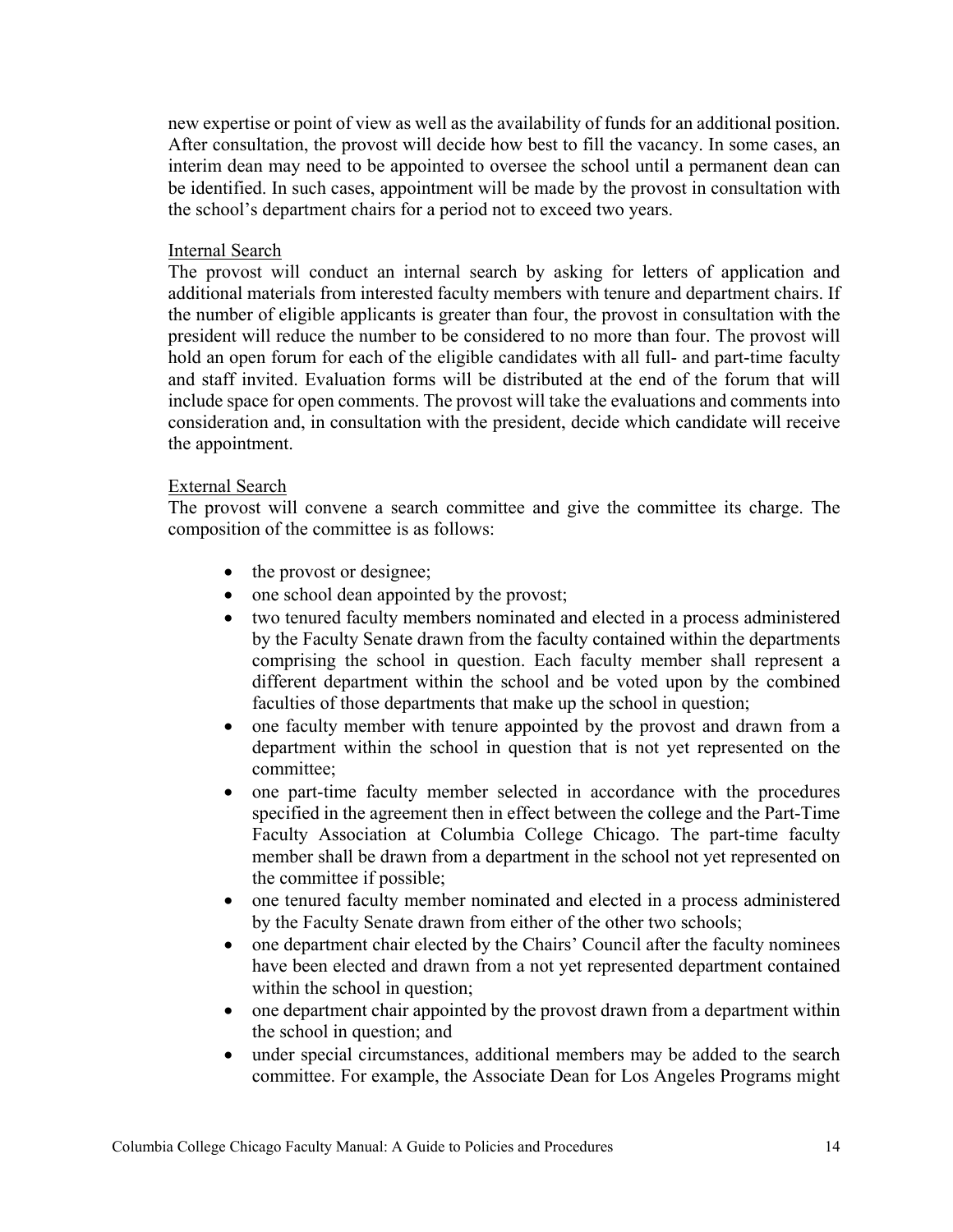new expertise or point of view as well as the availability of funds for an additional position. After consultation, the provost will decide how best to fill the vacancy. In some cases, an interim dean may need to be appointed to oversee the school until a permanent dean can be identified. In such cases, appointment will be made by the provost in consultation with the school's department chairs for a period not to exceed two years.

Internal Search

The provost will conduct an internal search by asking for letters of application and additional materials from interested faculty members with tenure and department chairs. If the number of eligible applicants is greater than four, the provost in consultation with the president will reduce the number to be considered to no more than four. The provost will hold an open forum for each of the eligible candidates with all full- and part-time faculty and staff invited. Evaluation forms will be distributed at the end of the forum that will include space for open comments. The provost will take the evaluations and comments into consideration and, in consultation with the president, decide which candidate will receive the appointment.

External Search

The provost will convene a search committee and give the committee its charge. The composition of the committee is as follows:

- the provost or designee;
- one school dean appointed by the provost;
- two tenured faculty members nominated and elected in a process administered by the Faculty Senate drawn from the faculty contained within the departments comprising the school in question. Each faculty member shall represent a different department within the school and be voted upon by the combined faculties of those departments that make up the school in question;
- one faculty member with tenure appointed by the provost and drawn from a department within the school in question that is not yet represented on the committee;
- one part-time faculty member selected in accordance with the procedures specified in the agreement then in effect between the college and the Part-Time Faculty Association at Columbia College Chicago. The part-time faculty member shall be drawn from a department in the school not yet represented on the committee if possible;
- one tenured faculty member nominated and elected in a process administered by the Faculty Senate drawn from either of the other two schools;
- one department chair elected by the Chairs' Council after the faculty nominees have been elected and drawn from a not yet represented department contained within the school in question;
- one department chair appointed by the provost drawn from a department within the school in question; and
- under special circumstances, additional members may be added to the search committee. For example, the Associate Dean for Los Angeles Programs might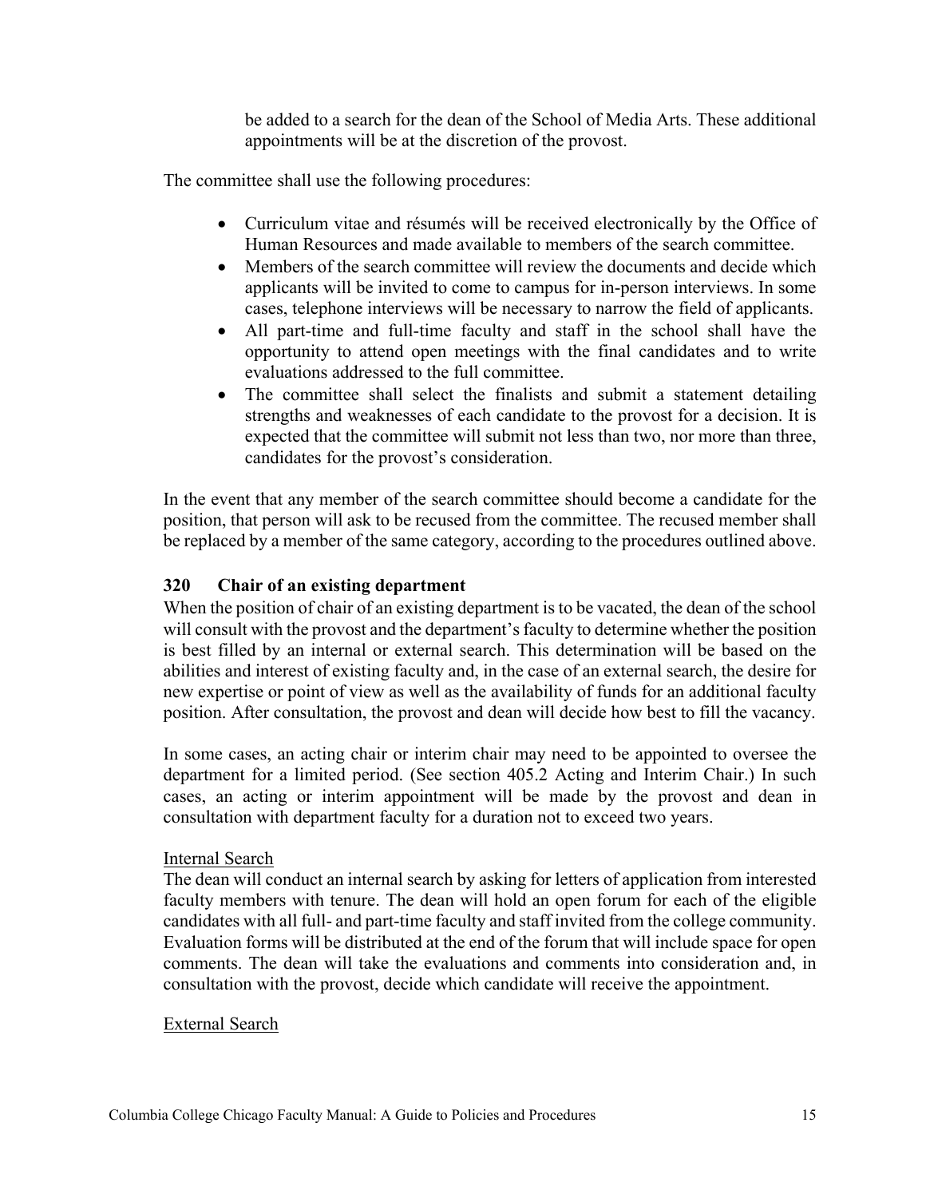be added to a search for the dean of the School of Media Arts. These additional appointments will be at the discretion of the provost.

The committee shall use the following procedures:

- Curriculum vitae and résumés will be received electronically by the Office of Human Resources and made available to members of the search committee.
- Members of the search committee will review the documents and decide which applicants will be invited to come to campus for in-person interviews. In some cases, telephone interviews will be necessary to narrow the field of applicants.
- All part-time and full-time faculty and staff in the school shall have the opportunity to attend open meetings with the final candidates and to write evaluations addressed to the full committee.
- The committee shall select the finalists and submit a statement detailing strengths and weaknesses of each candidate to the provost for a decision. It is expected that the committee will submit not less than two, nor more than three, candidates for the provost's consideration.

In the event that any member of the search committee should become a candidate for the position, that person will ask to be recused from the committee. The recused member shall be replaced by a member of the same category, according to the procedures outlined above.

### 320 Chair of an existing department

When the position of chair of an existing department is to be vacated, the dean of the school will consult with the provost and the department's faculty to determine whether the position is best filled by an internal or external search. This determination will be based on the abilities and interest of existing faculty and, in the case of an external search, the desire for new expertise or point of view as well as the availability of funds for an additional faculty position. After consultation, the provost and dean will decide how best to fill the vacancy.

In some cases, an acting chair or interim chair may need to be appointed to oversee the department for a limited period. (See section 405.2 Acting and Interim Chair.) In such cases, an acting or interim appointment will be made by the provost and dean in consultation with department faculty for a duration not to exceed two years.

<u>Internal Search</u>

The dean will conduct an internal search by asking for letters of application from interested faculty members with tenure. The dean will hold an open forum for each of the eligible candidates with all full- and part-time faculty and staff invited from the college community. Evaluation forms will be distributed at the end of the forum that will include space for open comments. The dean will take the evaluations and comments into consideration and, in consultation with the provost, decide which candidate will receive the appointment.

<u>External Search</u>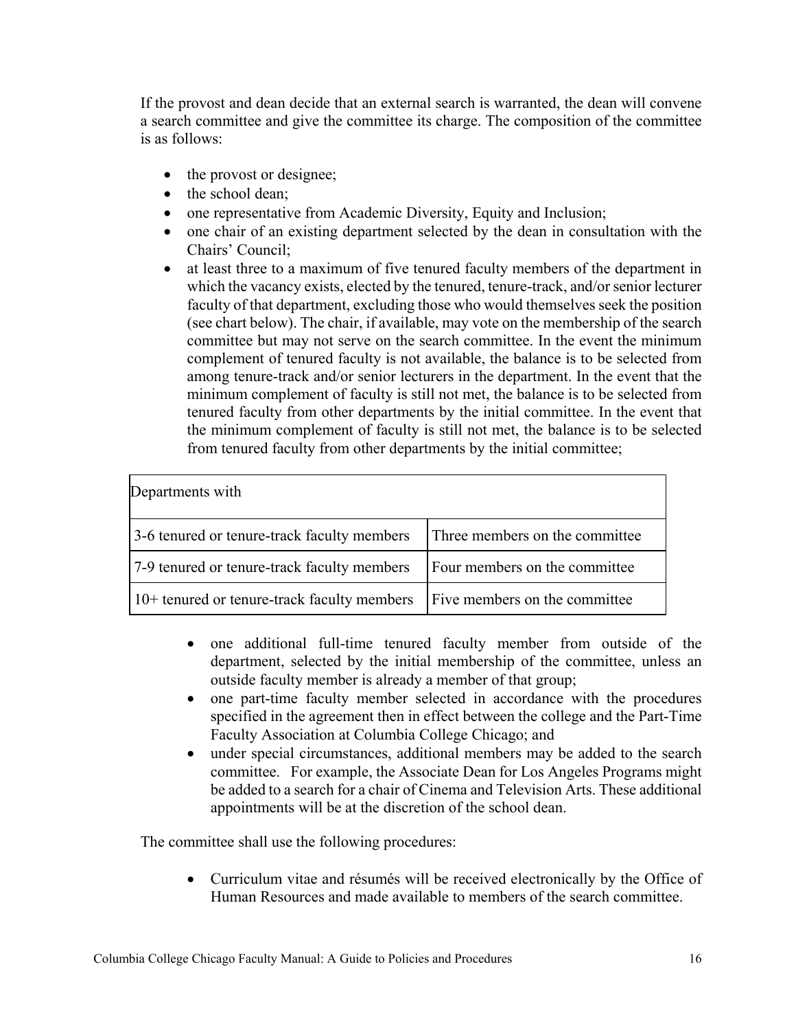If the provost and dean decide that an external search is warranted, the dean will convene a search committee and give the committee its charge. The composition of the committee is as follows:

- the provost or designee;
- the school dean;
- one representative from Academic Diversity, Equity and Inclusion;
- one chair of an existing department selected by the dean in consultation with the Chairs' Council;
- at least three to a maximum of five tenured faculty members of the department in which the vacancy exists, elected by the tenured, tenure-track, and/or senior lecturer faculty of that department, excluding those who would themselves seek the position (see chart below). The chair, if available, may vote on the membership of the search committee but may not serve on the search committee. In the event the minimum complement of tenured faculty is not available, the balance is to be selected from among tenure-track and/or senior lecturers in the department. In the event that the minimum complement of faculty is still not met, the balance is to be selected from tenured faculty from other departments by the initial committee. In the event that the minimum complement of faculty is still not met, the balance is to be selected from tenured faculty from other departments by the initial committee;

| Departments with | |
|---|---|
| 3-6 tenured or tenure-track faculty members | Three members on the committee |
| 7-9 tenured or tenure-track faculty members | Four members on the committee |
| 10+ tenured or tenure-track faculty members | Five members on the committee |

- one additional full-time tenured faculty member from outside of the department, selected by the initial membership of the committee, unless an outside faculty member is already a member of that group;
- one part-time faculty member selected in accordance with the procedures specified in the agreement then in effect between the college and the Part-Time Faculty Association at Columbia College Chicago; and
- under special circumstances, additional members may be added to the search committee. For example, the Associate Dean for Los Angeles Programs might be added to a search for a chair of Cinema and Television Arts. These additional appointments will be at the discretion of the school dean.

The committee shall use the following procedures:

- Curriculum vitae and résumés will be received electronically by the Office of Human Resources and made available to members of the search committee.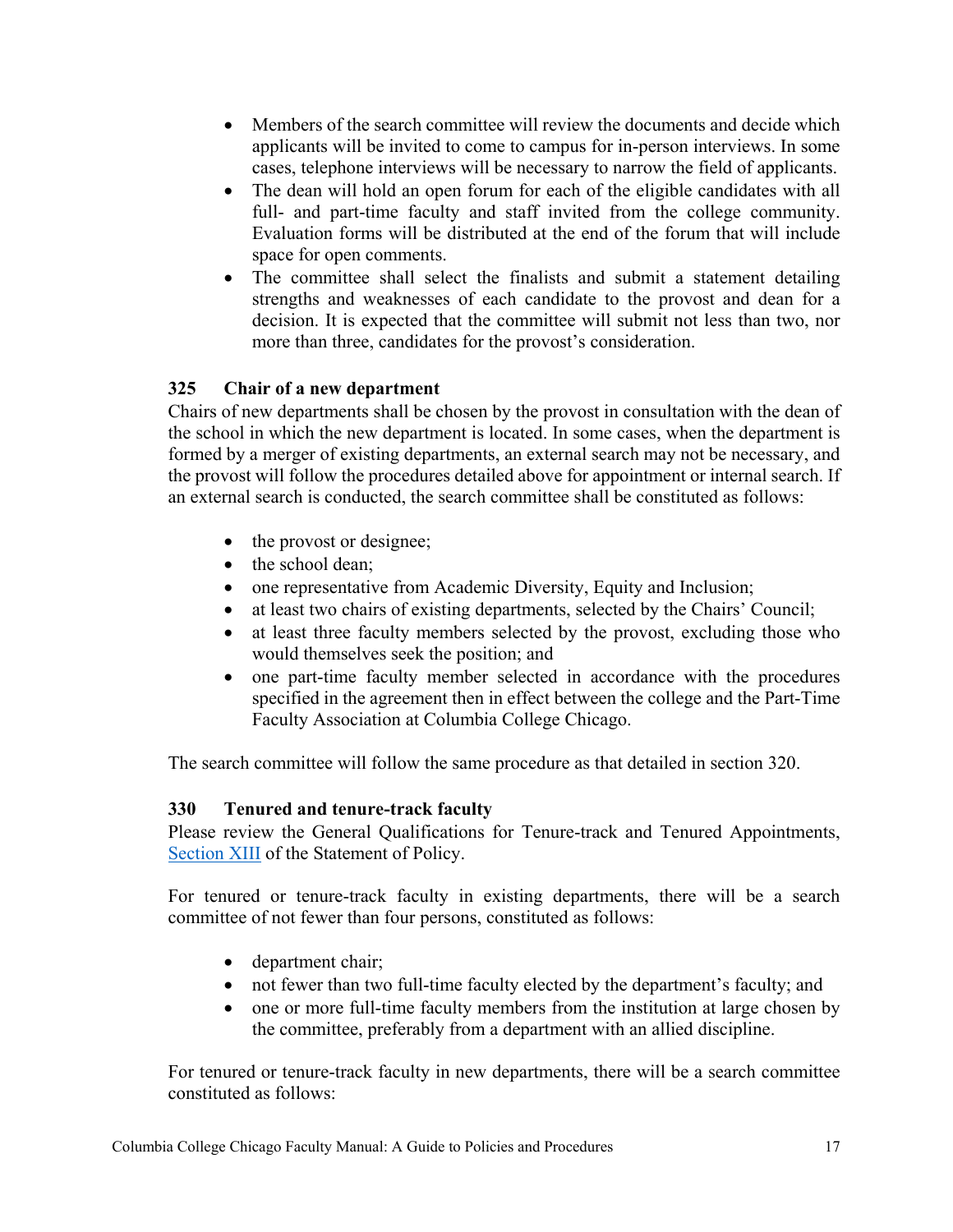- Members of the search committee will review the documents and decide which applicants will be invited to come to campus for in-person interviews. In some cases, telephone interviews will be necessary to narrow the field of applicants.
- The dean will hold an open forum for each of the eligible candidates with all full- and part-time faculty and staff invited from the college community. Evaluation forms will be distributed at the end of the forum that will include space for open comments.
- The committee shall select the finalists and submit a statement detailing strengths and weaknesses of each candidate to the provost and dean for a decision. It is expected that the committee will submit not less than two, nor more than three, candidates for the provost's consideration.

### 325 Chair of a new department

Chairs of new departments shall be chosen by the provost in consultation with the dean of the school in which the new department is located. In some cases, when the department is formed by a merger of existing departments, an external search may not be necessary, and the provost will follow the procedures detailed above for appointment or internal search. If an external search is conducted, the search committee shall be constituted as follows:

- the provost or designee;
- the school dean;
- one representative from Academic Diversity, Equity and Inclusion;
- at least two chairs of existing departments, selected by the Chairs' Council;
- at least three faculty members selected by the provost, excluding those who would themselves seek the position; and
- one part-time faculty member selected in accordance with the procedures specified in the agreement then in effect between the college and the Part-Time Faculty Association at Columbia College Chicago.

The search committee will follow the same procedure as that detailed in section 320.

### 330 Tenured and tenure-track faculty

Please review the General Qualifications for Tenure-track and Tenured Appointments, Section XIII of the Statement of Policy.

For tenured or tenure-track faculty in existing departments, there will be a search committee of not fewer than four persons, constituted as follows:

- department chair;
- not fewer than two full-time faculty elected by the department's faculty; and
- one or more full-time faculty members from the institution at large chosen by the committee, preferably from a department with an allied discipline.

For tenured or tenure-track faculty in new departments, there will be a search committee constituted as follows: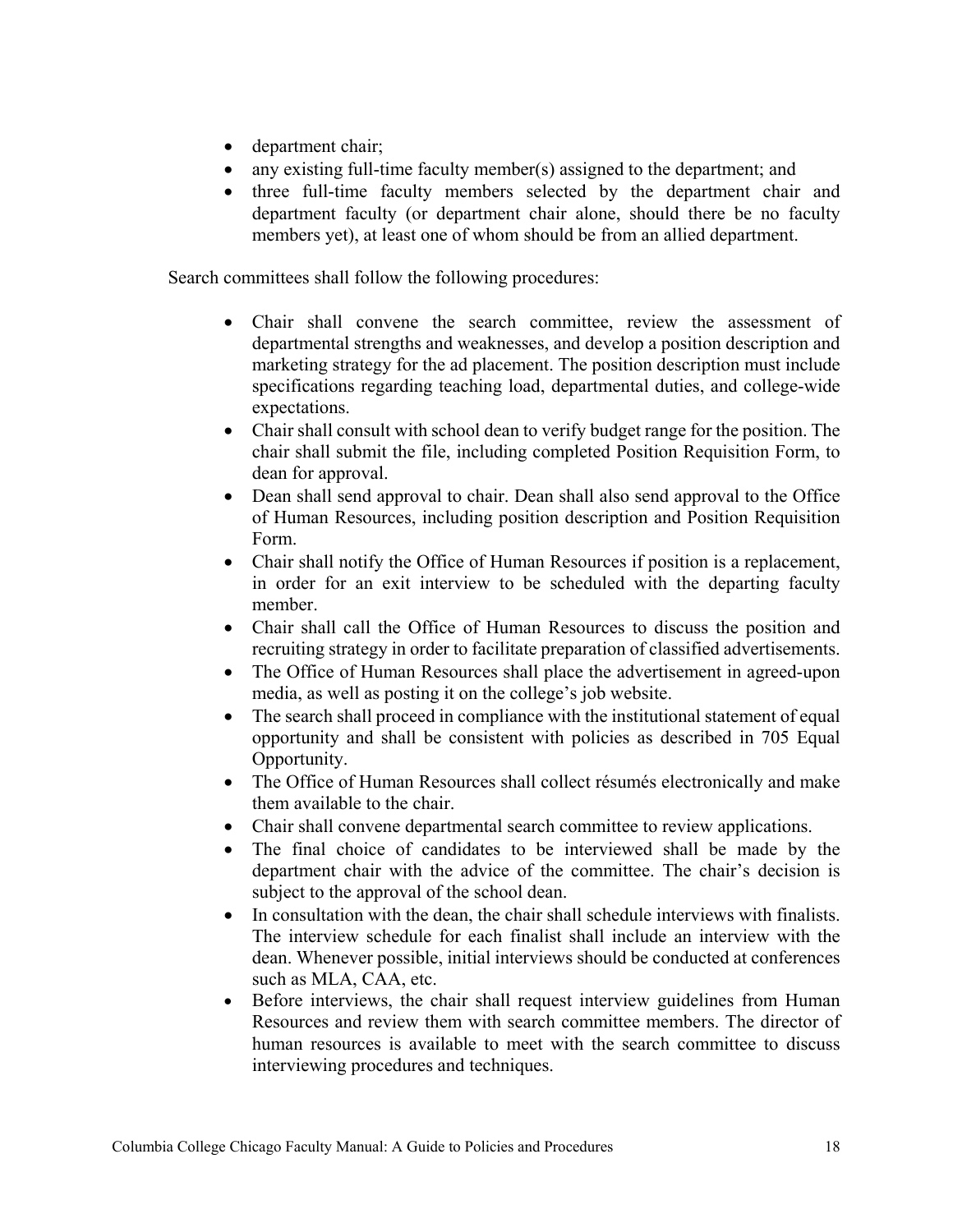- department chair;
- any existing full-time faculty member(s) assigned to the department; and
- three full-time faculty members selected by the department chair and department faculty (or department chair alone, should there be no faculty members yet), at least one of whom should be from an allied department.

Search committees shall follow the following procedures:

- Chair shall convene the search committee, review the assessment of departmental strengths and weaknesses, and develop a position description and marketing strategy for the ad placement. The position description must include specifications regarding teaching load, departmental duties, and college-wide expectations.
- Chair shall consult with school dean to verify budget range for the position. The chair shall submit the file, including completed Position Requisition Form, to dean for approval.
- Dean shall send approval to chair. Dean shall also send approval to the Office of Human Resources, including position description and Position Requisition Form.
- Chair shall notify the Office of Human Resources if position is a replacement, in order for an exit interview to be scheduled with the departing faculty member.
- Chair shall call the Office of Human Resources to discuss the position and recruiting strategy in order to facilitate preparation of classified advertisements.
- The Office of Human Resources shall place the advertisement in agreed-upon media, as well as posting it on the college's job website.
- The search shall proceed in compliance with the institutional statement of equal opportunity and shall be consistent with policies as described in 705 Equal Opportunity.
- The Office of Human Resources shall collect résumés electronically and make them available to the chair.
- Chair shall convene departmental search committee to review applications.
- The final choice of candidates to be interviewed shall be made by the department chair with the advice of the committee. The chair's decision is subject to the approval of the school dean.
- In consultation with the dean, the chair shall schedule interviews with finalists. The interview schedule for each finalist shall include an interview with the dean. Whenever possible, initial interviews should be conducted at conferences such as MLA, CAA, etc.
- Before interviews, the chair shall request interview guidelines from Human Resources and review them with search committee members. The director of human resources is available to meet with the search committee to discuss interviewing procedures and techniques.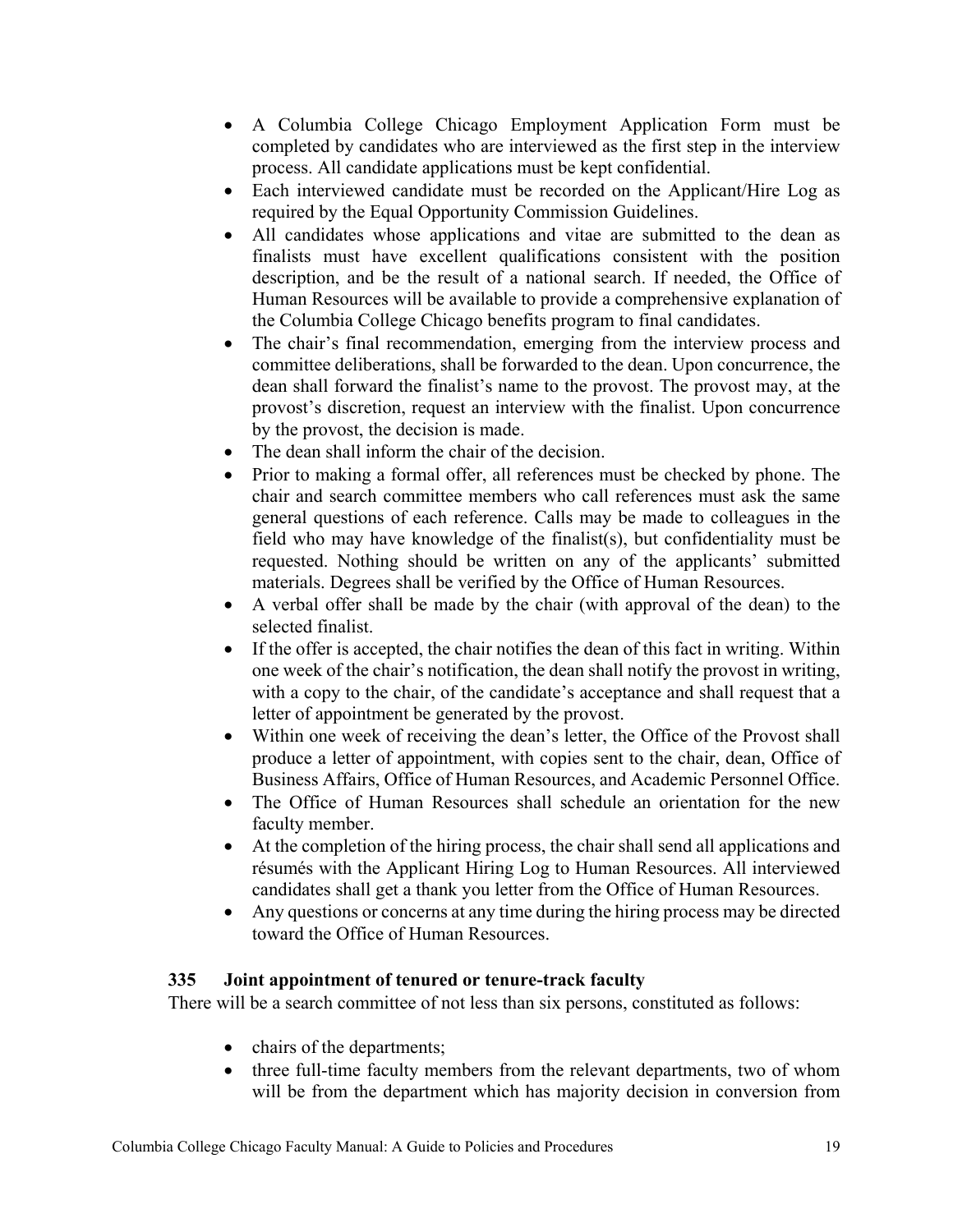- A Columbia College Chicago Employment Application Form must be completed by candidates who are interviewed as the first step in the interview process. All candidate applications must be kept confidential.
- Each interviewed candidate must be recorded on the Applicant/Hire Log as required by the Equal Opportunity Commission Guidelines.
- All candidates whose applications and vitae are submitted to the dean as finalists must have excellent qualifications consistent with the position description, and be the result of a national search. If needed, the Office of Human Resources will be available to provide a comprehensive explanation of the Columbia College Chicago benefits program to final candidates.
- The chair's final recommendation, emerging from the interview process and committee deliberations, shall be forwarded to the dean. Upon concurrence, the dean shall forward the finalist's name to the provost. The provost may, at the provost's discretion, request an interview with the finalist. Upon concurrence by the provost, the decision is made.
- The dean shall inform the chair of the decision.
- Prior to making a formal offer, all references must be checked by phone. The chair and search committee members who call references must ask the same general questions of each reference. Calls may be made to colleagues in the field who may have knowledge of the finalist(s), but confidentiality must be requested. Nothing should be written on any of the applicants' submitted materials. Degrees shall be verified by the Office of Human Resources.
- A verbal offer shall be made by the chair (with approval of the dean) to the selected finalist.
- If the offer is accepted, the chair notifies the dean of this fact in writing. Within one week of the chair's notification, the dean shall notify the provost in writing, with a copy to the chair, of the candidate's acceptance and shall request that a letter of appointment be generated by the provost.
- Within one week of receiving the dean's letter, the Office of the Provost shall produce a letter of appointment, with copies sent to the chair, dean, Office of Business Affairs, Office of Human Resources, and Academic Personnel Office.
- The Office of Human Resources shall schedule an orientation for the new faculty member.
- At the completion of the hiring process, the chair shall send all applications and résumés with the Applicant Hiring Log to Human Resources. All interviewed candidates shall get a thank you letter from the Office of Human Resources.
- Any questions or concerns at any time during the hiring process may be directed toward the Office of Human Resources.

### 335 Joint appointment of tenured or tenure-track faculty

There will be a search committee of not less than six persons, constituted as follows:

- chairs of the departments;
- three full-time faculty members from the relevant departments, two of whom will be from the department which has majority decision in conversion from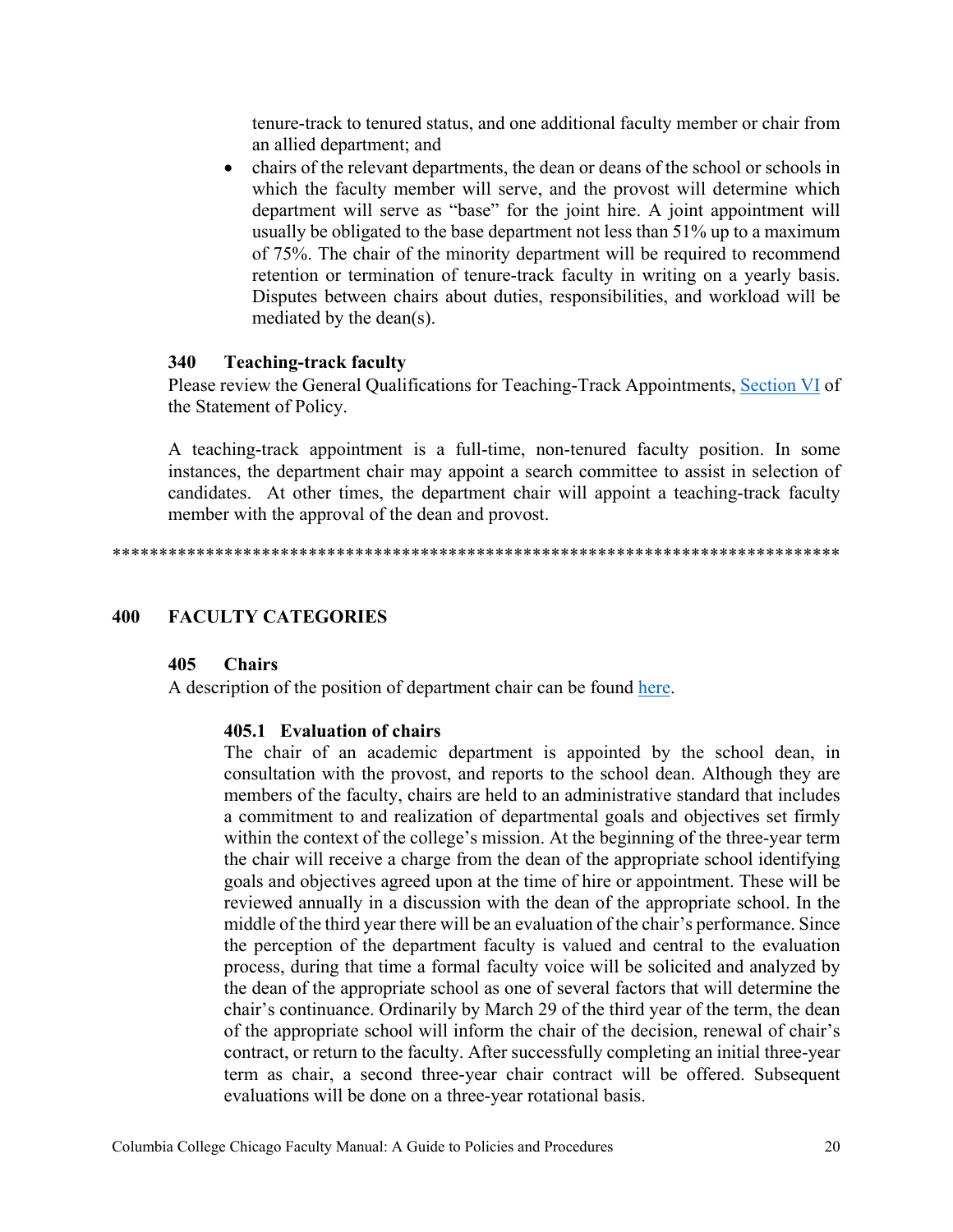tenure-track to tenured status, and one additional faculty member or chair from an allied department; and

- chairs of the relevant departments, the dean or deans of the school or schools in which the faculty member will serve, and the provost will determine which department will serve as "base" for the joint hire. A joint appointment will usually be obligated to the base department not less than 51% up to a maximum of 75%. The chair of the minority department will be required to recommend retention or termination of tenure-track faculty in writing on a yearly basis. Disputes between chairs about duties, responsibilities, and workload will be mediated by the dean(s).

### 340 Teaching-track faculty

Please review the General Qualifications for Teaching-Track Appointments, [Section VI]() of the Statement of Policy.

A teaching-track appointment is a full-time, non-tenured faculty position. In some instances, the department chair may appoint a search committee to assist in selection of candidates. At other times, the department chair will appoint a teaching-track faculty member with the approval of the dean and provost.

*******************************************************************************

## 400 FACULTY CATEGORIES

### 405 Chairs

A description of the position of department chair can be found [here]().

#### 405.1 Evaluation of chairs

The chair of an academic department is appointed by the school dean, in consultation with the provost, and reports to the school dean. Although they are members of the faculty, chairs are held to an administrative standard that includes a commitment to and realization of departmental goals and objectives set firmly within the context of the college's mission. At the beginning of the three-year term the chair will receive a charge from the dean of the appropriate school identifying goals and objectives agreed upon at the time of hire or appointment. These will be reviewed annually in a discussion with the dean of the appropriate school. In the middle of the third year there will be an evaluation of the chair's performance. Since the perception of the department faculty is valued and central to the evaluation process, during that time a formal faculty voice will be solicited and analyzed by the dean of the appropriate school as one of several factors that will determine the chair's continuance. Ordinarily by March 29 of the third year of the term, the dean of the appropriate school will inform the chair of the decision, renewal of chair's contract, or return to the faculty. After successfully completing an initial three-year term as chair, a second three-year chair contract will be offered. Subsequent evaluations will be done on a three-year rotational basis.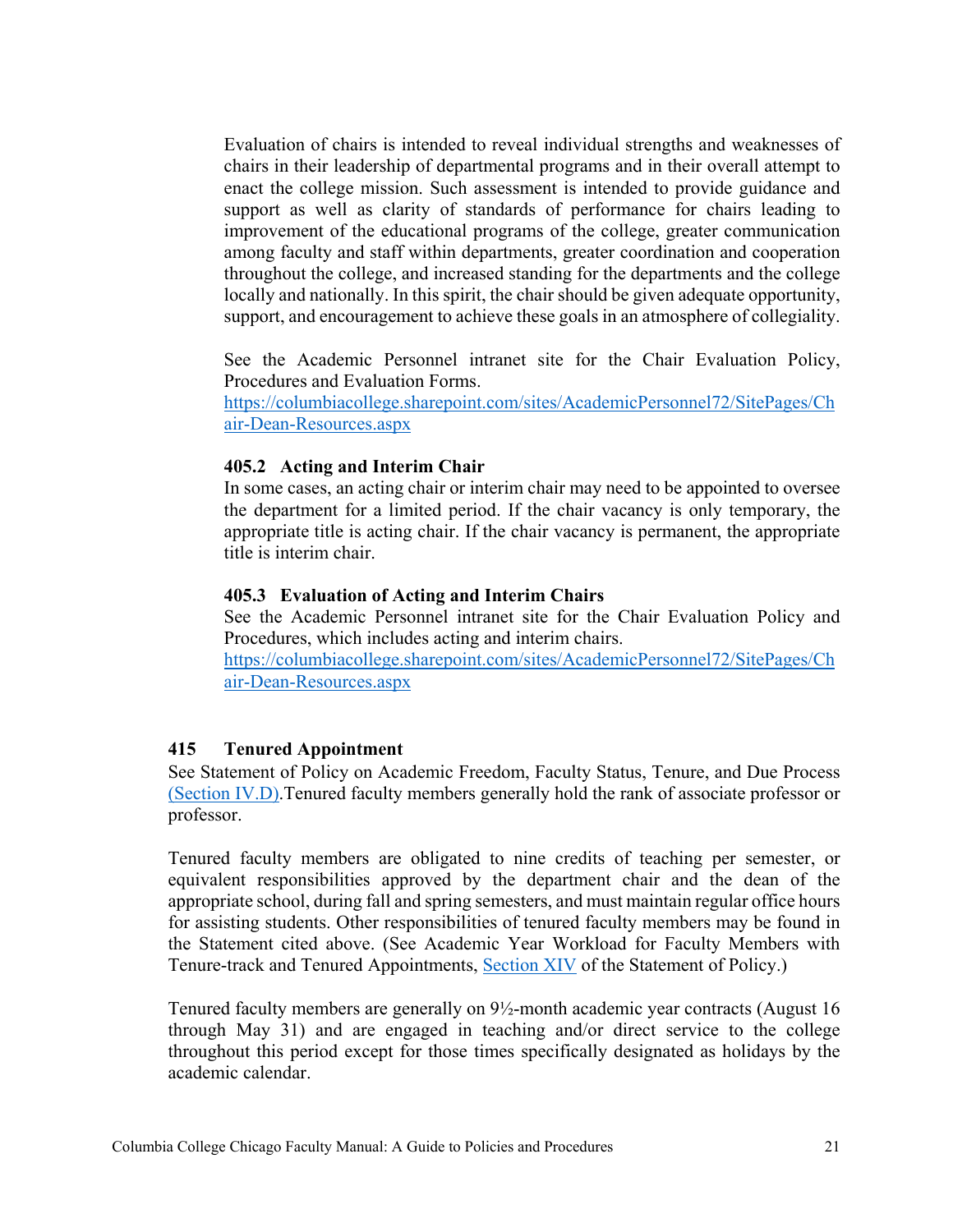Evaluation of chairs is intended to reveal individual strengths and weaknesses of chairs in their leadership of departmental programs and in their overall attempt to enact the college mission. Such assessment is intended to provide guidance and support as well as clarity of standards of performance for chairs leading to improvement of the educational programs of the college, greater communication among faculty and staff within departments, greater coordination and cooperation throughout the college, and increased standing for the departments and the college locally and nationally. In this spirit, the chair should be given adequate opportunity, support, and encouragement to achieve these goals in an atmosphere of collegiality.

See the Academic Personnel intranet site for the Chair Evaluation Policy, Procedures and Evaluation Forms.
[https://columbiacollege.sharepoint.com/sites/AcademicPersonnel72/SitePages/Chair-Dean-Resources.aspx](https://columbiacollege.sharepoint.com/sites/AcademicPersonnel72/SitePages/Chair-Dean-Resources.aspx)

### 405.2 Acting and Interim Chair

In some cases, an acting chair or interim chair may need to be appointed to oversee the department for a limited period. If the chair vacancy is only temporary, the appropriate title is acting chair. If the chair vacancy is permanent, the appropriate title is interim chair.

### 405.3 Evaluation of Acting and Interim Chairs

See the Academic Personnel intranet site for the Chair Evaluation Policy and Procedures, which includes acting and interim chairs.
[https://columbiacollege.sharepoint.com/sites/AcademicPersonnel72/SitePages/Chair-Dean-Resources.aspx](https://columbiacollege.sharepoint.com/sites/AcademicPersonnel72/SitePages/Chair-Dean-Resources.aspx)

## 415 Tenured Appointment

See Statement of Policy on Academic Freedom, Faculty Status, Tenure, and Due Process (Section IV.D).Tenured faculty members generally hold the rank of associate professor or professor.

Tenured faculty members are obligated to nine credits of teaching per semester, or equivalent responsibilities approved by the department chair and the dean of the appropriate school, during fall and spring semesters, and must maintain regular office hours for assisting students. Other responsibilities of tenured faculty members may be found in the Statement cited above. (See Academic Year Workload for Faculty Members with Tenure-track and Tenured Appointments, Section XIV of the Statement of Policy.)

Tenured faculty members are generally on 9½-month academic year contracts (August 16 through May 31) and are engaged in teaching and/or direct service to the college throughout this period except for those times specifically designated as holidays by the academic calendar.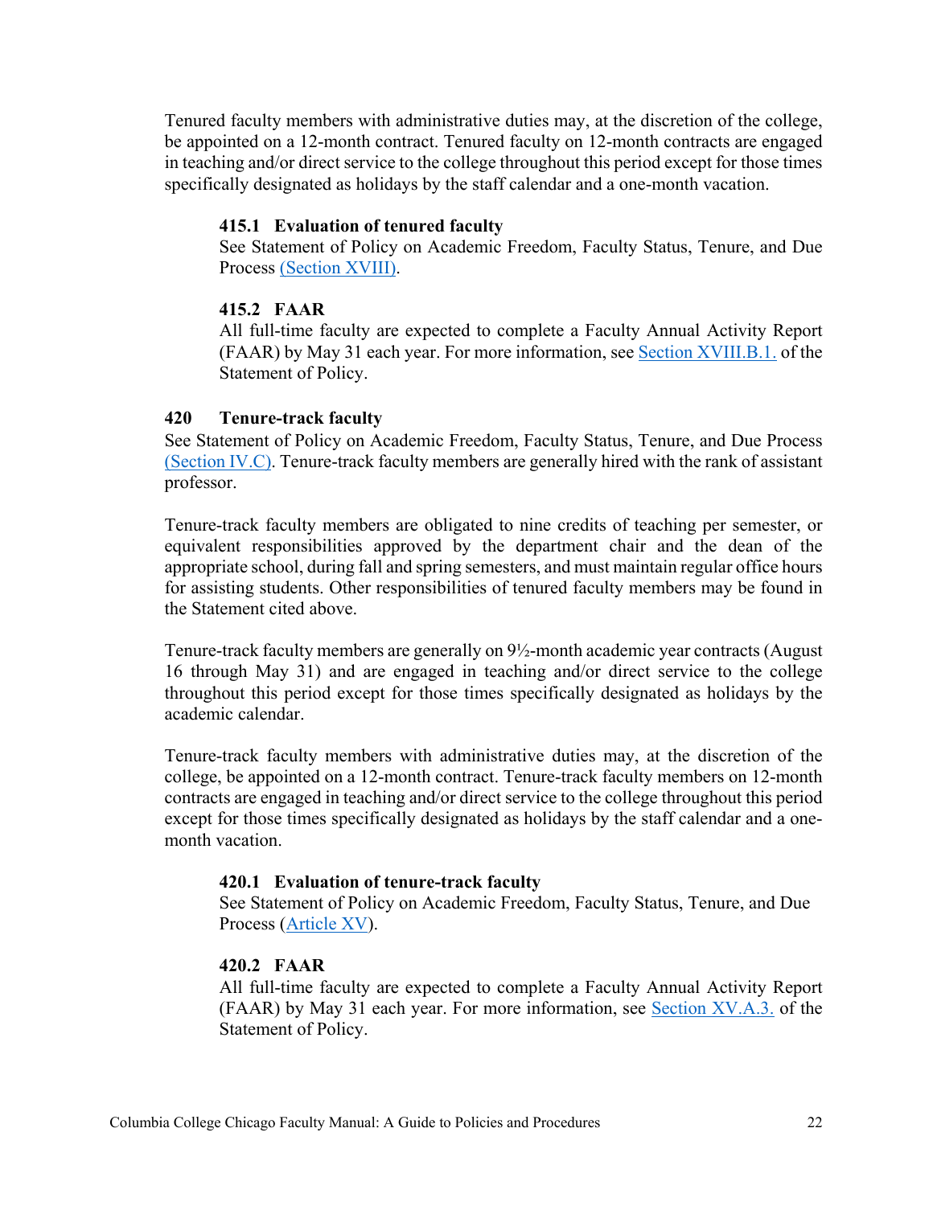Tenured faculty members with administrative duties may, at the discretion of the college, be appointed on a 12-month contract. Tenured faculty on 12-month contracts are engaged in teaching and/or direct service to the college throughout this period except for those times specifically designated as holidays by the staff calendar and a one-month vacation.

#### 415.1 Evaluation of tenured faculty

See Statement of Policy on Academic Freedom, Faculty Status, Tenure, and Due Process (Section XVIII).

#### 415.2 FAAR

All full-time faculty are expected to complete a Faculty Annual Activity Report (FAAR) by May 31 each year. For more information, see Section XVIII.B.1. of the Statement of Policy.

### 420 Tenure-track faculty

See Statement of Policy on Academic Freedom, Faculty Status, Tenure, and Due Process (Section IV.C). Tenure-track faculty members are generally hired with the rank of assistant professor.

Tenure-track faculty members are obligated to nine credits of teaching per semester, or equivalent responsibilities approved by the department chair and the dean of the appropriate school, during fall and spring semesters, and must maintain regular office hours for assisting students. Other responsibilities of tenured faculty members may be found in the Statement cited above.

Tenure-track faculty members are generally on 9½-month academic year contracts (August 16 through May 31) and are engaged in teaching and/or direct service to the college throughout this period except for those times specifically designated as holidays by the academic calendar.

Tenure-track faculty members with administrative duties may, at the discretion of the college, be appointed on a 12-month contract. Tenure-track faculty members on 12-month contracts are engaged in teaching and/or direct service to the college throughout this period except for those times specifically designated as holidays by the staff calendar and a one-month vacation.

#### 420.1 Evaluation of tenure-track faculty

See Statement of Policy on Academic Freedom, Faculty Status, Tenure, and Due Process (Article XV).

#### 420.2 FAAR

All full-time faculty are expected to complete a Faculty Annual Activity Report (FAAR) by May 31 each year. For more information, see Section XV.A.3. of the Statement of Policy.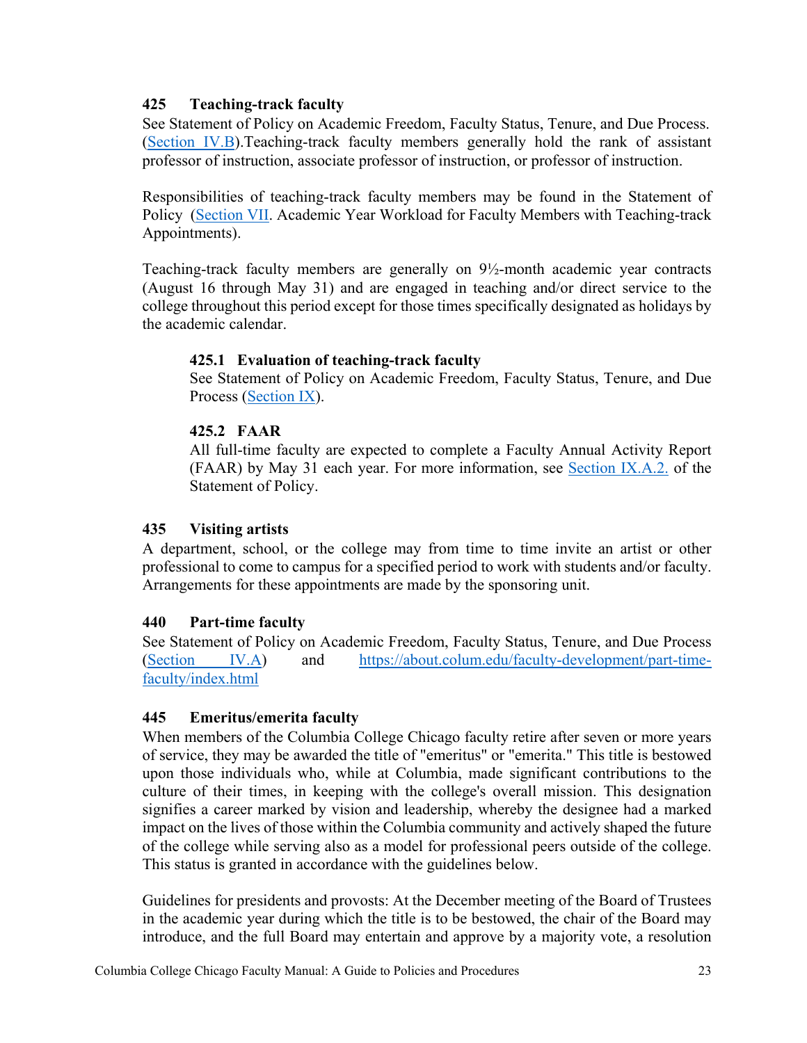## 425 Teaching-track faculty

See Statement of Policy on Academic Freedom, Faculty Status, Tenure, and Due Process. (Section IV.B).Teaching-track faculty members generally hold the rank of assistant professor of instruction, associate professor of instruction, or professor of instruction.

Responsibilities of teaching-track faculty members may be found in the Statement of Policy (Section VII. Academic Year Workload for Faculty Members with Teaching-track Appointments).

Teaching-track faculty members are generally on 9½-month academic year contracts (August 16 through May 31) and are engaged in teaching and/or direct service to the college throughout this period except for those times specifically designated as holidays by the academic calendar.

### 425.1 Evaluation of teaching-track faculty

See Statement of Policy on Academic Freedom, Faculty Status, Tenure, and Due Process (Section IX).

### 425.2 FAAR

All full-time faculty are expected to complete a Faculty Annual Activity Report (FAAR) by May 31 each year. For more information, see Section IX.A.2. of the Statement of Policy.

## 435 Visiting artists

A department, school, or the college may from time to time invite an artist or other professional to come to campus for a specified period to work with students and/or faculty. Arrangements for these appointments are made by the sponsoring unit.

## 440 Part-time faculty

See Statement of Policy on Academic Freedom, Faculty Status, Tenure, and Due Process (Section IV.A) and https://about.colum.edu/faculty-development/part-time-faculty/index.html

## 445 Emeritus/emerita faculty

When members of the Columbia College Chicago faculty retire after seven or more years of service, they may be awarded the title of "emeritus" or "emerita." This title is bestowed upon those individuals who, while at Columbia, made significant contributions to the culture of their times, in keeping with the college's overall mission. This designation signifies a career marked by vision and leadership, whereby the designee had a marked impact on the lives of those within the Columbia community and actively shaped the future of the college while serving also as a model for professional peers outside of the college. This status is granted in accordance with the guidelines below.

Guidelines for presidents and provosts: At the December meeting of the Board of Trustees in the academic year during which the title is to be bestowed, the chair of the Board may introduce, and the full Board may entertain and approve by a majority vote, a resolution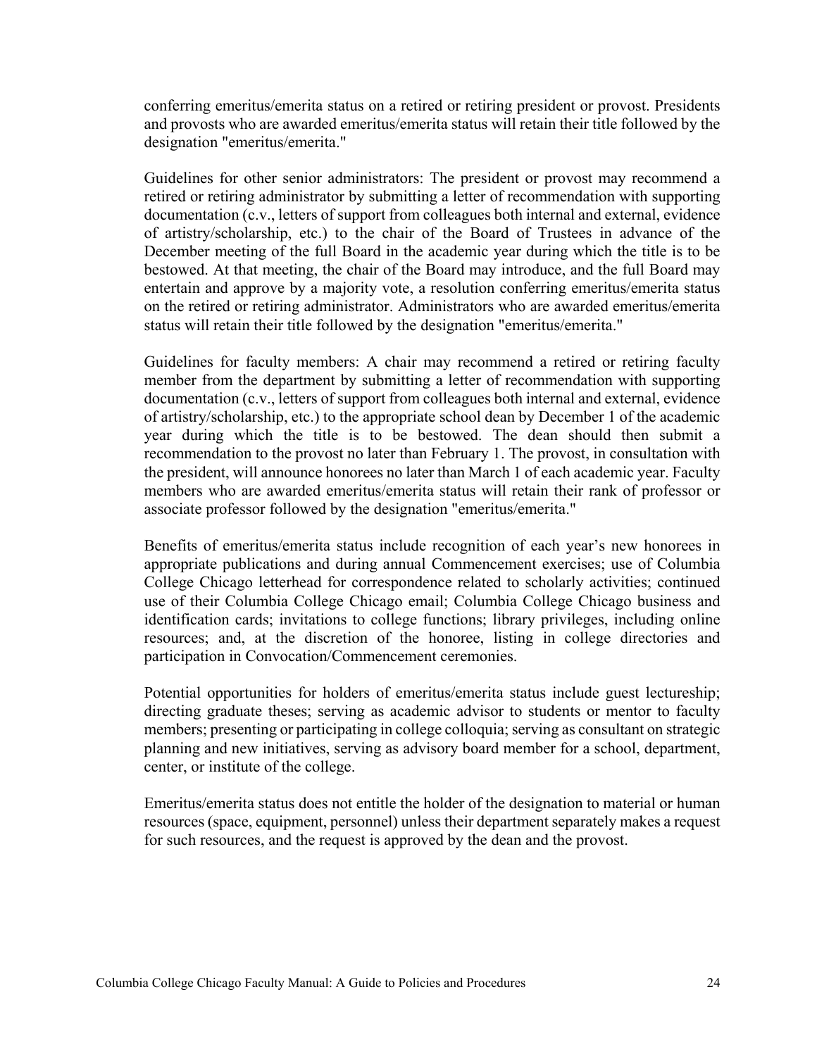conferring emeritus/emerita status on a retired or retiring president or provost. Presidents and provosts who are awarded emeritus/emerita status will retain their title followed by the designation "emeritus/emerita."

Guidelines for other senior administrators: The president or provost may recommend a retired or retiring administrator by submitting a letter of recommendation with supporting documentation (c.v., letters of support from colleagues both internal and external, evidence of artistry/scholarship, etc.) to the chair of the Board of Trustees in advance of the December meeting of the full Board in the academic year during which the title is to be bestowed. At that meeting, the chair of the Board may introduce, and the full Board may entertain and approve by a majority vote, a resolution conferring emeritus/emerita status on the retired or retiring administrator. Administrators who are awarded emeritus/emerita status will retain their title followed by the designation "emeritus/emerita."

Guidelines for faculty members: A chair may recommend a retired or retiring faculty member from the department by submitting a letter of recommendation with supporting documentation (c.v., letters of support from colleagues both internal and external, evidence of artistry/scholarship, etc.) to the appropriate school dean by December 1 of the academic year during which the title is to be bestowed. The dean should then submit a recommendation to the provost no later than February 1. The provost, in consultation with the president, will announce honorees no later than March 1 of each academic year. Faculty members who are awarded emeritus/emerita status will retain their rank of professor or associate professor followed by the designation "emeritus/emerita."

Benefits of emeritus/emerita status include recognition of each year's new honorees in appropriate publications and during annual Commencement exercises; use of Columbia College Chicago letterhead for correspondence related to scholarly activities; continued use of their Columbia College Chicago email; Columbia College Chicago business and identification cards; invitations to college functions; library privileges, including online resources; and, at the discretion of the honoree, listing in college directories and participation in Convocation/Commencement ceremonies.

Potential opportunities for holders of emeritus/emerita status include guest lectureship; directing graduate theses; serving as academic advisor to students or mentor to faculty members; presenting or participating in college colloquia; serving as consultant on strategic planning and new initiatives, serving as advisory board member for a school, department, center, or institute of the college.

Emeritus/emerita status does not entitle the holder of the designation to material or human resources (space, equipment, personnel) unless their department separately makes a request for such resources, and the request is approved by the dean and the provost.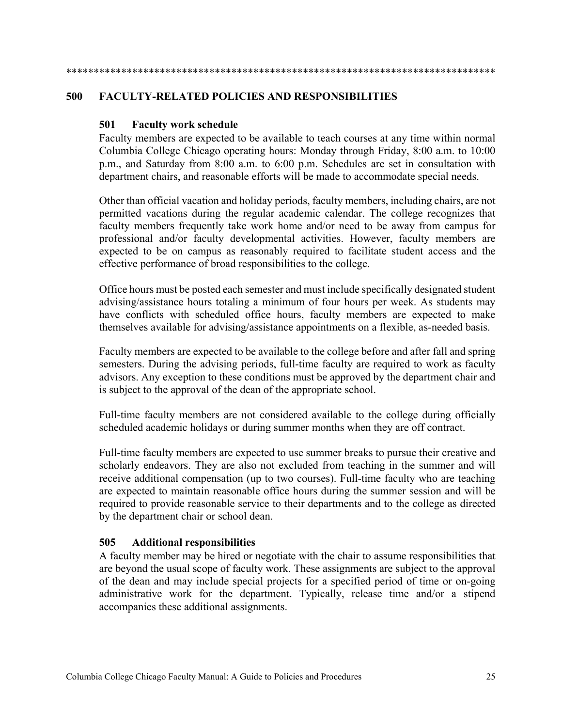********************************************************************************

## 500 FACULTY-RELATED POLICIES AND RESPONSIBILITIES

### 501 Faculty work schedule

Faculty members are expected to be available to teach courses at any time within normal Columbia College Chicago operating hours: Monday through Friday, 8:00 a.m. to 10:00 p.m., and Saturday from 8:00 a.m. to 6:00 p.m. Schedules are set in consultation with department chairs, and reasonable efforts will be made to accommodate special needs.

Other than official vacation and holiday periods, faculty members, including chairs, are not permitted vacations during the regular academic calendar. The college recognizes that faculty members frequently take work home and/or need to be away from campus for professional and/or faculty developmental activities. However, faculty members are expected to be on campus as reasonably required to facilitate student access and the effective performance of broad responsibilities to the college.

Office hours must be posted each semester and must include specifically designated student advising/assistance hours totaling a minimum of four hours per week. As students may have conflicts with scheduled office hours, faculty members are expected to make themselves available for advising/assistance appointments on a flexible, as-needed basis.

Faculty members are expected to be available to the college before and after fall and spring semesters. During the advising periods, full-time faculty are required to work as faculty advisors. Any exception to these conditions must be approved by the department chair and is subject to the approval of the dean of the appropriate school.

Full-time faculty members are not considered available to the college during officially scheduled academic holidays or during summer months when they are off contract.

Full-time faculty members are expected to use summer breaks to pursue their creative and scholarly endeavors. They are also not excluded from teaching in the summer and will receive additional compensation (up to two courses). Full-time faculty who are teaching are expected to maintain reasonable office hours during the summer session and will be required to provide reasonable service to their departments and to the college as directed by the department chair or school dean.

### 505 Additional responsibilities

A faculty member may be hired or negotiate with the chair to assume responsibilities that are beyond the usual scope of faculty work. These assignments are subject to the approval of the dean and may include special projects for a specified period of time or on-going administrative work for the department. Typically, release time and/or a stipend accompanies these additional assignments.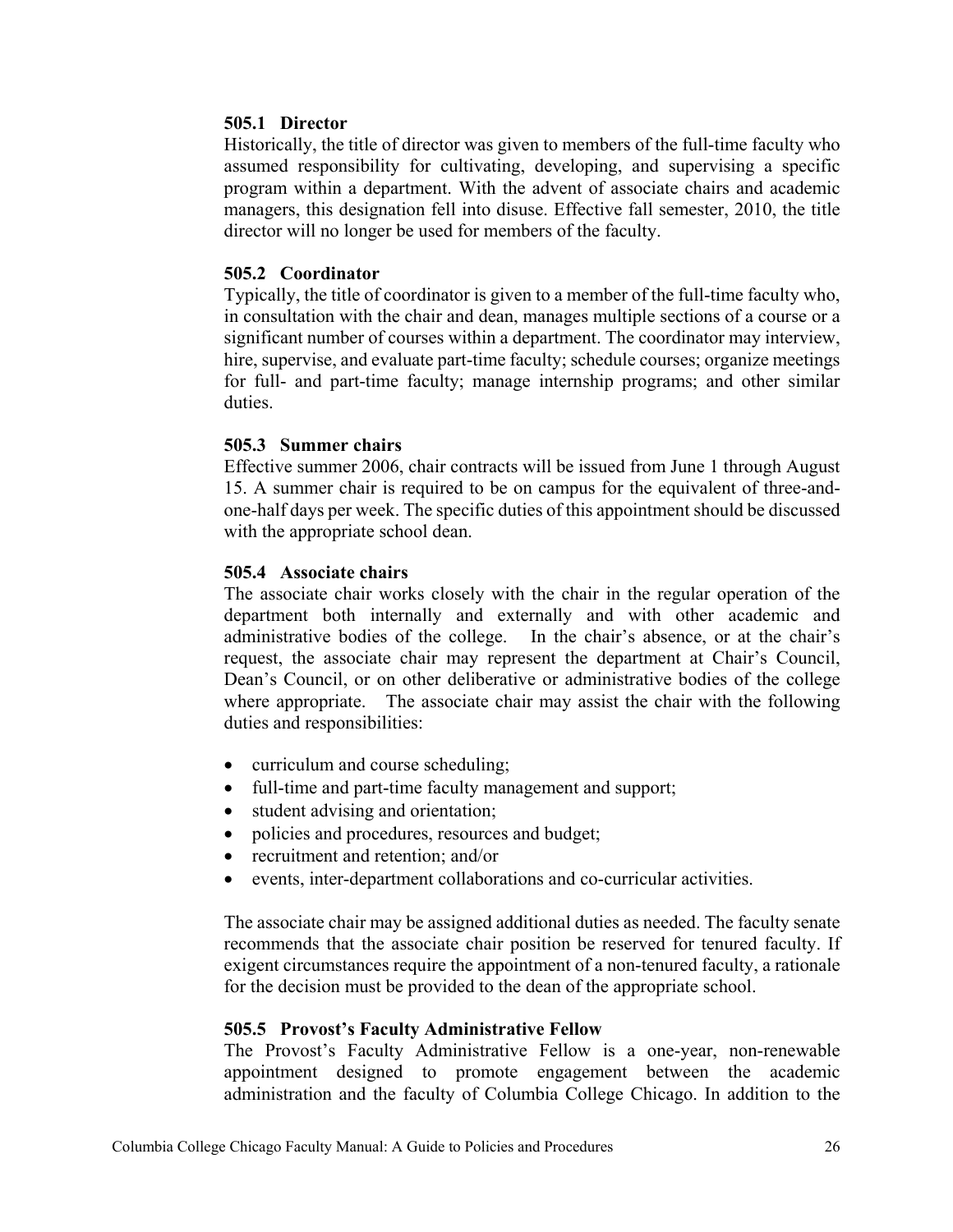### 505.1 Director

Historically, the title of director was given to members of the full-time faculty who assumed responsibility for cultivating, developing, and supervising a specific program within a department. With the advent of associate chairs and academic managers, this designation fell into disuse. Effective fall semester, 2010, the title director will no longer be used for members of the faculty.

### 505.2 Coordinator

Typically, the title of coordinator is given to a member of the full-time faculty who, in consultation with the chair and dean, manages multiple sections of a course or a significant number of courses within a department. The coordinator may interview, hire, supervise, and evaluate part-time faculty; schedule courses; organize meetings for full- and part-time faculty; manage internship programs; and other similar duties.

### 505.3 Summer chairs

Effective summer 2006, chair contracts will be issued from June 1 through August 15. A summer chair is required to be on campus for the equivalent of three-and-one-half days per week. The specific duties of this appointment should be discussed with the appropriate school dean.

### 505.4 Associate chairs

The associate chair works closely with the chair in the regular operation of the department both internally and externally and with other academic and administrative bodies of the college. In the chair's absence, or at the chair's request, the associate chair may represent the department at Chair's Council, Dean's Council, or on other deliberative or administrative bodies of the college where appropriate. The associate chair may assist the chair with the following duties and responsibilities:

- curriculum and course scheduling;
- full-time and part-time faculty management and support;
- student advising and orientation;
- policies and procedures, resources and budget;
- recruitment and retention; and/or
- events, inter-department collaborations and co-curricular activities.

The associate chair may be assigned additional duties as needed. The faculty senate recommends that the associate chair position be reserved for tenured faculty. If exigent circumstances require the appointment of a non-tenured faculty, a rationale for the decision must be provided to the dean of the appropriate school.

### 505.5 Provost's Faculty Administrative Fellow

The Provost's Faculty Administrative Fellow is a one-year, non-renewable appointment designed to promote engagement between the academic administration and the faculty of Columbia College Chicago. In addition to the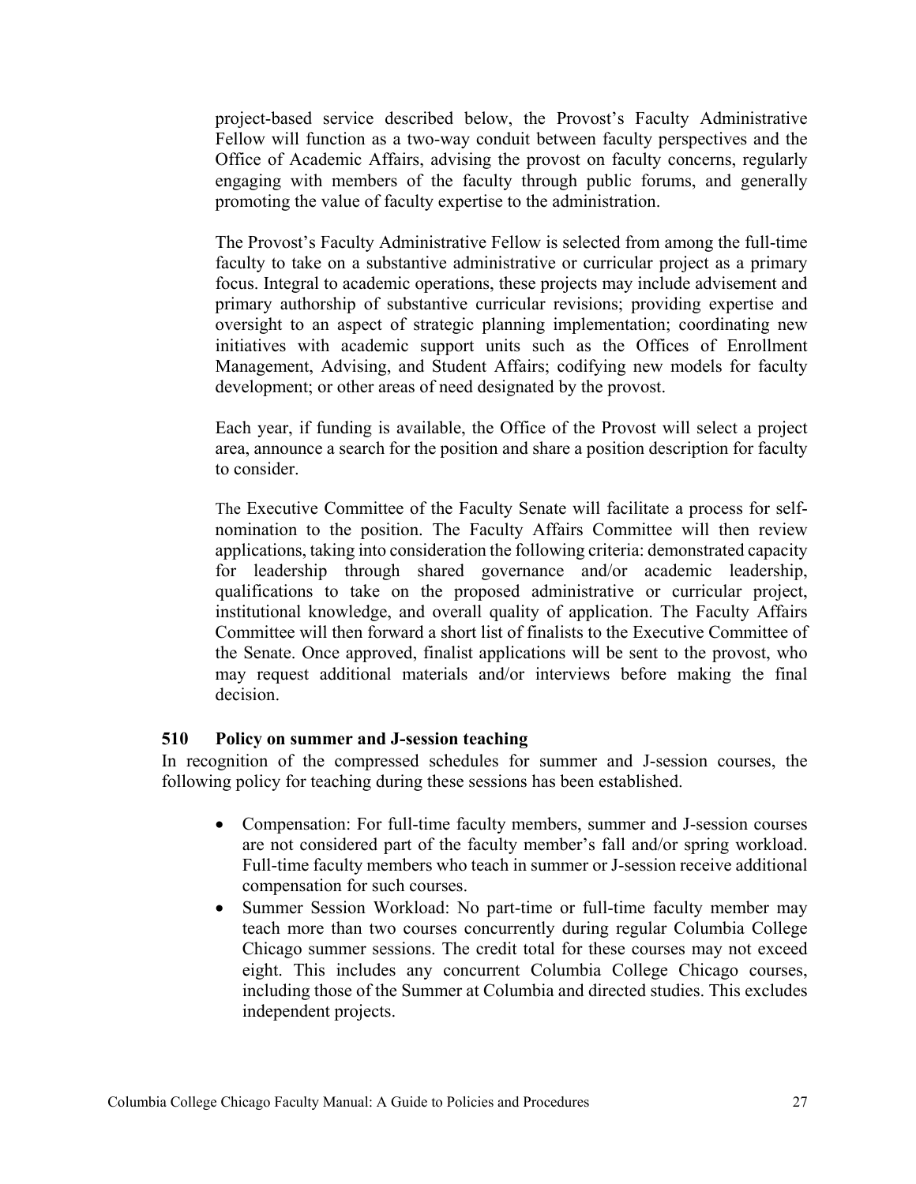project-based service described below, the Provost's Faculty Administrative Fellow will function as a two-way conduit between faculty perspectives and the Office of Academic Affairs, advising the provost on faculty concerns, regularly engaging with members of the faculty through public forums, and generally promoting the value of faculty expertise to the administration.

The Provost's Faculty Administrative Fellow is selected from among the full-time faculty to take on a substantive administrative or curricular project as a primary focus. Integral to academic operations, these projects may include advisement and primary authorship of substantive curricular revisions; providing expertise and oversight to an aspect of strategic planning implementation; coordinating new initiatives with academic support units such as the Offices of Enrollment Management, Advising, and Student Affairs; codifying new models for faculty development; or other areas of need designated by the provost.

Each year, if funding is available, the Office of the Provost will select a project area, announce a search for the position and share a position description for faculty to consider.

The Executive Committee of the Faculty Senate will facilitate a process for self-nomination to the position. The Faculty Affairs Committee will then review applications, taking into consideration the following criteria: demonstrated capacity for leadership through shared governance and/or academic leadership, qualifications to take on the proposed administrative or curricular project, institutional knowledge, and overall quality of application. The Faculty Affairs Committee will then forward a short list of finalists to the Executive Committee of the Senate. Once approved, finalist applications will be sent to the provost, who may request additional materials and/or interviews before making the final decision.

### 510 Policy on summer and J-session teaching

In recognition of the compressed schedules for summer and J-session courses, the following policy for teaching during these sessions has been established.

- Compensation: For full-time faculty members, summer and J-session courses are not considered part of the faculty member's fall and/or spring workload. Full-time faculty members who teach in summer or J-session receive additional compensation for such courses.
- Summer Session Workload: No part-time or full-time faculty member may teach more than two courses concurrently during regular Columbia College Chicago summer sessions. The credit total for these courses may not exceed eight. This includes any concurrent Columbia College Chicago courses, including those of the Summer at Columbia and directed studies. This excludes independent projects.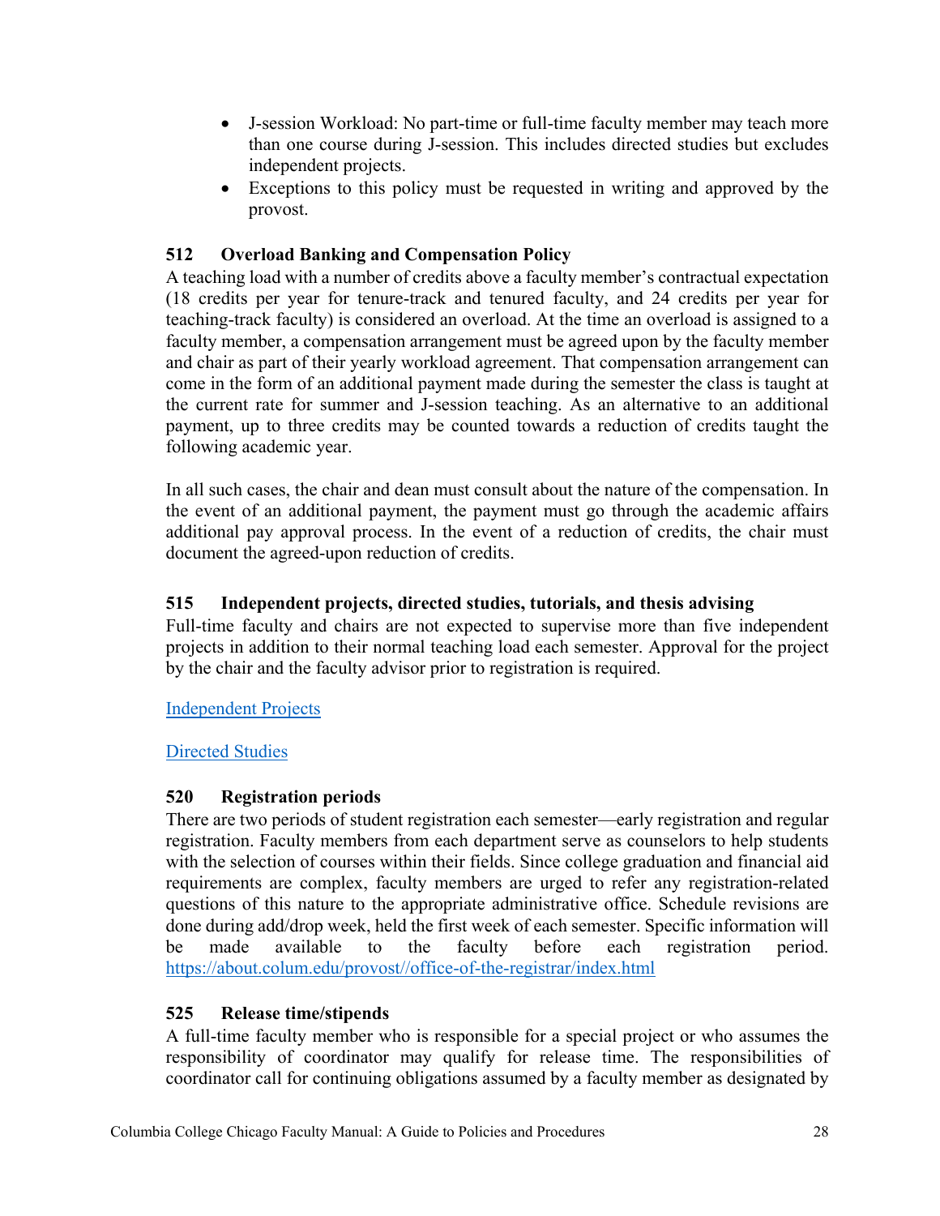- J-session Workload: No part-time or full-time faculty member may teach more than one course during J-session. This includes directed studies but excludes independent projects.
- Exceptions to this policy must be requested in writing and approved by the provost.

### 512 Overload Banking and Compensation Policy

A teaching load with a number of credits above a faculty member's contractual expectation (18 credits per year for tenure-track and tenured faculty, and 24 credits per year for teaching-track faculty) is considered an overload. At the time an overload is assigned to a faculty member, a compensation arrangement must be agreed upon by the faculty member and chair as part of their yearly workload agreement. That compensation arrangement can come in the form of an additional payment made during the semester the class is taught at the current rate for summer and J-session teaching. As an alternative to an additional payment, up to three credits may be counted towards a reduction of credits taught the following academic year.

In all such cases, the chair and dean must consult about the nature of the compensation. In the event of an additional payment, the payment must go through the academic affairs additional pay approval process. In the event of a reduction of credits, the chair must document the agreed-upon reduction of credits.

### 515 Independent projects, directed studies, tutorials, and thesis advising

Full-time faculty and chairs are not expected to supervise more than five independent projects in addition to their normal teaching load each semester. Approval for the project by the chair and the faculty advisor prior to registration is required.

Independent Projects

Directed Studies

### 520 Registration periods

There are two periods of student registration each semester—early registration and regular registration. Faculty members from each department serve as counselors to help students with the selection of courses within their fields. Since college graduation and financial aid requirements are complex, faculty members are urged to refer any registration-related questions of this nature to the appropriate administrative office. Schedule revisions are done during add/drop week, held the first week of each semester. Specific information will be made available to the faculty before each registration period. https://about.colum.edu/provost//office-of-the-registrar/index.html

### 525 Release time/stipends

A full-time faculty member who is responsible for a special project or who assumes the responsibility of coordinator may qualify for release time. The responsibilities of coordinator call for continuing obligations assumed by a faculty member as designated by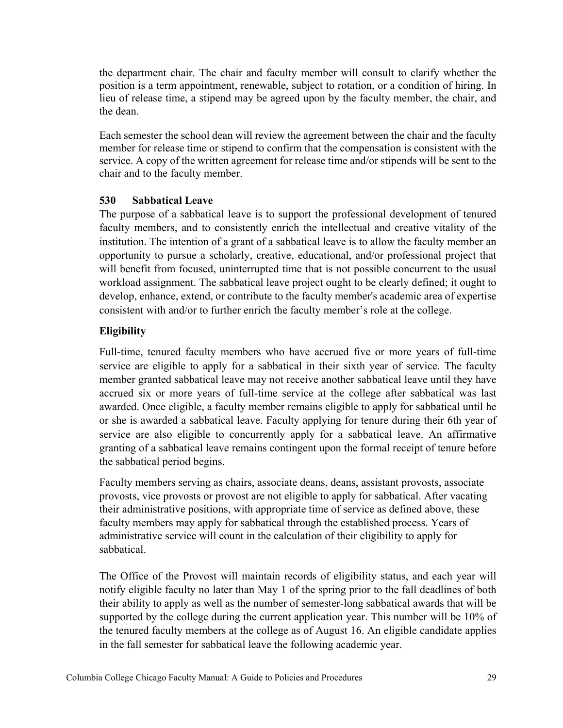the department chair. The chair and faculty member will consult to clarify whether the position is a term appointment, renewable, subject to rotation, or a condition of hiring. In lieu of release time, a stipend may be agreed upon by the faculty member, the chair, and the dean.

Each semester the school dean will review the agreement between the chair and the faculty member for release time or stipend to confirm that the compensation is consistent with the service. A copy of the written agreement for release time and/or stipends will be sent to the chair and to the faculty member.

### 530 Sabbatical Leave

The purpose of a sabbatical leave is to support the professional development of tenured faculty members, and to consistently enrich the intellectual and creative vitality of the institution. The intention of a grant of a sabbatical leave is to allow the faculty member an opportunity to pursue a scholarly, creative, educational, and/or professional project that will benefit from focused, uninterrupted time that is not possible concurrent to the usual workload assignment. The sabbatical leave project ought to be clearly defined; it ought to develop, enhance, extend, or contribute to the faculty member's academic area of expertise consistent with and/or to further enrich the faculty member's role at the college.

#### Eligibility

Full-time, tenured faculty members who have accrued five or more years of full-time service are eligible to apply for a sabbatical in their sixth year of service. The faculty member granted sabbatical leave may not receive another sabbatical leave until they have accrued six or more years of full-time service at the college after sabbatical was last awarded. Once eligible, a faculty member remains eligible to apply for sabbatical until he or she is awarded a sabbatical leave. Faculty applying for tenure during their 6th year of service are also eligible to concurrently apply for a sabbatical leave. An affirmative granting of a sabbatical leave remains contingent upon the formal receipt of tenure before the sabbatical period begins.

Faculty members serving as chairs, associate deans, deans, assistant provosts, associate provosts, vice provosts or provost are not eligible to apply for sabbatical. After vacating their administrative positions, with appropriate time of service as defined above, these faculty members may apply for sabbatical through the established process. Years of administrative service will count in the calculation of their eligibility to apply for sabbatical.

The Office of the Provost will maintain records of eligibility status, and each year will notify eligible faculty no later than May 1 of the spring prior to the fall deadlines of both their ability to apply as well as the number of semester-long sabbatical awards that will be supported by the college during the current application year. This number will be 10% of the tenured faculty members at the college as of August 16. An eligible candidate applies in the fall semester for sabbatical leave the following academic year.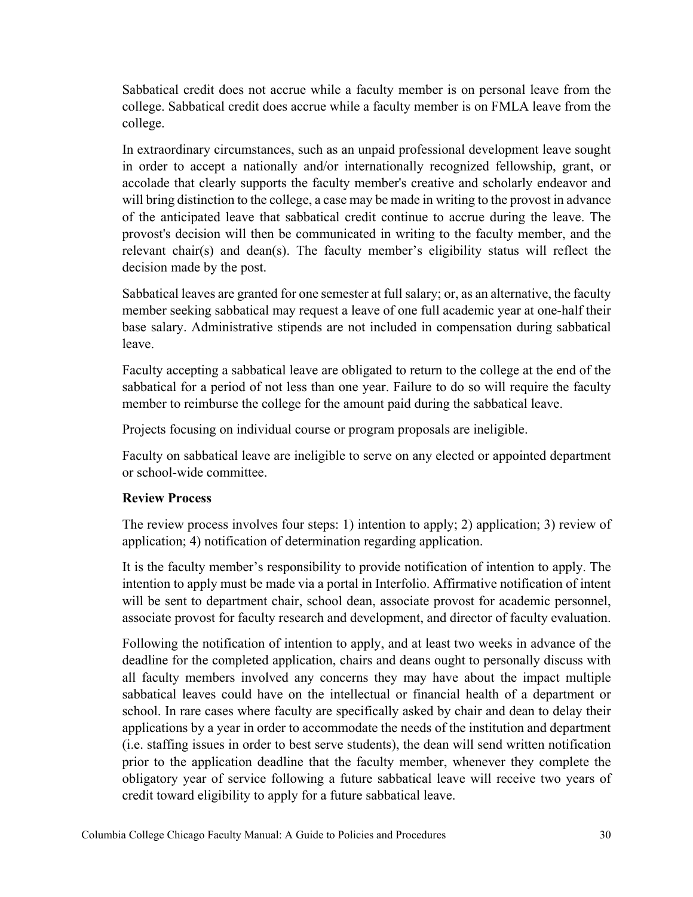Sabbatical credit does not accrue while a faculty member is on personal leave from the college. Sabbatical credit does accrue while a faculty member is on FMLA leave from the college.

In extraordinary circumstances, such as an unpaid professional development leave sought in order to accept a nationally and/or internationally recognized fellowship, grant, or accolade that clearly supports the faculty member's creative and scholarly endeavor and will bring distinction to the college, a case may be made in writing to the provost in advance of the anticipated leave that sabbatical credit continue to accrue during the leave. The provost's decision will then be communicated in writing to the faculty member, and the relevant chair(s) and dean(s). The faculty member's eligibility status will reflect the decision made by the post.

Sabbatical leaves are granted for one semester at full salary; or, as an alternative, the faculty member seeking sabbatical may request a leave of one full academic year at one-half their base salary. Administrative stipends are not included in compensation during sabbatical leave.

Faculty accepting a sabbatical leave are obligated to return to the college at the end of the sabbatical for a period of not less than one year. Failure to do so will require the faculty member to reimburse the college for the amount paid during the sabbatical leave.

Projects focusing on individual course or program proposals are ineligible.

Faculty on sabbatical leave are ineligible to serve on any elected or appointed department or school-wide committee.

**Review Process**

The review process involves four steps: 1) intention to apply; 2) application; 3) review of application; 4) notification of determination regarding application.

It is the faculty member's responsibility to provide notification of intention to apply. The intention to apply must be made via a portal in Interfolio. Affirmative notification of intent will be sent to department chair, school dean, associate provost for academic personnel, associate provost for faculty research and development, and director of faculty evaluation.

Following the notification of intention to apply, and at least two weeks in advance of the deadline for the completed application, chairs and deans ought to personally discuss with all faculty members involved any concerns they may have about the impact multiple sabbatical leaves could have on the intellectual or financial health of a department or school. In rare cases where faculty are specifically asked by chair and dean to delay their applications by a year in order to accommodate the needs of the institution and department (i.e. staffing issues in order to best serve students), the dean will send written notification prior to the application deadline that the faculty member, whenever they complete the obligatory year of service following a future sabbatical leave will receive two years of credit toward eligibility to apply for a future sabbatical leave.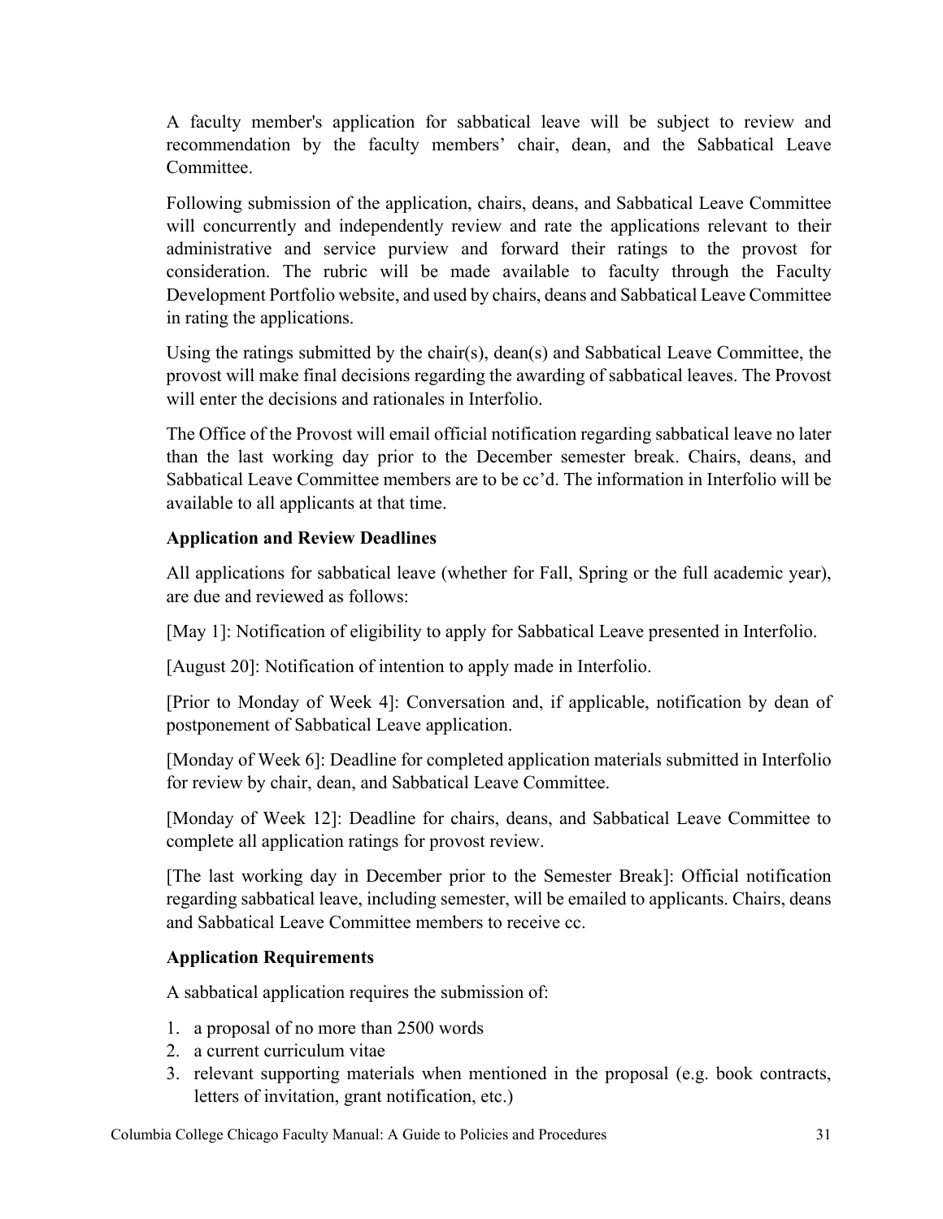A faculty member's application for sabbatical leave will be subject to review and recommendation by the faculty members' chair, dean, and the Sabbatical Leave Committee.

Following submission of the application, chairs, deans, and Sabbatical Leave Committee will concurrently and independently review and rate the applications relevant to their administrative and service purview and forward their ratings to the provost for consideration. The rubric will be made available to faculty through the Faculty Development Portfolio website, and used by chairs, deans and Sabbatical Leave Committee in rating the applications.

Using the ratings submitted by the chair(s), dean(s) and Sabbatical Leave Committee, the provost will make final decisions regarding the awarding of sabbatical leaves. The Provost will enter the decisions and rationales in Interfolio.

The Office of the Provost will email official notification regarding sabbatical leave no later than the last working day prior to the December semester break. Chairs, deans, and Sabbatical Leave Committee members are to be cc'd. The information in Interfolio will be available to all applicants at that time.

**Application and Review Deadlines**

All applications for sabbatical leave (whether for Fall, Spring or the full academic year), are due and reviewed as follows:

[May 1]: Notification of eligibility to apply for Sabbatical Leave presented in Interfolio.

[August 20]: Notification of intention to apply made in Interfolio.

[Prior to Monday of Week 4]: Conversation and, if applicable, notification by dean of postponement of Sabbatical Leave application.

[Monday of Week 6]: Deadline for completed application materials submitted in Interfolio for review by chair, dean, and Sabbatical Leave Committee.

[Monday of Week 12]: Deadline for chairs, deans, and Sabbatical Leave Committee to complete all application ratings for provost review.

[The last working day in December prior to the Semester Break]: Official notification regarding sabbatical leave, including semester, will be emailed to applicants. Chairs, deans and Sabbatical Leave Committee members to receive cc.

**Application Requirements**

A sabbatical application requires the submission of:

1. a proposal of no more than 2500 words
2. a current curriculum vitae
3. relevant supporting materials when mentioned in the proposal (e.g. book contracts, letters of invitation, grant notification, etc.)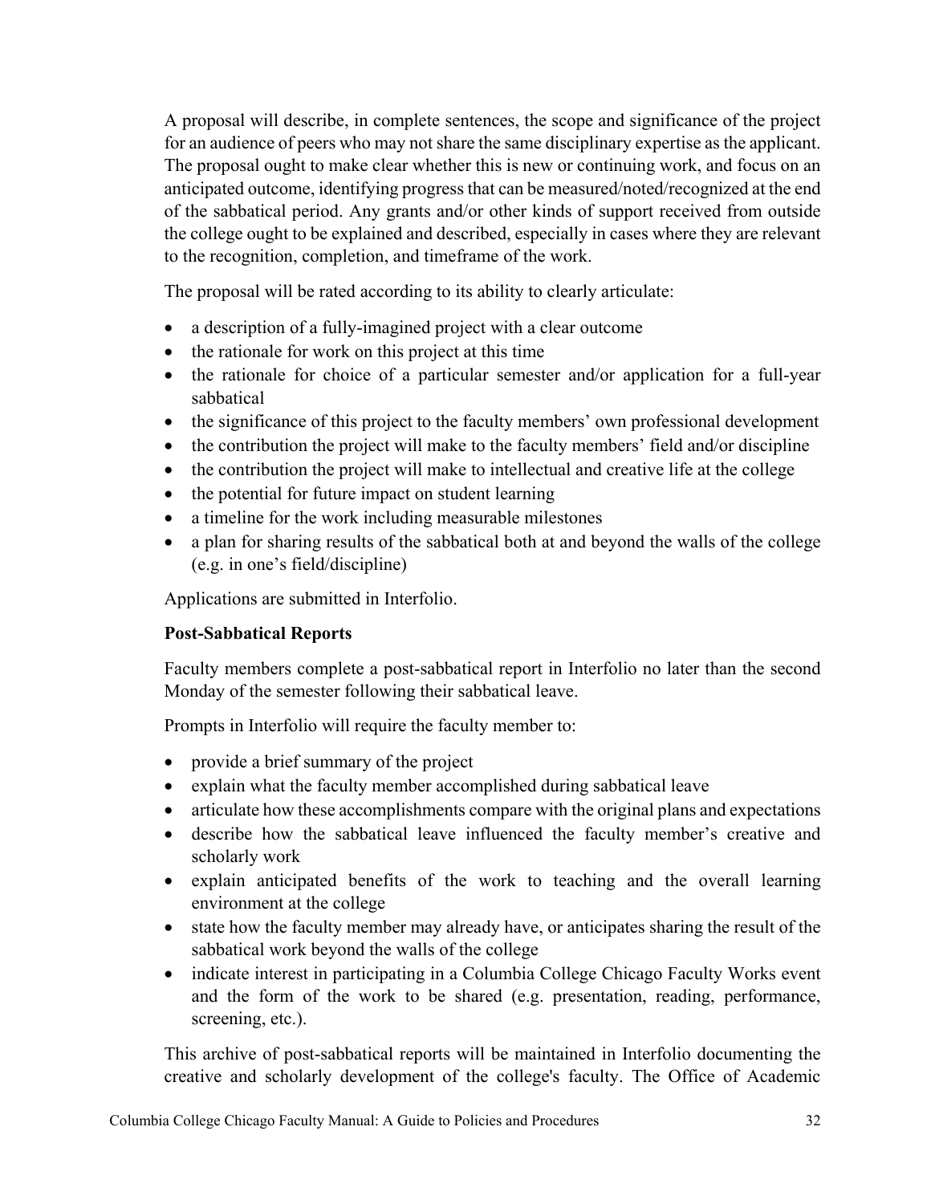A proposal will describe, in complete sentences, the scope and significance of the project for an audience of peers who may not share the same disciplinary expertise as the applicant. The proposal ought to make clear whether this is new or continuing work, and focus on an anticipated outcome, identifying progress that can be measured/noted/recognized at the end of the sabbatical period. Any grants and/or other kinds of support received from outside the college ought to be explained and described, especially in cases where they are relevant to the recognition, completion, and timeframe of the work.

The proposal will be rated according to its ability to clearly articulate:

- a description of a fully-imagined project with a clear outcome
- the rationale for work on this project at this time
- the rationale for choice of a particular semester and/or application for a full-year sabbatical
- the significance of this project to the faculty members' own professional development
- the contribution the project will make to the faculty members' field and/or discipline
- the contribution the project will make to intellectual and creative life at the college
- the potential for future impact on student learning
- a timeline for the work including measurable milestones
- a plan for sharing results of the sabbatical both at and beyond the walls of the college (e.g. in one's field/discipline)

Applications are submitted in Interfolio.

**Post-Sabbatical Reports**

Faculty members complete a post-sabbatical report in Interfolio no later than the second Monday of the semester following their sabbatical leave.

Prompts in Interfolio will require the faculty member to:

- provide a brief summary of the project
- explain what the faculty member accomplished during sabbatical leave
- articulate how these accomplishments compare with the original plans and expectations
- describe how the sabbatical leave influenced the faculty member's creative and scholarly work
- explain anticipated benefits of the work to teaching and the overall learning environment at the college
- state how the faculty member may already have, or anticipates sharing the result of the sabbatical work beyond the walls of the college
- indicate interest in participating in a Columbia College Chicago Faculty Works event and the form of the work to be shared (e.g. presentation, reading, performance, screening, etc.).

This archive of post-sabbatical reports will be maintained in Interfolio documenting the creative and scholarly development of the college's faculty. The Office of Academic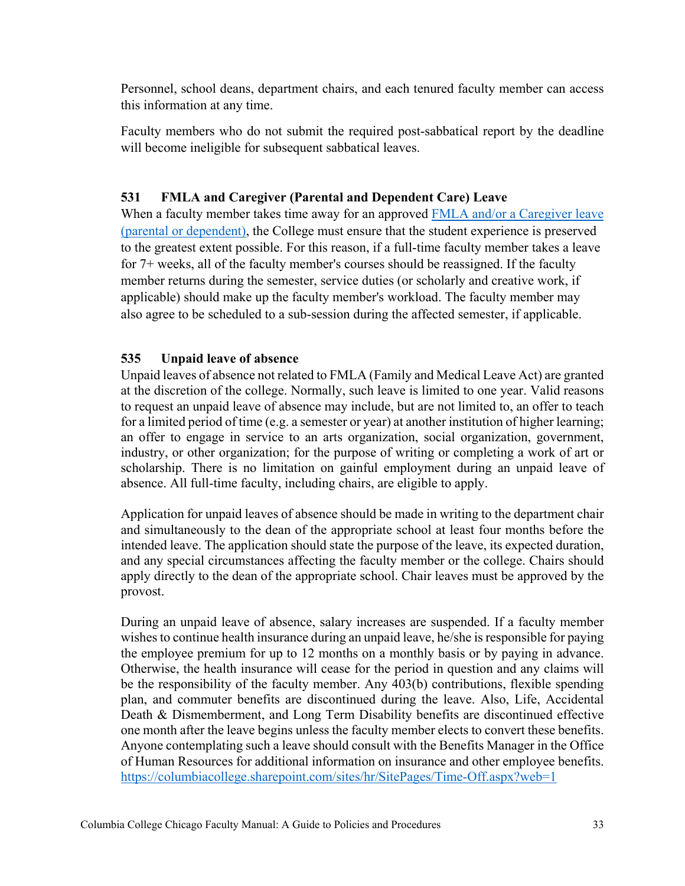Personnel, school deans, department chairs, and each tenured faculty member can access this information at any time.

Faculty members who do not submit the required post-sabbatical report by the deadline will become ineligible for subsequent sabbatical leaves.

### 531 FMLA and Caregiver (Parental and Dependent Care) Leave

When a faculty member takes time away for an approved FMLA and/or a Caregiver leave (parental or dependent), the College must ensure that the student experience is preserved to the greatest extent possible. For this reason, if a full-time faculty member takes a leave for 7+ weeks, all of the faculty member's courses should be reassigned. If the faculty member returns during the semester, service duties (or scholarly and creative work, if applicable) should make up the faculty member's workload. The faculty member may also agree to be scheduled to a sub-session during the affected semester, if applicable.

### 535 Unpaid leave of absence

Unpaid leaves of absence not related to FMLA (Family and Medical Leave Act) are granted at the discretion of the college. Normally, such leave is limited to one year. Valid reasons to request an unpaid leave of absence may include, but are not limited to, an offer to teach for a limited period of time (e.g. a semester or year) at another institution of higher learning; an offer to engage in service to an arts organization, social organization, government, industry, or other organization; for the purpose of writing or completing a work of art or scholarship. There is no limitation on gainful employment during an unpaid leave of absence. All full-time faculty, including chairs, are eligible to apply.

Application for unpaid leaves of absence should be made in writing to the department chair and simultaneously to the dean of the appropriate school at least four months before the intended leave. The application should state the purpose of the leave, its expected duration, and any special circumstances affecting the faculty member or the college. Chairs should apply directly to the dean of the appropriate school. Chair leaves must be approved by the provost.

During an unpaid leave of absence, salary increases are suspended. If a faculty member wishes to continue health insurance during an unpaid leave, he/she is responsible for paying the employee premium for up to 12 months on a monthly basis or by paying in advance. Otherwise, the health insurance will cease for the period in question and any claims will be the responsibility of the faculty member. Any 403(b) contributions, flexible spending plan, and commuter benefits are discontinued during the leave. Also, Life, Accidental Death & Dismemberment, and Long Term Disability benefits are discontinued effective one month after the leave begins unless the faculty member elects to convert these benefits. Anyone contemplating such a leave should consult with the Benefits Manager in the Office of Human Resources for additional information on insurance and other employee benefits. https://columbiacollege.sharepoint.com/sites/hr/SitePages/Time-Off.aspx?web=1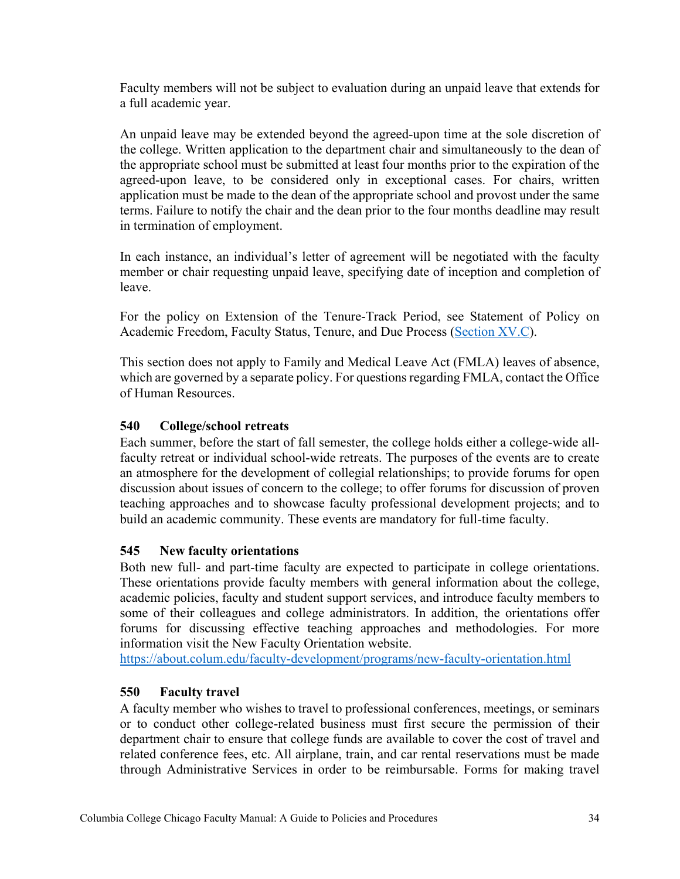Faculty members will not be subject to evaluation during an unpaid leave that extends for a full academic year.

An unpaid leave may be extended beyond the agreed-upon time at the sole discretion of the college. Written application to the department chair and simultaneously to the dean of the appropriate school must be submitted at least four months prior to the expiration of the agreed-upon leave, to be considered only in exceptional cases. For chairs, written application must be made to the dean of the appropriate school and provost under the same terms. Failure to notify the chair and the dean prior to the four months deadline may result in termination of employment.

In each instance, an individual's letter of agreement will be negotiated with the faculty member or chair requesting unpaid leave, specifying date of inception and completion of leave.

For the policy on Extension of the Tenure-Track Period, see Statement of Policy on Academic Freedom, Faculty Status, Tenure, and Due Process (Section XV.C).

This section does not apply to Family and Medical Leave Act (FMLA) leaves of absence, which are governed by a separate policy. For questions regarding FMLA, contact the Office of Human Resources.

### 540 College/school retreats

Each summer, before the start of fall semester, the college holds either a college-wide all-faculty retreat or individual school-wide retreats. The purposes of the events are to create an atmosphere for the development of collegial relationships; to provide forums for open discussion about issues of concern to the college; to offer forums for discussion of proven teaching approaches and to showcase faculty professional development projects; and to build an academic community. These events are mandatory for full-time faculty.

### 545 New faculty orientations

Both new full- and part-time faculty are expected to participate in college orientations. These orientations provide faculty members with general information about the college, academic policies, faculty and student support services, and introduce faculty members to some of their colleagues and college administrators. In addition, the orientations offer forums for discussing effective teaching approaches and methodologies. For more information visit the New Faculty Orientation website.
https://about.colum.edu/faculty-development/programs/new-faculty-orientation.html

### 550 Faculty travel

A faculty member who wishes to travel to professional conferences, meetings, or seminars or to conduct other college-related business must first secure the permission of their department chair to ensure that college funds are available to cover the cost of travel and related conference fees, etc. All airplane, train, and car rental reservations must be made through Administrative Services in order to be reimbursable. Forms for making travel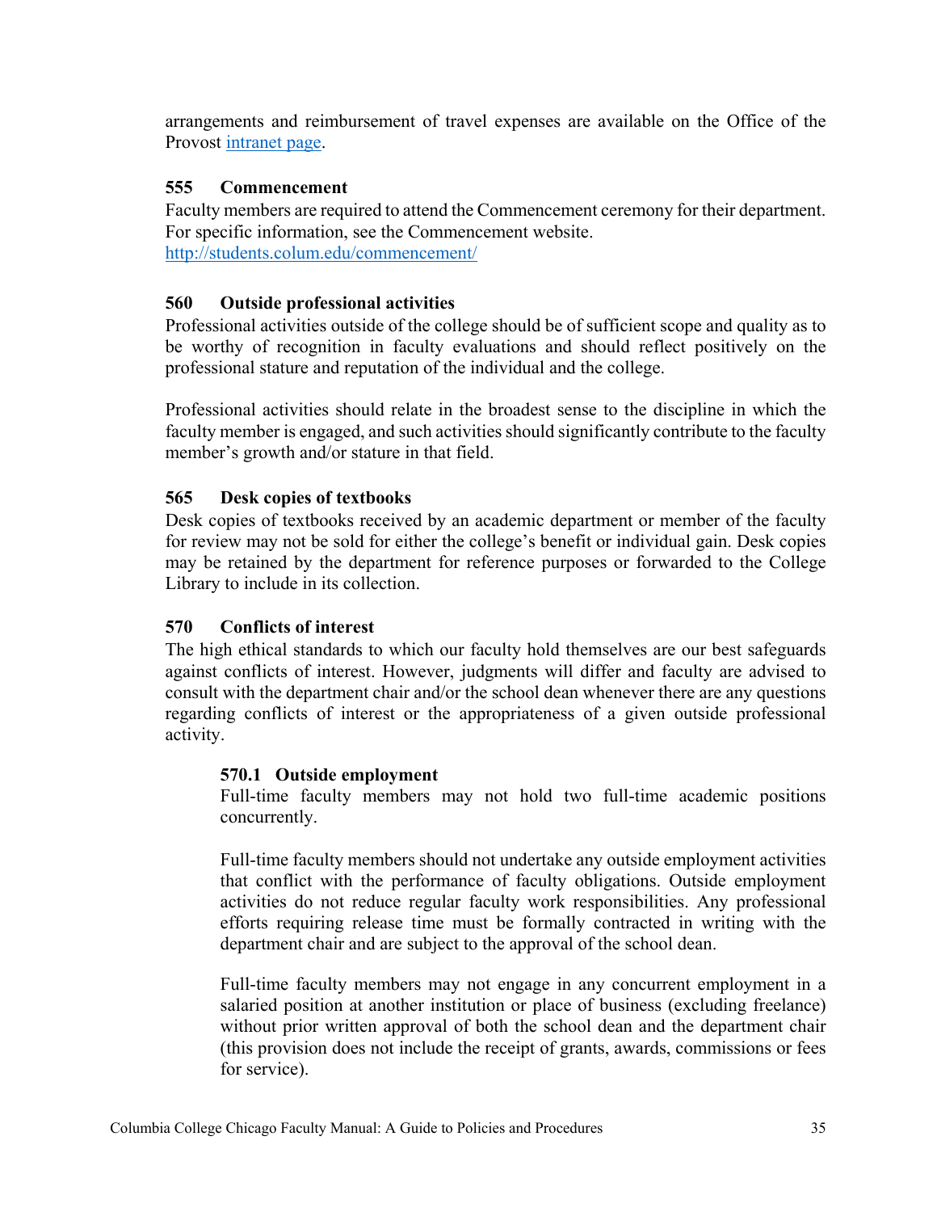arrangements and reimbursement of travel expenses are available on the Office of the Provost [intranet page](#).

### 555 Commencement

Faculty members are required to attend the Commencement ceremony for their department. For specific information, see the Commencement website. http://students.colum.edu/commencement/

### 560 Outside professional activities

Professional activities outside of the college should be of sufficient scope and quality as to be worthy of recognition in faculty evaluations and should reflect positively on the professional stature and reputation of the individual and the college.

Professional activities should relate in the broadest sense to the discipline in which the faculty member is engaged, and such activities should significantly contribute to the faculty member's growth and/or stature in that field.

### 565 Desk copies of textbooks

Desk copies of textbooks received by an academic department or member of the faculty for review may not be sold for either the college's benefit or individual gain. Desk copies may be retained by the department for reference purposes or forwarded to the College Library to include in its collection.

### 570 Conflicts of interest

The high ethical standards to which our faculty hold themselves are our best safeguards against conflicts of interest. However, judgments will differ and faculty are advised to consult with the department chair and/or the school dean whenever there are any questions regarding conflicts of interest or the appropriateness of a given outside professional activity.

#### 570.1 Outside employment

Full-time faculty members may not hold two full-time academic positions concurrently.

Full-time faculty members should not undertake any outside employment activities that conflict with the performance of faculty obligations. Outside employment activities do not reduce regular faculty work responsibilities. Any professional efforts requiring release time must be formally contracted in writing with the department chair and are subject to the approval of the school dean.

Full-time faculty members may not engage in any concurrent employment in a salaried position at another institution or place of business (excluding freelance) without prior written approval of both the school dean and the department chair (this provision does not include the receipt of grants, awards, commissions or fees for service).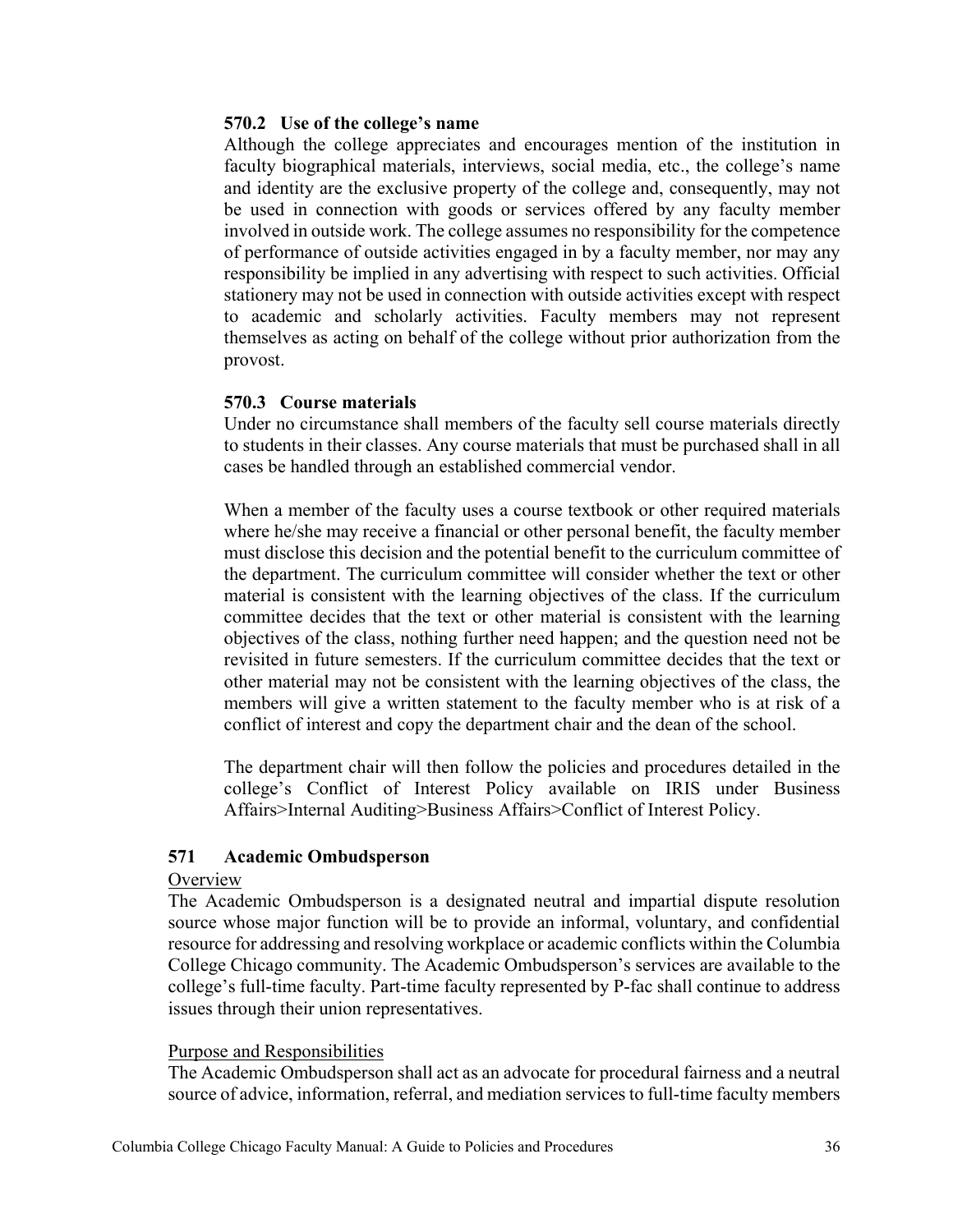### 570.2 Use of the college's name

Although the college appreciates and encourages mention of the institution in faculty biographical materials, interviews, social media, etc., the college's name and identity are the exclusive property of the college and, consequently, may not be used in connection with goods or services offered by any faculty member involved in outside work. The college assumes no responsibility for the competence of performance of outside activities engaged in by a faculty member, nor may any responsibility be implied in any advertising with respect to such activities. Official stationery may not be used in connection with outside activities except with respect to academic and scholarly activities. Faculty members may not represent themselves as acting on behalf of the college without prior authorization from the provost.

### 570.3 Course materials

Under no circumstance shall members of the faculty sell course materials directly to students in their classes. Any course materials that must be purchased shall in all cases be handled through an established commercial vendor.

When a member of the faculty uses a course textbook or other required materials where he/she may receive a financial or other personal benefit, the faculty member must disclose this decision and the potential benefit to the curriculum committee of the department. The curriculum committee will consider whether the text or other material is consistent with the learning objectives of the class. If the curriculum committee decides that the text or other material is consistent with the learning objectives of the class, nothing further need happen; and the question need not be revisited in future semesters. If the curriculum committee decides that the text or other material may not be consistent with the learning objectives of the class, the members will give a written statement to the faculty member who is at risk of a conflict of interest and copy the department chair and the dean of the school.

The department chair will then follow the policies and procedures detailed in the college's Conflict of Interest Policy available on IRIS under Business Affairs>Internal Auditing>Business Affairs>Conflict of Interest Policy.

## 571 Academic Ombudsperson

Overview

The Academic Ombudsperson is a designated neutral and impartial dispute resolution source whose major function will be to provide an informal, voluntary, and confidential resource for addressing and resolving workplace or academic conflicts within the Columbia College Chicago community. The Academic Ombudsperson's services are available to the college's full-time faculty. Part-time faculty represented by P-fac shall continue to address issues through their union representatives.

Purpose and Responsibilities

The Academic Ombudsperson shall act as an advocate for procedural fairness and a neutral source of advice, information, referral, and mediation services to full-time faculty members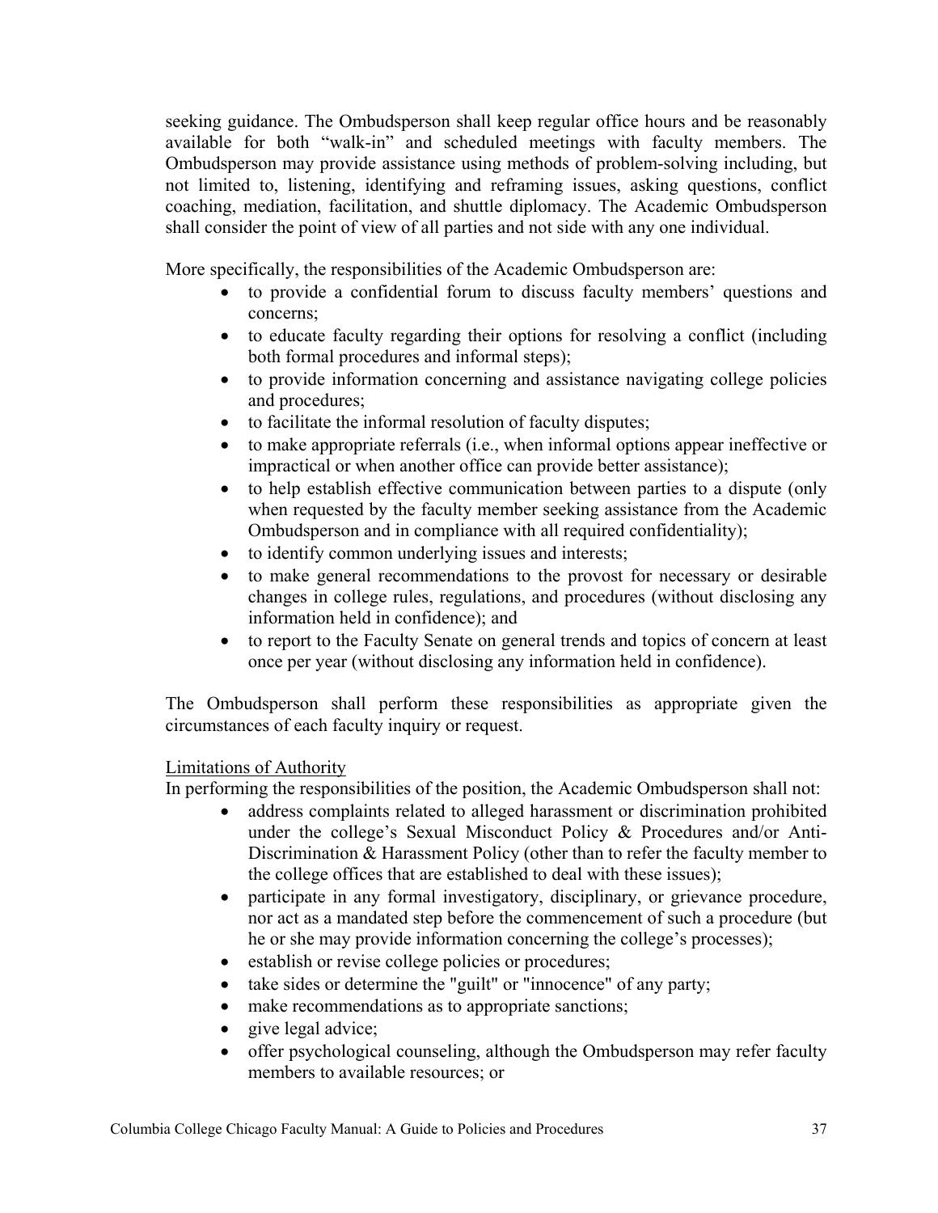seeking guidance. The Ombudsperson shall keep regular office hours and be reasonably available for both "walk-in" and scheduled meetings with faculty members. The Ombudsperson may provide assistance using methods of problem-solving including, but not limited to, listening, identifying and reframing issues, asking questions, conflict coaching, mediation, facilitation, and shuttle diplomacy. The Academic Ombudsperson shall consider the point of view of all parties and not side with any one individual.

More specifically, the responsibilities of the Academic Ombudsperson are:

- to provide a confidential forum to discuss faculty members' questions and concerns;
- to educate faculty regarding their options for resolving a conflict (including both formal procedures and informal steps);
- to provide information concerning and assistance navigating college policies and procedures;
- to facilitate the informal resolution of faculty disputes;
- to make appropriate referrals (i.e., when informal options appear ineffective or impractical or when another office can provide better assistance);
- to help establish effective communication between parties to a dispute (only when requested by the faculty member seeking assistance from the Academic Ombudsperson and in compliance with all required confidentiality);
- to identify common underlying issues and interests;
- to make general recommendations to the provost for necessary or desirable changes in college rules, regulations, and procedures (without disclosing any information held in confidence); and
- to report to the Faculty Senate on general trends and topics of concern at least once per year (without disclosing any information held in confidence).

The Ombudsperson shall perform these responsibilities as appropriate given the circumstances of each faculty inquiry or request.

<u>Limitations of Authority</u>

In performing the responsibilities of the position, the Academic Ombudsperson shall not:

- address complaints related to alleged harassment or discrimination prohibited under the college's Sexual Misconduct Policy & Procedures and/or Anti-Discrimination & Harassment Policy (other than to refer the faculty member to the college offices that are established to deal with these issues);
- participate in any formal investigatory, disciplinary, or grievance procedure, nor act as a mandated step before the commencement of such a procedure (but he or she may provide information concerning the college's processes);
- establish or revise college policies or procedures;
- take sides or determine the "guilt" or "innocence" of any party;
- make recommendations as to appropriate sanctions;
- give legal advice;
- offer psychological counseling, although the Ombudsperson may refer faculty members to available resources; or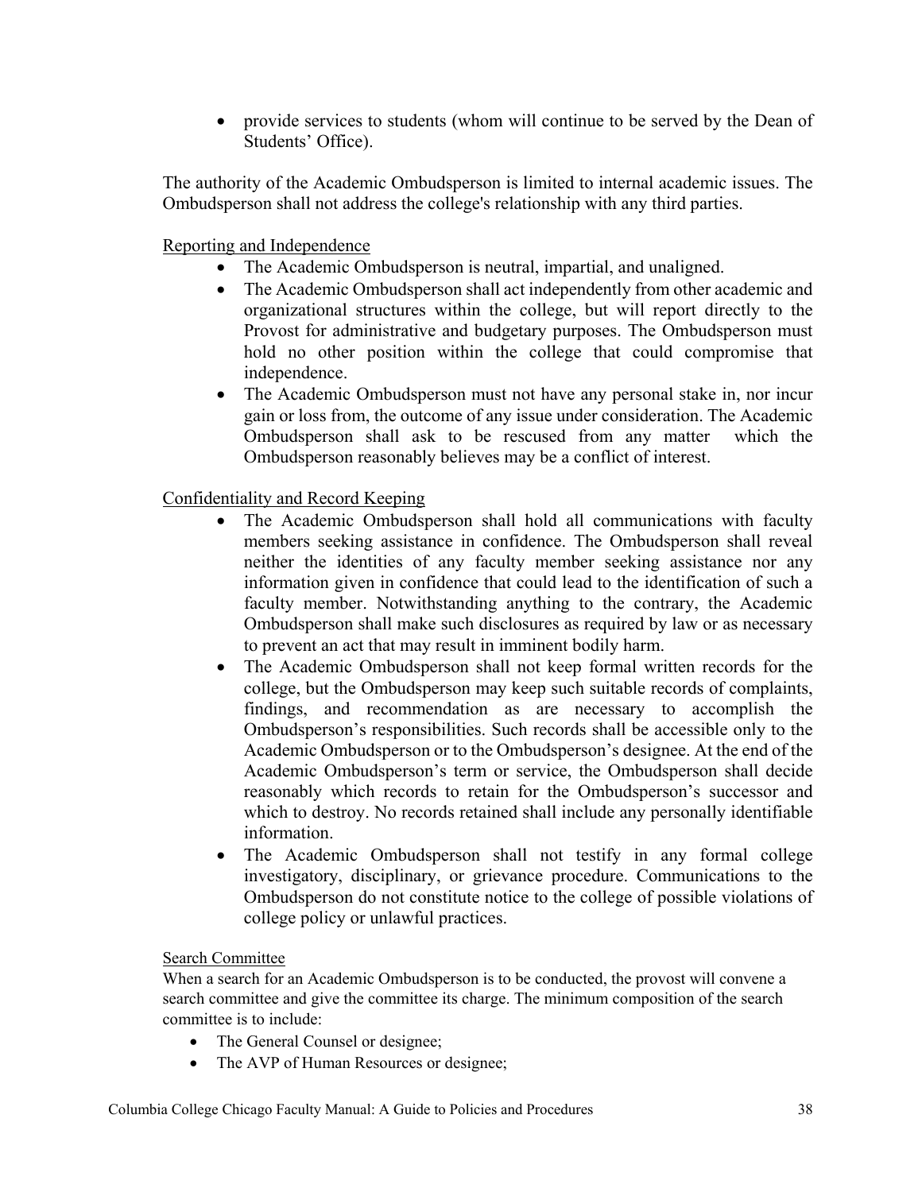- provide services to students (whom will continue to be served by the Dean of Students' Office).

The authority of the Academic Ombudsperson is limited to internal academic issues. The Ombudsperson shall not address the college's relationship with any third parties.

Reporting and Independence

- The Academic Ombudsperson is neutral, impartial, and unaligned.
- The Academic Ombudsperson shall act independently from other academic and organizational structures within the college, but will report directly to the Provost for administrative and budgetary purposes. The Ombudsperson must hold no other position within the college that could compromise that independence.
- The Academic Ombudsperson must not have any personal stake in, nor incur gain or loss from, the outcome of any issue under consideration. The Academic Ombudsperson shall ask to be rescused from any matter which the Ombudsperson reasonably believes may be a conflict of interest.

Confidentiality and Record Keeping

- The Academic Ombudsperson shall hold all communications with faculty members seeking assistance in confidence. The Ombudsperson shall reveal neither the identities of any faculty member seeking assistance nor any information given in confidence that could lead to the identification of such a faculty member. Notwithstanding anything to the contrary, the Academic Ombudsperson shall make such disclosures as required by law or as necessary to prevent an act that may result in imminent bodily harm.
- The Academic Ombudsperson shall not keep formal written records for the college, but the Ombudsperson may keep such suitable records of complaints, findings, and recommendation as are necessary to accomplish the Ombudsperson's responsibilities. Such records shall be accessible only to the Academic Ombudsperson or to the Ombudsperson's designee. At the end of the Academic Ombudsperson's term or service, the Ombudsperson shall decide reasonably which records to retain for the Ombudsperson's successor and which to destroy. No records retained shall include any personally identifiable information.
- The Academic Ombudsperson shall not testify in any formal college investigatory, disciplinary, or grievance procedure. Communications to the Ombudsperson do not constitute notice to the college of possible violations of college policy or unlawful practices.

Search Committee

When a search for an Academic Ombudsperson is to be conducted, the provost will convene a search committee and give the committee its charge. The minimum composition of the search committee is to include:

- The General Counsel or designee;
- The AVP of Human Resources or designee;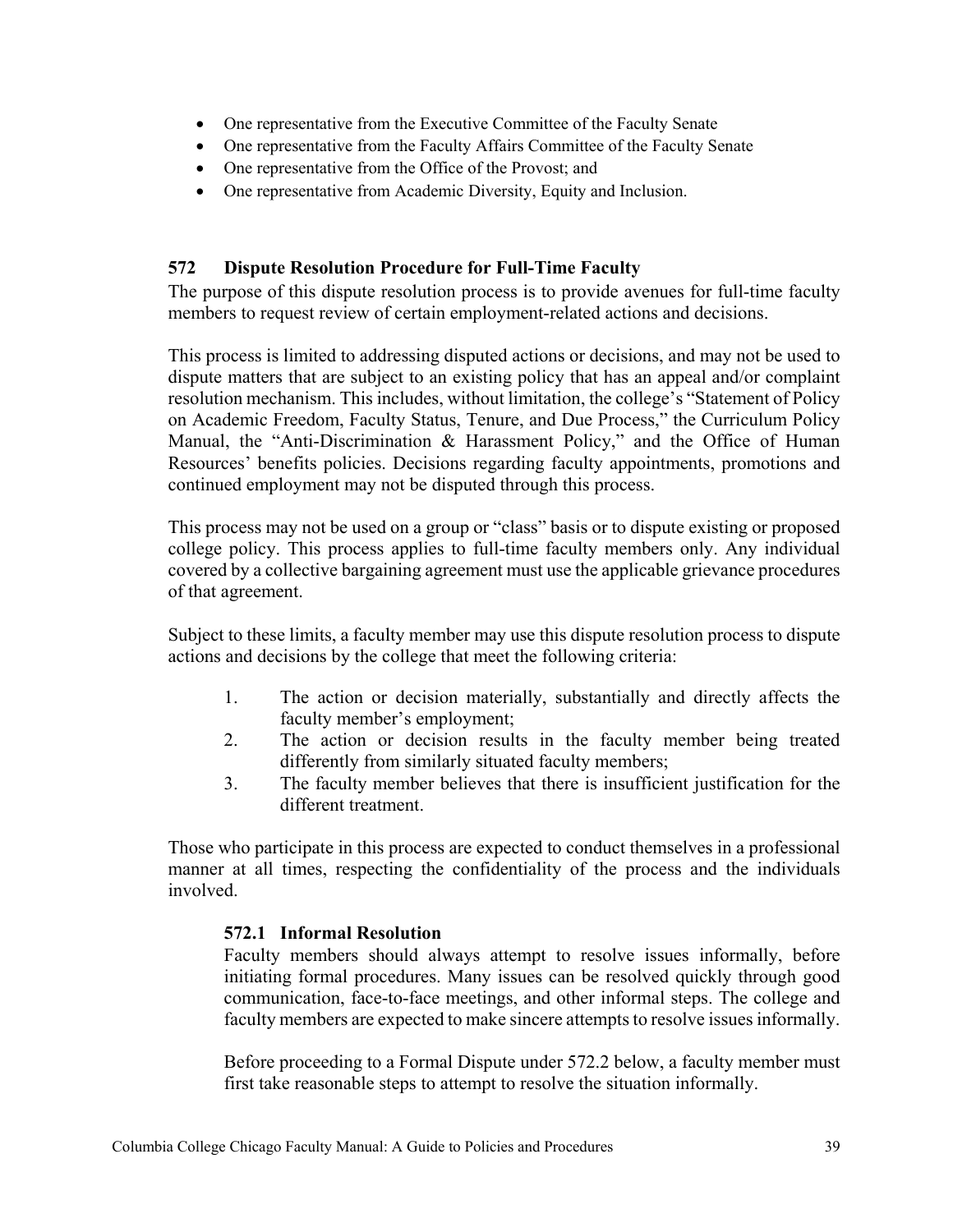- One representative from the Executive Committee of the Faculty Senate
- One representative from the Faculty Affairs Committee of the Faculty Senate
- One representative from the Office of the Provost; and
- One representative from Academic Diversity, Equity and Inclusion.

## 572 Dispute Resolution Procedure for Full-Time Faculty

The purpose of this dispute resolution process is to provide avenues for full-time faculty members to request review of certain employment-related actions and decisions.

This process is limited to addressing disputed actions or decisions, and may not be used to dispute matters that are subject to an existing policy that has an appeal and/or complaint resolution mechanism. This includes, without limitation, the college's "Statement of Policy on Academic Freedom, Faculty Status, Tenure, and Due Process," the Curriculum Policy Manual, the "Anti-Discrimination & Harassment Policy," and the Office of Human Resources' benefits policies. Decisions regarding faculty appointments, promotions and continued employment may not be disputed through this process.

This process may not be used on a group or "class" basis or to dispute existing or proposed college policy. This process applies to full-time faculty members only. Any individual covered by a collective bargaining agreement must use the applicable grievance procedures of that agreement.

Subject to these limits, a faculty member may use this dispute resolution process to dispute actions and decisions by the college that meet the following criteria:

1. The action or decision materially, substantially and directly affects the faculty member's employment;
2. The action or decision results in the faculty member being treated differently from similarly situated faculty members;
3. The faculty member believes that there is insufficient justification for the different treatment.

Those who participate in this process are expected to conduct themselves in a professional manner at all times, respecting the confidentiality of the process and the individuals involved.

### 572.1 Informal Resolution

Faculty members should always attempt to resolve issues informally, before initiating formal procedures. Many issues can be resolved quickly through good communication, face-to-face meetings, and other informal steps. The college and faculty members are expected to make sincere attempts to resolve issues informally.

Before proceeding to a Formal Dispute under 572.2 below, a faculty member must first take reasonable steps to attempt to resolve the situation informally.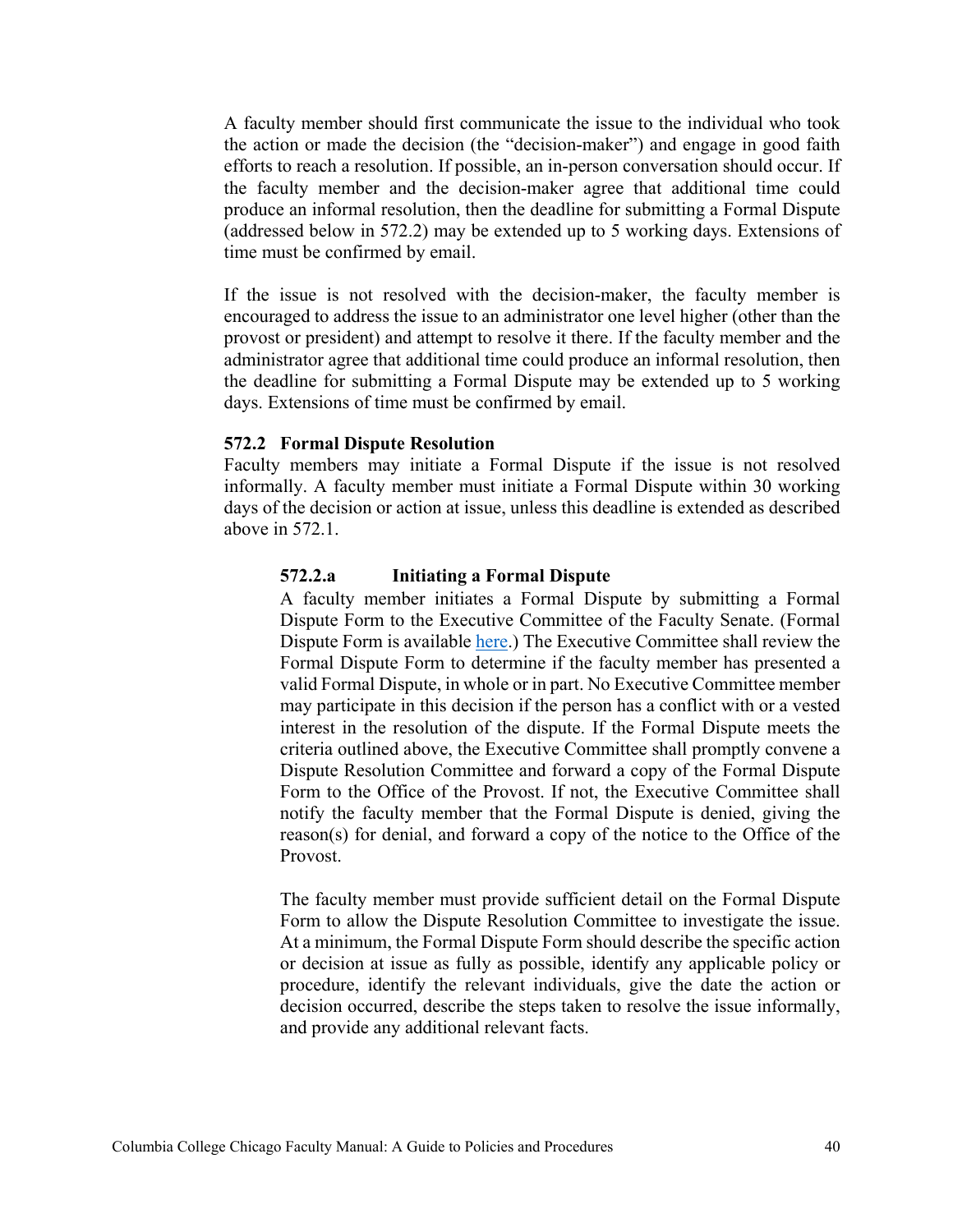A faculty member should first communicate the issue to the individual who took the action or made the decision (the "decision-maker") and engage in good faith efforts to reach a resolution. If possible, an in-person conversation should occur. If the faculty member and the decision-maker agree that additional time could produce an informal resolution, then the deadline for submitting a Formal Dispute (addressed below in 572.2) may be extended up to 5 working days. Extensions of time must be confirmed by email.

If the issue is not resolved with the decision-maker, the faculty member is encouraged to address the issue to an administrator one level higher (other than the provost or president) and attempt to resolve it there. If the faculty member and the administrator agree that additional time could produce an informal resolution, then the deadline for submitting a Formal Dispute may be extended up to 5 working days. Extensions of time must be confirmed by email.

### 572.2 Formal Dispute Resolution

Faculty members may initiate a Formal Dispute if the issue is not resolved informally. A faculty member must initiate a Formal Dispute within 30 working days of the decision or action at issue, unless this deadline is extended as described above in 572.1.

#### 572.2.a Initiating a Formal Dispute

A faculty member initiates a Formal Dispute by submitting a Formal Dispute Form to the Executive Committee of the Faculty Senate. (Formal Dispute Form is available here.) The Executive Committee shall review the Formal Dispute Form to determine if the faculty member has presented a valid Formal Dispute, in whole or in part. No Executive Committee member may participate in this decision if the person has a conflict with or a vested interest in the resolution of the dispute. If the Formal Dispute meets the criteria outlined above, the Executive Committee shall promptly convene a Dispute Resolution Committee and forward a copy of the Formal Dispute Form to the Office of the Provost. If not, the Executive Committee shall notify the faculty member that the Formal Dispute is denied, giving the reason(s) for denial, and forward a copy of the notice to the Office of the Provost.

The faculty member must provide sufficient detail on the Formal Dispute Form to allow the Dispute Resolution Committee to investigate the issue. At a minimum, the Formal Dispute Form should describe the specific action or decision at issue as fully as possible, identify any applicable policy or procedure, identify the relevant individuals, give the date the action or decision occurred, describe the steps taken to resolve the issue informally, and provide any additional relevant facts.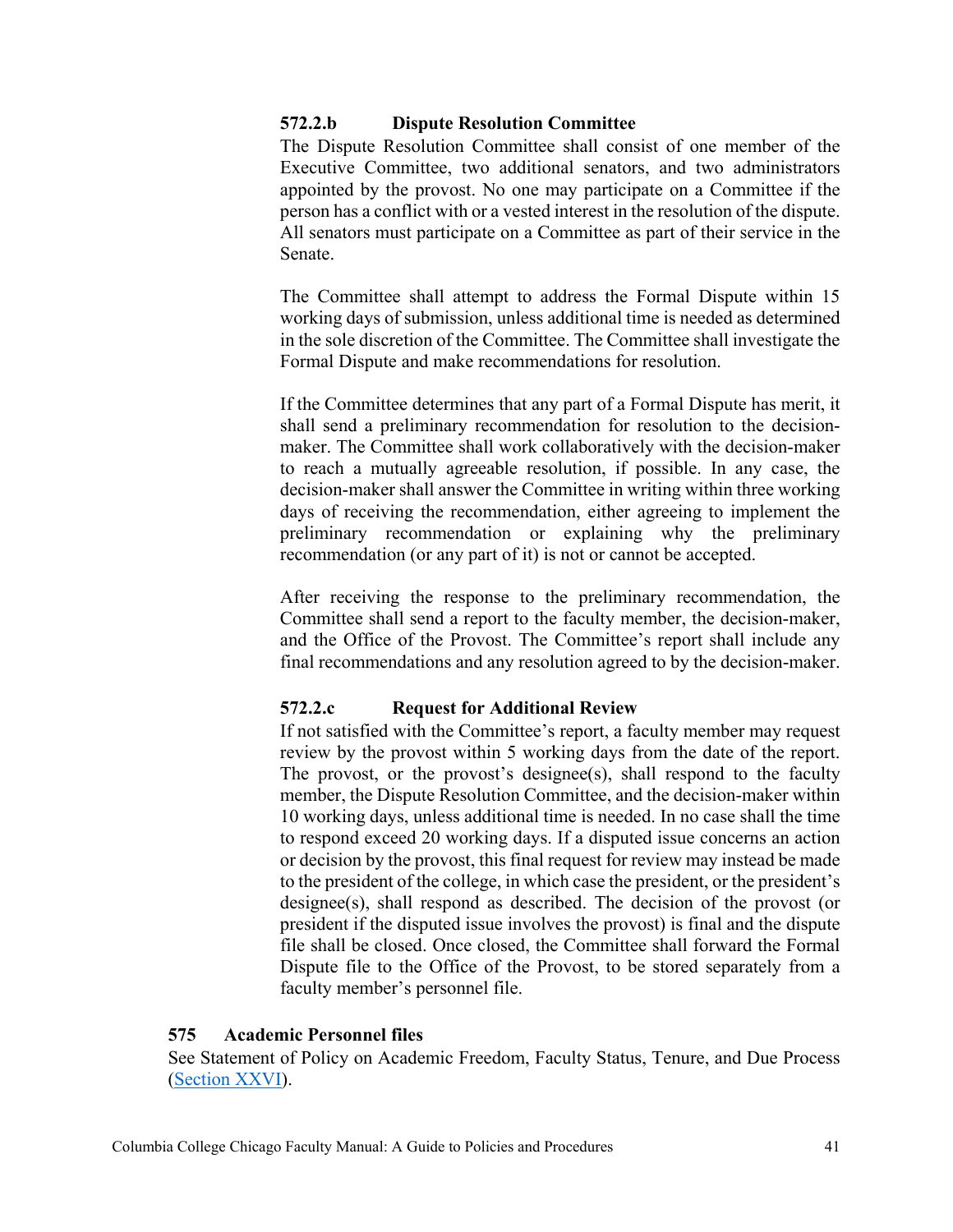#### 572.2.b Dispute Resolution Committee

The Dispute Resolution Committee shall consist of one member of the Executive Committee, two additional senators, and two administrators appointed by the provost. No one may participate on a Committee if the person has a conflict with or a vested interest in the resolution of the dispute. All senators must participate on a Committee as part of their service in the Senate.

The Committee shall attempt to address the Formal Dispute within 15 working days of submission, unless additional time is needed as determined in the sole discretion of the Committee. The Committee shall investigate the Formal Dispute and make recommendations for resolution.

If the Committee determines that any part of a Formal Dispute has merit, it shall send a preliminary recommendation for resolution to the decision-maker. The Committee shall work collaboratively with the decision-maker to reach a mutually agreeable resolution, if possible. In any case, the decision-maker shall answer the Committee in writing within three working days of receiving the recommendation, either agreeing to implement the preliminary recommendation or explaining why the preliminary recommendation (or any part of it) is not or cannot be accepted.

After receiving the response to the preliminary recommendation, the Committee shall send a report to the faculty member, the decision-maker, and the Office of the Provost. The Committee's report shall include any final recommendations and any resolution agreed to by the decision-maker.

#### 572.2.c Request for Additional Review

If not satisfied with the Committee's report, a faculty member may request review by the provost within 5 working days from the date of the report. The provost, or the provost's designee(s), shall respond to the faculty member, the Dispute Resolution Committee, and the decision-maker within 10 working days, unless additional time is needed. In no case shall the time to respond exceed 20 working days. If a disputed issue concerns an action or decision by the provost, this final request for review may instead be made to the president of the college, in which case the president, or the president's designee(s), shall respond as described. The decision of the provost (or president if the disputed issue involves the provost) is final and the dispute file shall be closed. Once closed, the Committee shall forward the Formal Dispute file to the Office of the Provost, to be stored separately from a faculty member's personnel file.

### 575 Academic Personnel files

See Statement of Policy on Academic Freedom, Faculty Status, Tenure, and Due Process (Section XXVI).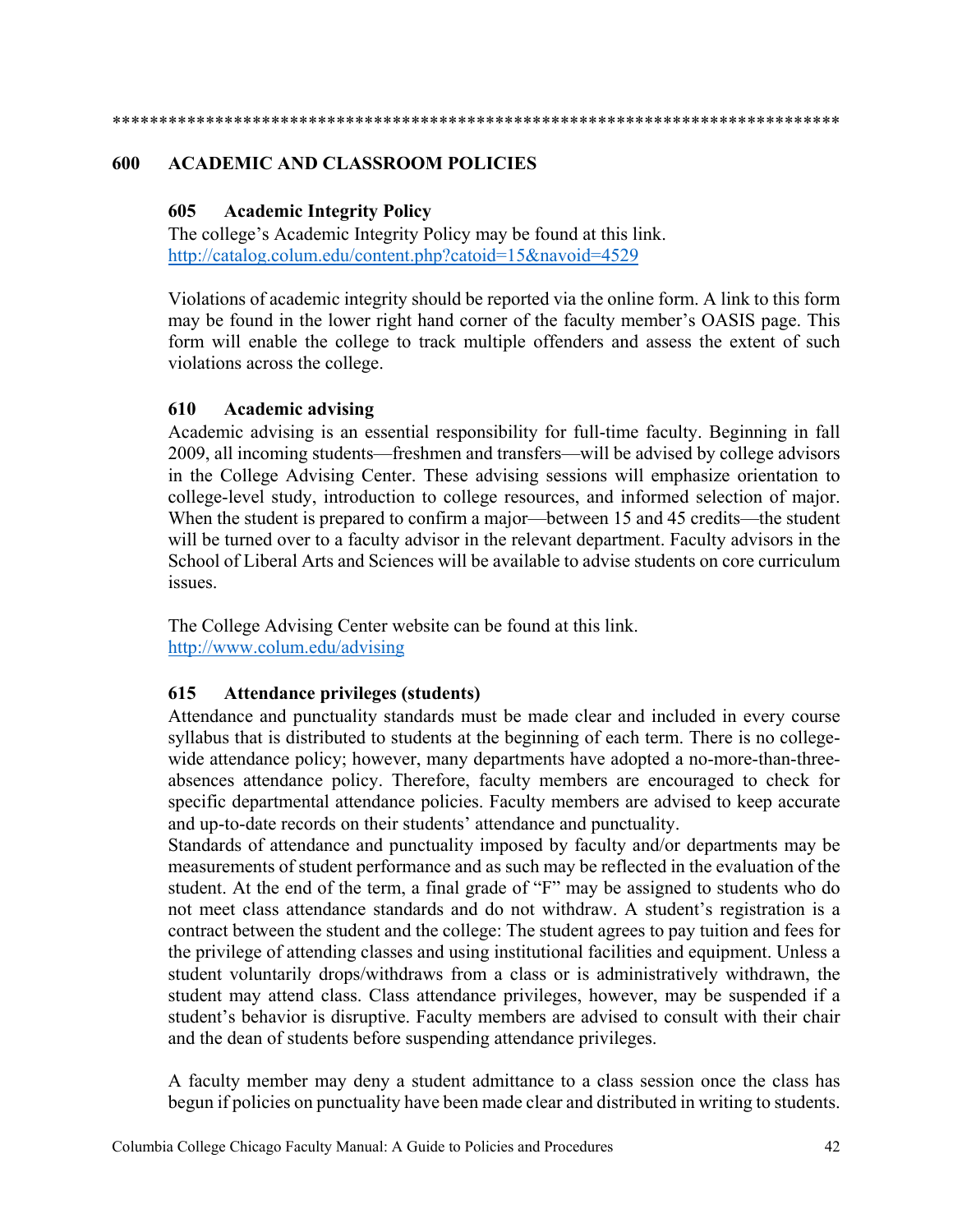*******************************************************************************

# 600 ACADEMIC AND CLASSROOM POLICIES

## 605 Academic Integrity Policy

The college's Academic Integrity Policy may be found at this link.
http://catalog.colum.edu/content.php?catoid=15&navoid=4529

Violations of academic integrity should be reported via the online form. A link to this form may be found in the lower right hand corner of the faculty member's OASIS page. This form will enable the college to track multiple offenders and assess the extent of such violations across the college.

## 610 Academic advising

Academic advising is an essential responsibility for full-time faculty. Beginning in fall 2009, all incoming students—freshmen and transfers—will be advised by college advisors in the College Advising Center. These advising sessions will emphasize orientation to college-level study, introduction to college resources, and informed selection of major. When the student is prepared to confirm a major—between 15 and 45 credits—the student will be turned over to a faculty advisor in the relevant department. Faculty advisors in the School of Liberal Arts and Sciences will be available to advise students on core curriculum issues.

The College Advising Center website can be found at this link.
http://www.colum.edu/advising

## 615 Attendance privileges (students)

Attendance and punctuality standards must be made clear and included in every course syllabus that is distributed to students at the beginning of each term. There is no college-wide attendance policy; however, many departments have adopted a no-more-than-three-absences attendance policy. Therefore, faculty members are encouraged to check for specific departmental attendance policies. Faculty members are advised to keep accurate and up-to-date records on their students' attendance and punctuality.
Standards of attendance and punctuality imposed by faculty and/or departments may be measurements of student performance and as such may be reflected in the evaluation of the student. At the end of the term, a final grade of "F" may be assigned to students who do not meet class attendance standards and do not withdraw. A student's registration is a contract between the student and the college: The student agrees to pay tuition and fees for the privilege of attending classes and using institutional facilities and equipment. Unless a student voluntarily drops/withdraws from a class or is administratively withdrawn, the student may attend class. Class attendance privileges, however, may be suspended if a student's behavior is disruptive. Faculty members are advised to consult with their chair and the dean of students before suspending attendance privileges.

A faculty member may deny a student admittance to a class session once the class has begun if policies on punctuality have been made clear and distributed in writing to students.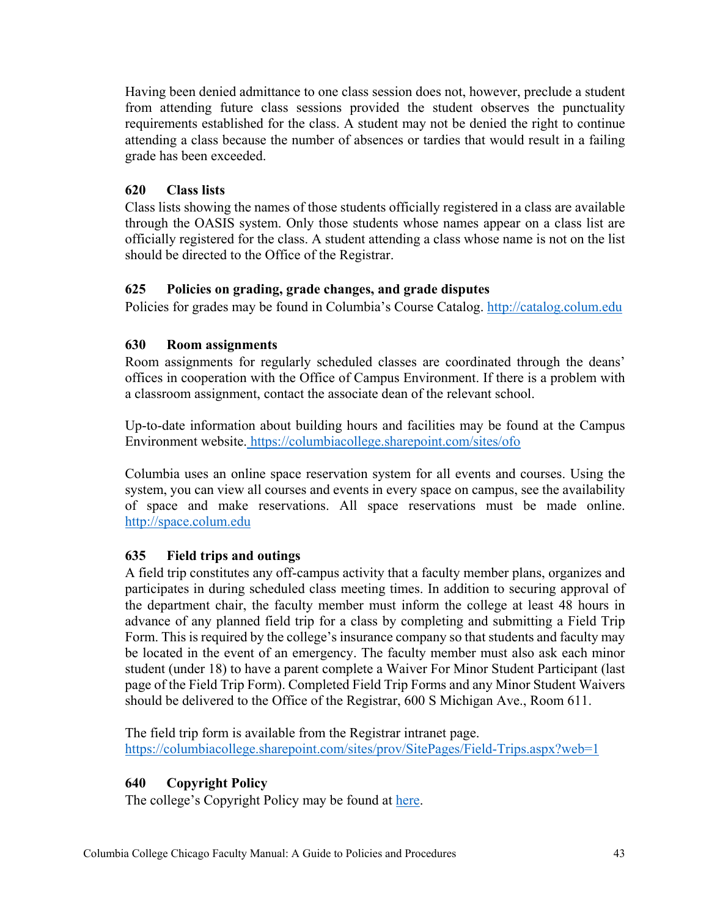Having been denied admittance to one class session does not, however, preclude a student from attending future class sessions provided the student observes the punctuality requirements established for the class. A student may not be denied the right to continue attending a class because the number of absences or tardies that would result in a failing grade has been exceeded.

### 620 Class lists

Class lists showing the names of those students officially registered in a class are available through the OASIS system. Only those students whose names appear on a class list are officially registered for the class. A student attending a class whose name is not on the list should be directed to the Office of the Registrar.

### 625 Policies on grading, grade changes, and grade disputes

Policies for grades may be found in Columbia's Course Catalog. [http://catalog.colum.edu](http://catalog.colum.edu)

### 630 Room assignments

Room assignments for regularly scheduled classes are coordinated through the deans' offices in cooperation with the Office of Campus Environment. If there is a problem with a classroom assignment, contact the associate dean of the relevant school.

Up-to-date information about building hours and facilities may be found at the Campus Environment website. [https://columbiacollege.sharepoint.com/sites/ofo](https://columbiacollege.sharepoint.com/sites/ofo)

Columbia uses an online space reservation system for all events and courses. Using the system, you can view all courses and events in every space on campus, see the availability of space and make reservations. All space reservations must be made online. [http://space.colum.edu](http://space.colum.edu)

### 635 Field trips and outings

A field trip constitutes any off-campus activity that a faculty member plans, organizes and participates in during scheduled class meeting times. In addition to securing approval of the department chair, the faculty member must inform the college at least 48 hours in advance of any planned field trip for a class by completing and submitting a Field Trip Form. This is required by the college's insurance company so that students and faculty may be located in the event of an emergency. The faculty member must also ask each minor student (under 18) to have a parent complete a Waiver For Minor Student Participant (last page of the Field Trip Form). Completed Field Trip Forms and any Minor Student Waivers should be delivered to the Office of the Registrar, 600 S Michigan Ave., Room 611.

The field trip form is available from the Registrar intranet page.
[https://columbiacollege.sharepoint.com/sites/prov/SitePages/Field-Trips.aspx?web=1](https://columbiacollege.sharepoint.com/sites/prov/SitePages/Field-Trips.aspx?web=1)

### 640 Copyright Policy

The college's Copyright Policy may be found at here.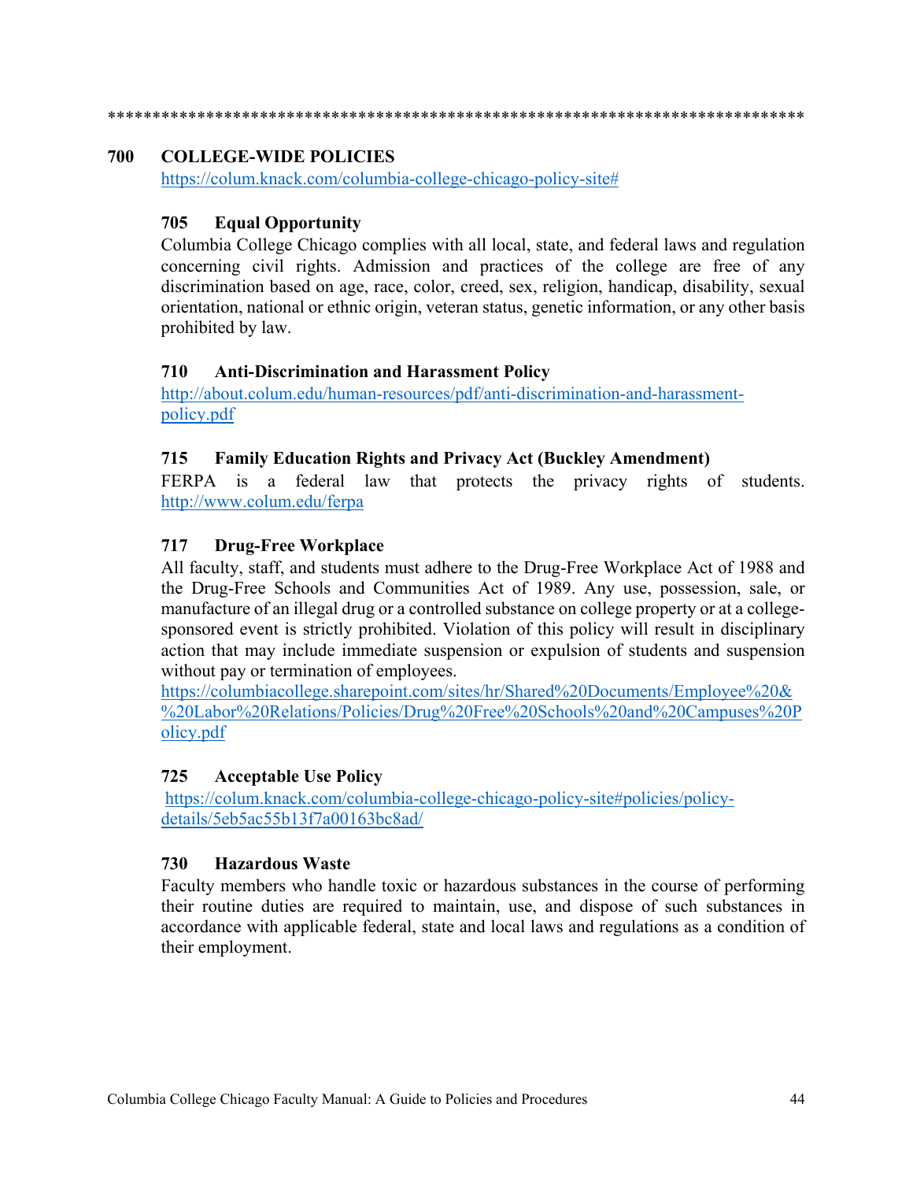\*\*\*\*\*\*\*\*\*\*\*\*\*\*\*\*\*\*\*\*\*\*\*\*\*\*\*\*\*\*\*\*\*\*\*\*\*\*\*\*\*\*\*\*\*\*\*\*\*\*\*\*\*\*\*\*\*\*\*\*\*\*\*\*\*\*\*\*\*\*\*\*\*\*\*\*\*\*

## 700 COLLEGE-WIDE POLICIES

https://colum.knack.com/columbia-college-chicago-policy-site#

### 705 Equal Opportunity

Columbia College Chicago complies with all local, state, and federal laws and regulation concerning civil rights. Admission and practices of the college are free of any discrimination based on age, race, color, creed, sex, religion, handicap, disability, sexual orientation, national or ethnic origin, veteran status, genetic information, or any other basis prohibited by law.

### 710 Anti-Discrimination and Harassment Policy

http://about.colum.edu/human-resources/pdf/anti-discrimination-and-harassment-policy.pdf

### 715 Family Education Rights and Privacy Act (Buckley Amendment)

FERPA is a federal law that protects the privacy rights of students. http://www.colum.edu/ferpa

### 717 Drug-Free Workplace

All faculty, staff, and students must adhere to the Drug-Free Workplace Act of 1988 and the Drug-Free Schools and Communities Act of 1989. Any use, possession, sale, or manufacture of an illegal drug or a controlled substance on college property or at a college-sponsored event is strictly prohibited. Violation of this policy will result in disciplinary action that may include immediate suspension or expulsion of students and suspension without pay or termination of employees.
https://columbiacollege.sharepoint.com/sites/hr/Shared%20Documents/Employee%20&%20Labor%20Relations/Policies/Drug%20Free%20Schools%20and%20Campuses%20Policy.pdf

### 725 Acceptable Use Policy

https://colum.knack.com/columbia-college-chicago-policy-site#policies/policy-details/5eb5ac55b13f7a00163bc8ad/

### 730 Hazardous Waste

Faculty members who handle toxic or hazardous substances in the course of performing their routine duties are required to maintain, use, and dispose of such substances in accordance with applicable federal, state and local laws and regulations as a condition of their employment.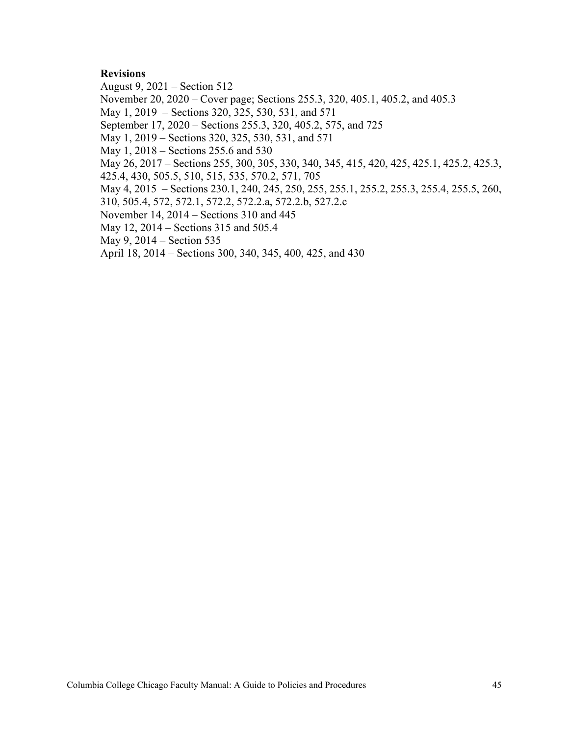**Revisions**

August 9, 2021 – Section 512
November 20, 2020 – Cover page; Sections 255.3, 320, 405.1, 405.2, and 405.3
May 1, 2019 – Sections 320, 325, 530, 531, and 571
September 17, 2020 – Sections 255.3, 320, 405.2, 575, and 725
May 1, 2019 – Sections 320, 325, 530, 531, and 571
May 1, 2018 – Sections 255.6 and 530
May 26, 2017 – Sections 255, 300, 305, 330, 340, 345, 415, 420, 425, 425.1, 425.2, 425.3, 425.4, 430, 505.5, 510, 515, 535, 570.2, 571, 705
May 4, 2015 – Sections 230.1, 240, 245, 250, 255, 255.1, 255.2, 255.3, 255.4, 255.5, 260, 310, 505.4, 572, 572.1, 572.2, 572.2.a, 572.2.b, 527.2.c
November 14, 2014 – Sections 310 and 445
May 12, 2014 – Sections 315 and 505.4
May 9, 2014 – Section 535
April 18, 2014 – Sections 300, 340, 345, 400, 425, and 430